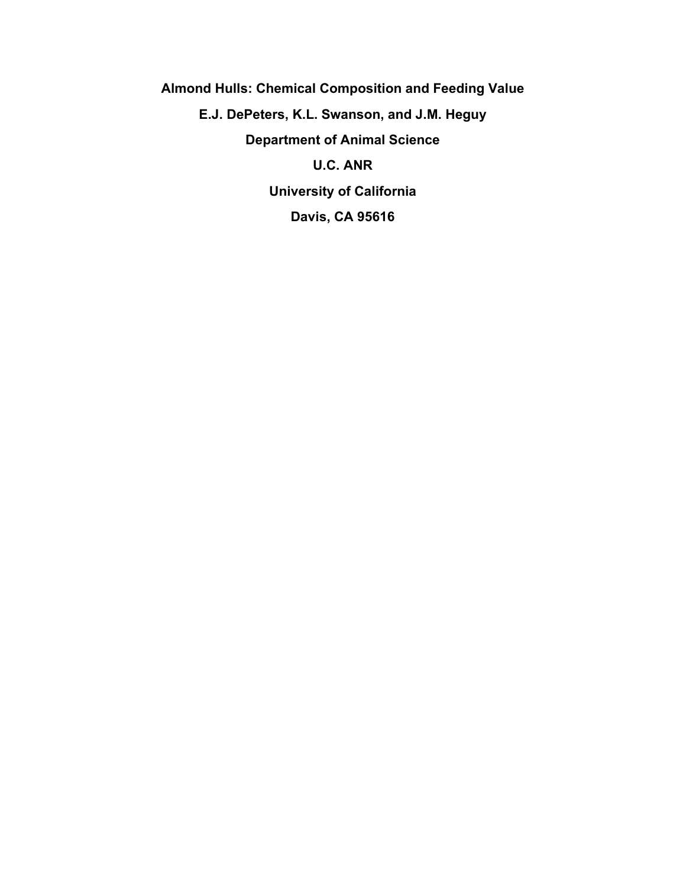# Almond Hulls: Chemical Composition and Feeding Value

**E.J. DePeters, K.L. Swanson, and J.M. Heguy**

**Department of Animal Science**

**U.C. ANR**

**University of California**

**Davis, CA 95616**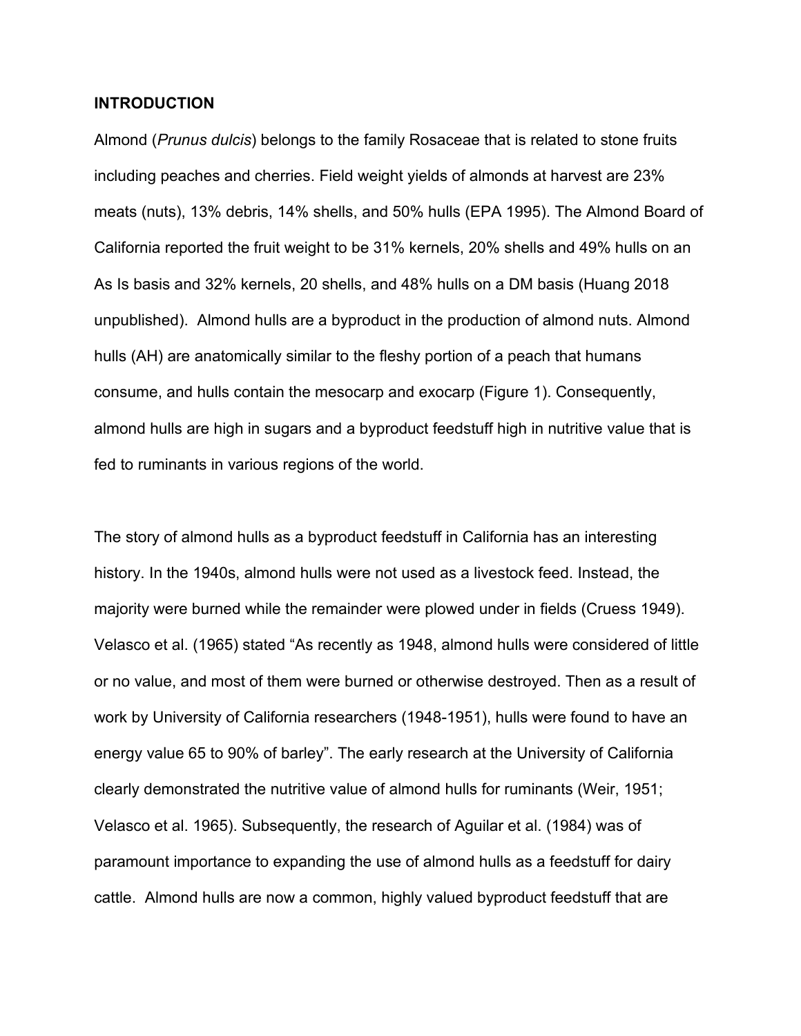**INTRODUCTION**

Almond (*Prunus dulcis*) belongs to the family Rosaceae that is related to stone fruits including peaches and cherries. Field weight yields of almonds at harvest are 23% meats (nuts), 13% debris, 14% shells, and 50% hulls (EPA 1995). The Almond Board of California reported the fruit weight to be 31% kernels, 20% shells and 49% hulls on an As Is basis and 32% kernels, 20 shells, and 48% hulls on a DM basis (Huang 2018 unpublished). Almond hulls are a byproduct in the production of almond nuts. Almond hulls (AH) are anatomically similar to the fleshy portion of a peach that humans consume, and hulls contain the mesocarp and exocarp (Figure 1). Consequently, almond hulls are high in sugars and a byproduct feedstuff high in nutritive value that is fed to ruminants in various regions of the world.

The story of almond hulls as a byproduct feedstuff in California has an interesting history. In the 1940s, almond hulls were not used as a livestock feed. Instead, the majority were burned while the remainder were plowed under in fields (Cruess 1949). Velasco et al. (1965) stated "As recently as 1948, almond hulls were considered of little or no value, and most of them were burned or otherwise destroyed. Then as a result of work by University of California researchers (1948-1951), hulls were found to have an energy value 65 to 90% of barley". The early research at the University of California clearly demonstrated the nutritive value of almond hulls for ruminants (Weir, 1951; Velasco et al. 1965). Subsequently, the research of Aguilar et al. (1984) was of paramount importance to expanding the use of almond hulls as a feedstuff for dairy cattle. Almond hulls are now a common, highly valued byproduct feedstuff that are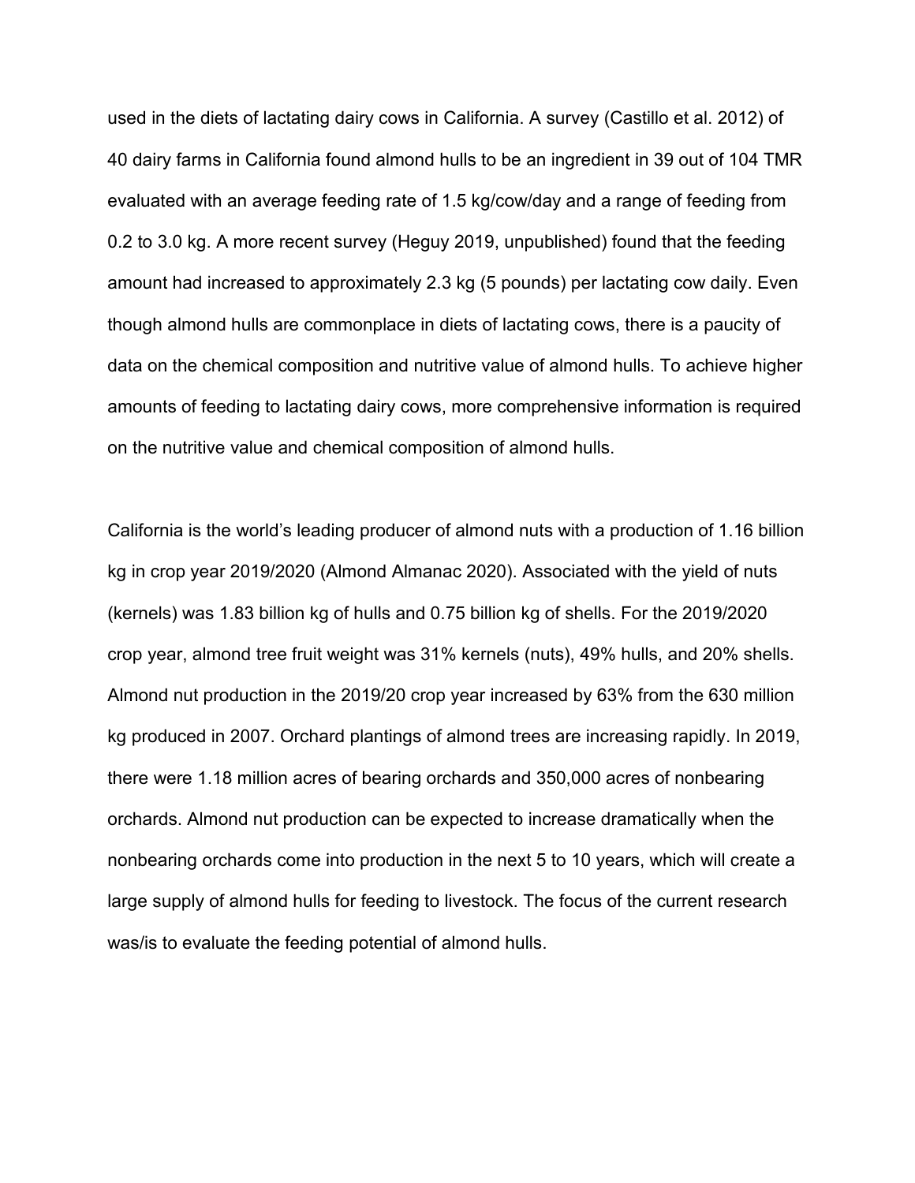used in the diets of lactating dairy cows in California. A survey (Castillo et al. 2012) of 40 dairy farms in California found almond hulls to be an ingredient in 39 out of 104 TMR evaluated with an average feeding rate of 1.5 kg/cow/day and a range of feeding from 0.2 to 3.0 kg. A more recent survey (Heguy 2019, unpublished) found that the feeding amount had increased to approximately 2.3 kg (5 pounds) per lactating cow daily. Even though almond hulls are commonplace in diets of lactating cows, there is a paucity of data on the chemical composition and nutritive value of almond hulls. To achieve higher amounts of feeding to lactating dairy cows, more comprehensive information is required on the nutritive value and chemical composition of almond hulls.

California is the world's leading producer of almond nuts with a production of 1.16 billion kg in crop year 2019/2020 (Almond Almanac 2020). Associated with the yield of nuts (kernels) was 1.83 billion kg of hulls and 0.75 billion kg of shells. For the 2019/2020 crop year, almond tree fruit weight was 31% kernels (nuts), 49% hulls, and 20% shells. Almond nut production in the 2019/20 crop year increased by 63% from the 630 million kg produced in 2007. Orchard plantings of almond trees are increasing rapidly. In 2019, there were 1.18 million acres of bearing orchards and 350,000 acres of nonbearing orchards. Almond nut production can be expected to increase dramatically when the nonbearing orchards come into production in the next 5 to 10 years, which will create a large supply of almond hulls for feeding to livestock. The focus of the current research was/is to evaluate the feeding potential of almond hulls.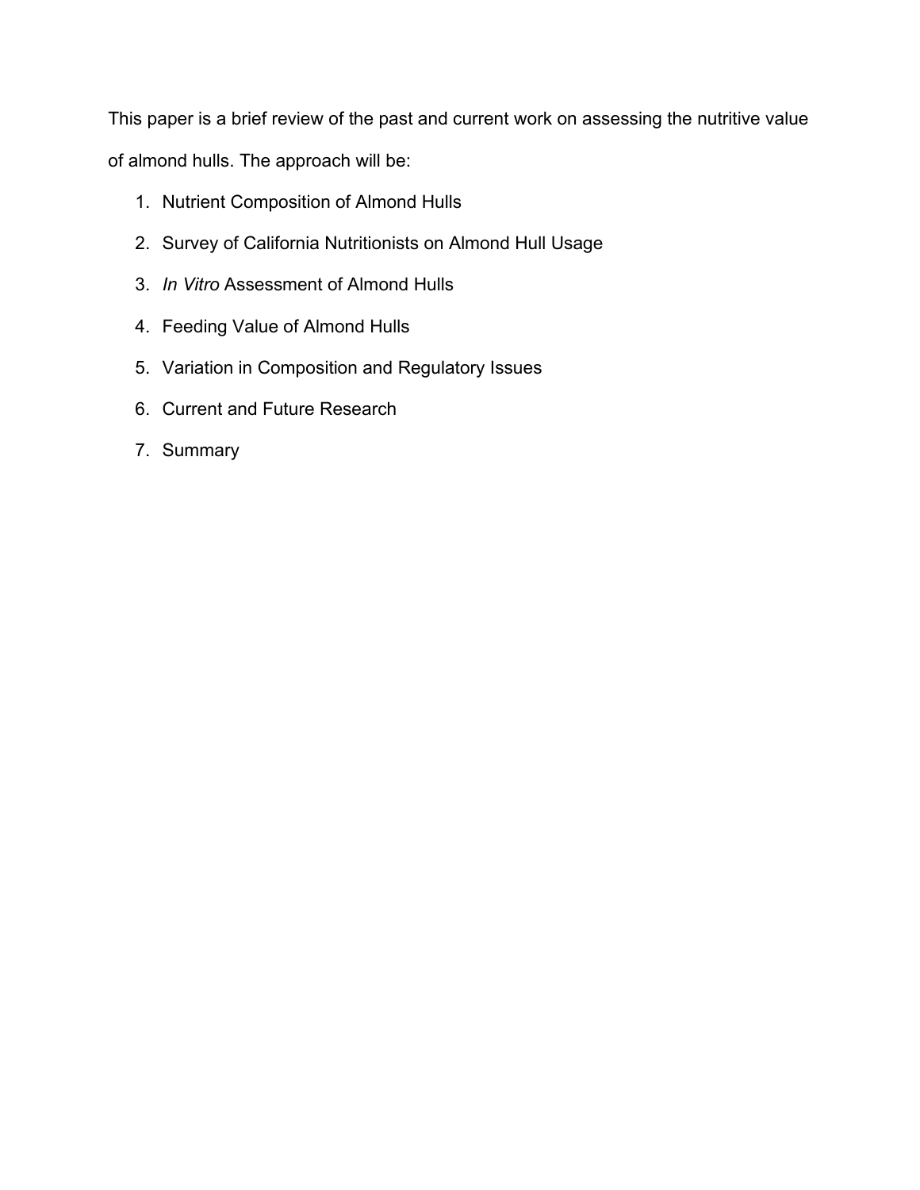This paper is a brief review of the past and current work on assessing the nutritive value of almond hulls. The approach will be:

1. Nutrient Composition of Almond Hulls
2. Survey of California Nutritionists on Almond Hull Usage
3. *In Vitro* Assessment of Almond Hulls
4. Feeding Value of Almond Hulls
5. Variation in Composition and Regulatory Issues
6. Current and Future Research
7. Summary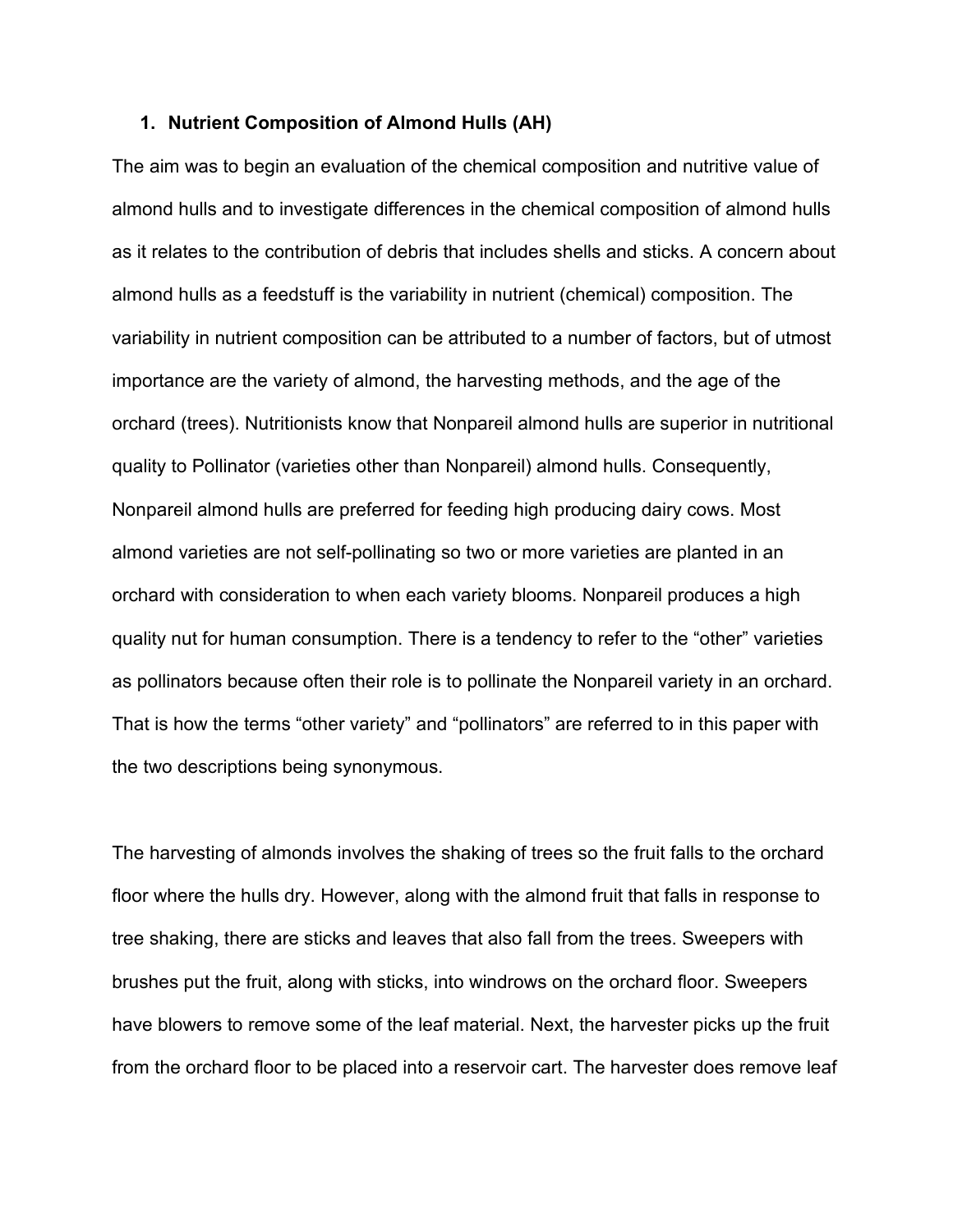## 1. Nutrient Composition of Almond Hulls (AH)

The aim was to begin an evaluation of the chemical composition and nutritive value of almond hulls and to investigate differences in the chemical composition of almond hulls as it relates to the contribution of debris that includes shells and sticks. A concern about almond hulls as a feedstuff is the variability in nutrient (chemical) composition. The variability in nutrient composition can be attributed to a number of factors, but of utmost importance are the variety of almond, the harvesting methods, and the age of the orchard (trees). Nutritionists know that Nonpareil almond hulls are superior in nutritional quality to Pollinator (varieties other than Nonpareil) almond hulls. Consequently, Nonpareil almond hulls are preferred for feeding high producing dairy cows. Most almond varieties are not self-pollinating so two or more varieties are planted in an orchard with consideration to when each variety blooms. Nonpareil produces a high quality nut for human consumption. There is a tendency to refer to the "other" varieties as pollinators because often their role is to pollinate the Nonpareil variety in an orchard. That is how the terms "other variety" and "pollinators" are referred to in this paper with the two descriptions being synonymous.

The harvesting of almonds involves the shaking of trees so the fruit falls to the orchard floor where the hulls dry. However, along with the almond fruit that falls in response to tree shaking, there are sticks and leaves that also fall from the trees. Sweepers with brushes put the fruit, along with sticks, into windrows on the orchard floor. Sweepers have blowers to remove some of the leaf material. Next, the harvester picks up the fruit from the orchard floor to be placed into a reservoir cart. The harvester does remove leaf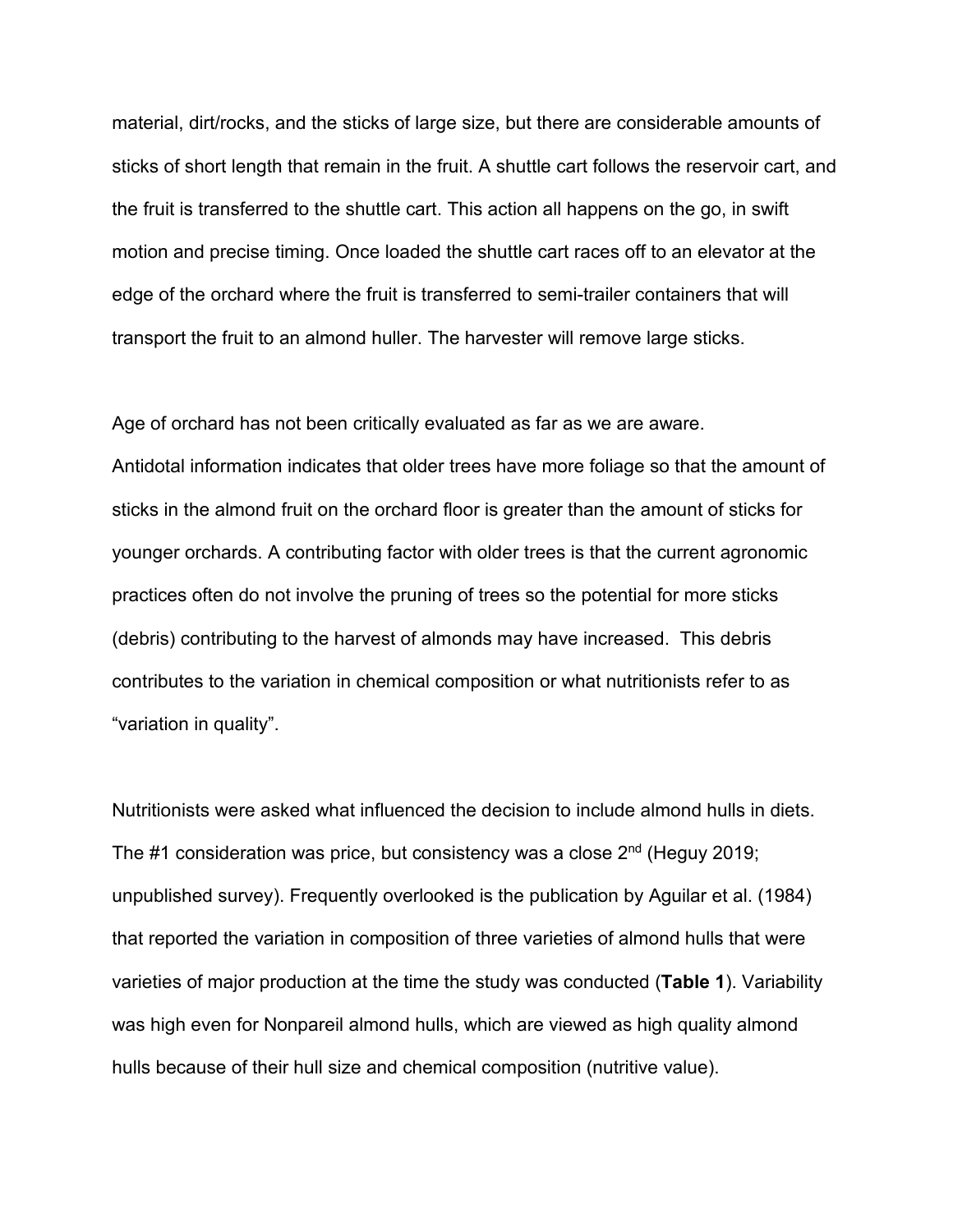material, dirt/rocks, and the sticks of large size, but there are considerable amounts of sticks of short length that remain in the fruit. A shuttle cart follows the reservoir cart, and the fruit is transferred to the shuttle cart. This action all happens on the go, in swift motion and precise timing. Once loaded the shuttle cart races off to an elevator at the edge of the orchard where the fruit is transferred to semi-trailer containers that will transport the fruit to an almond huller. The harvester will remove large sticks.

Age of orchard has not been critically evaluated as far as we are aware. Antidotal information indicates that older trees have more foliage so that the amount of sticks in the almond fruit on the orchard floor is greater than the amount of sticks for younger orchards. A contributing factor with older trees is that the current agronomic practices often do not involve the pruning of trees so the potential for more sticks (debris) contributing to the harvest of almonds may have increased. This debris contributes to the variation in chemical composition or what nutritionists refer to as "variation in quality".

Nutritionists were asked what influenced the decision to include almond hulls in diets. The #1 consideration was price, but consistency was a close 2nd (Heguy 2019; unpublished survey). Frequently overlooked is the publication by Aguilar et al. (1984) that reported the variation in composition of three varieties of almond hulls that were varieties of major production at the time the study was conducted (**Table 1**). Variability was high even for Nonpareil almond hulls, which are viewed as high quality almond hulls because of their hull size and chemical composition (nutritive value).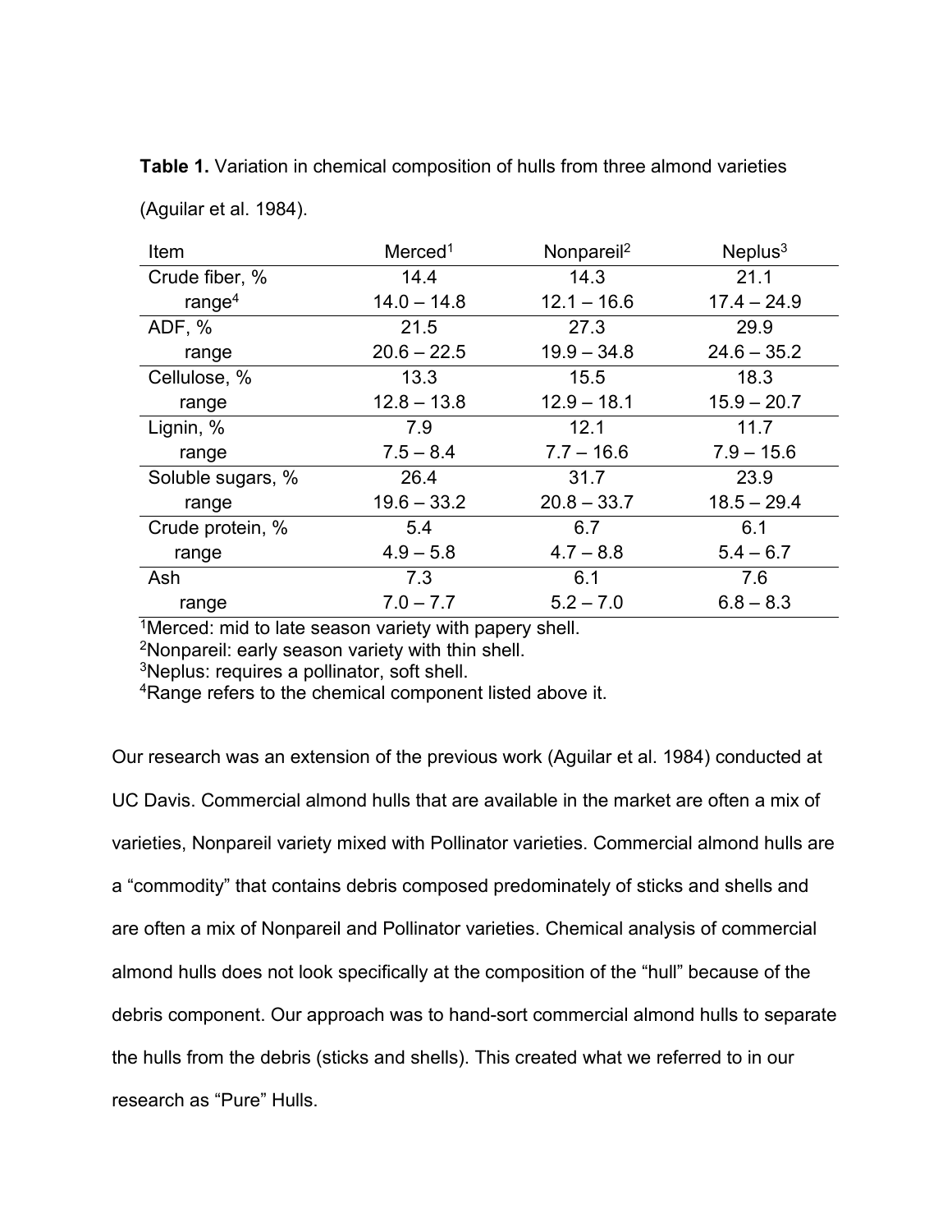**Table 1.** Variation in chemical composition of hulls from three almond varieties (Aguilar et al. 1984).

| Item | Merced[1] | Nonpareil[2] | Neplus[3] |
|---|---|---|---|
| Crude fiber, % | 14.4 | 14.3 | 21.1 |
| range[4] | 14.0 – 14.8 | 12.1 – 16.6 | 17.4 – 24.9 |
| ADF, % | 21.5 | 27.3 | 29.9 |
| range | 20.6 – 22.5 | 19.9 – 34.8 | 24.6 – 35.2 |
| Cellulose, % | 13.3 | 15.5 | 18.3 |
| range | 12.8 – 13.8 | 12.9 – 18.1 | 15.9 – 20.7 |
| Lignin, % | 7.9 | 12.1 | 11.7 |
| range | 7.5 – 8.4 | 7.7 – 16.6 | 7.9 – 15.6 |
| Soluble sugars, % | 26.4 | 31.7 | 23.9 |
| range | 19.6 – 33.2 | 20.8 – 33.7 | 18.5 – 29.4 |
| Crude protein, % | 5.4 | 6.7 | 6.1 |
| range | 4.9 – 5.8 | 4.7 – 8.8 | 5.4 – 6.7 |
| Ash | 7.3 | 6.1 | 7.6 |
| range | 7.0 – 7.7 | 5.2 – 7.0 | 6.8 – 8.3 |

[1]Merced: mid to late season variety with papery shell.
[2]Nonpareil: early season variety with thin shell.
[3]Neplus: requires a pollinator, soft shell.
[4]Range refers to the chemical component listed above it.

Our research was an extension of the previous work (Aguilar et al. 1984) conducted at UC Davis. Commercial almond hulls that are available in the market are often a mix of varieties, Nonpareil variety mixed with Pollinator varieties. Commercial almond hulls are a "commodity" that contains debris composed predominately of sticks and shells and are often a mix of Nonpareil and Pollinator varieties. Chemical analysis of commercial almond hulls does not look specifically at the composition of the "hull" because of the debris component. Our approach was to hand-sort commercial almond hulls to separate the hulls from the debris (sticks and shells). This created what we referred to in our research as "Pure" Hulls.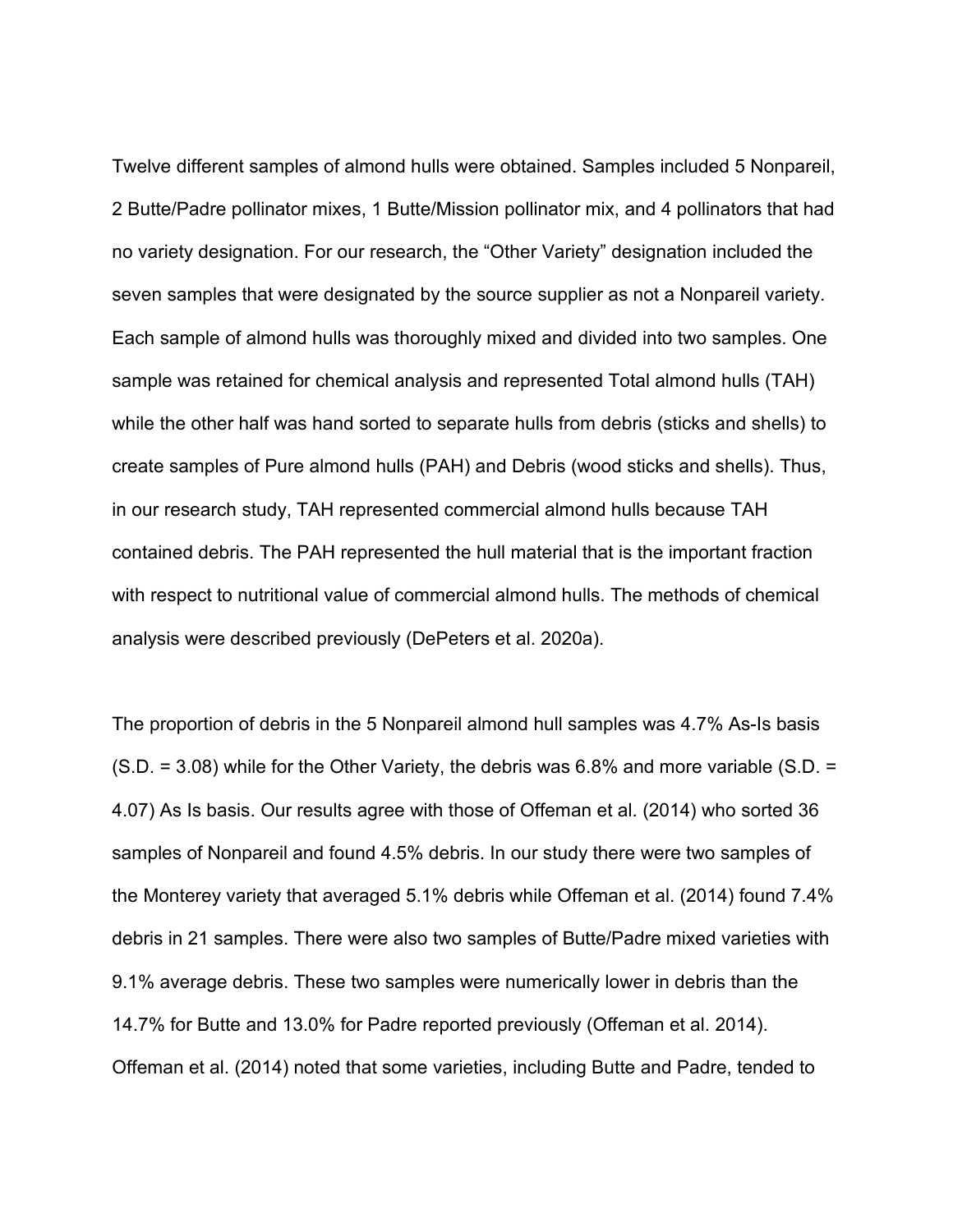Twelve different samples of almond hulls were obtained. Samples included 5 Nonpareil, 2 Butte/Padre pollinator mixes, 1 Butte/Mission pollinator mix, and 4 pollinators that had no variety designation. For our research, the "Other Variety" designation included the seven samples that were designated by the source supplier as not a Nonpareil variety. Each sample of almond hulls was thoroughly mixed and divided into two samples. One sample was retained for chemical analysis and represented Total almond hulls (TAH) while the other half was hand sorted to separate hulls from debris (sticks and shells) to create samples of Pure almond hulls (PAH) and Debris (wood sticks and shells). Thus, in our research study, TAH represented commercial almond hulls because TAH contained debris. The PAH represented the hull material that is the important fraction with respect to nutritional value of commercial almond hulls. The methods of chemical analysis were described previously (DePeters et al. 2020a).

The proportion of debris in the 5 Nonpareil almond hull samples was 4.7% As-Is basis (S.D. = 3.08) while for the Other Variety, the debris was 6.8% and more variable (S.D. = 4.07) As Is basis. Our results agree with those of Offeman et al. (2014) who sorted 36 samples of Nonpareil and found 4.5% debris. In our study there were two samples of the Monterey variety that averaged 5.1% debris while Offeman et al. (2014) found 7.4% debris in 21 samples. There were also two samples of Butte/Padre mixed varieties with 9.1% average debris. These two samples were numerically lower in debris than the 14.7% for Butte and 13.0% for Padre reported previously (Offeman et al. 2014). Offeman et al. (2014) noted that some varieties, including Butte and Padre, tended to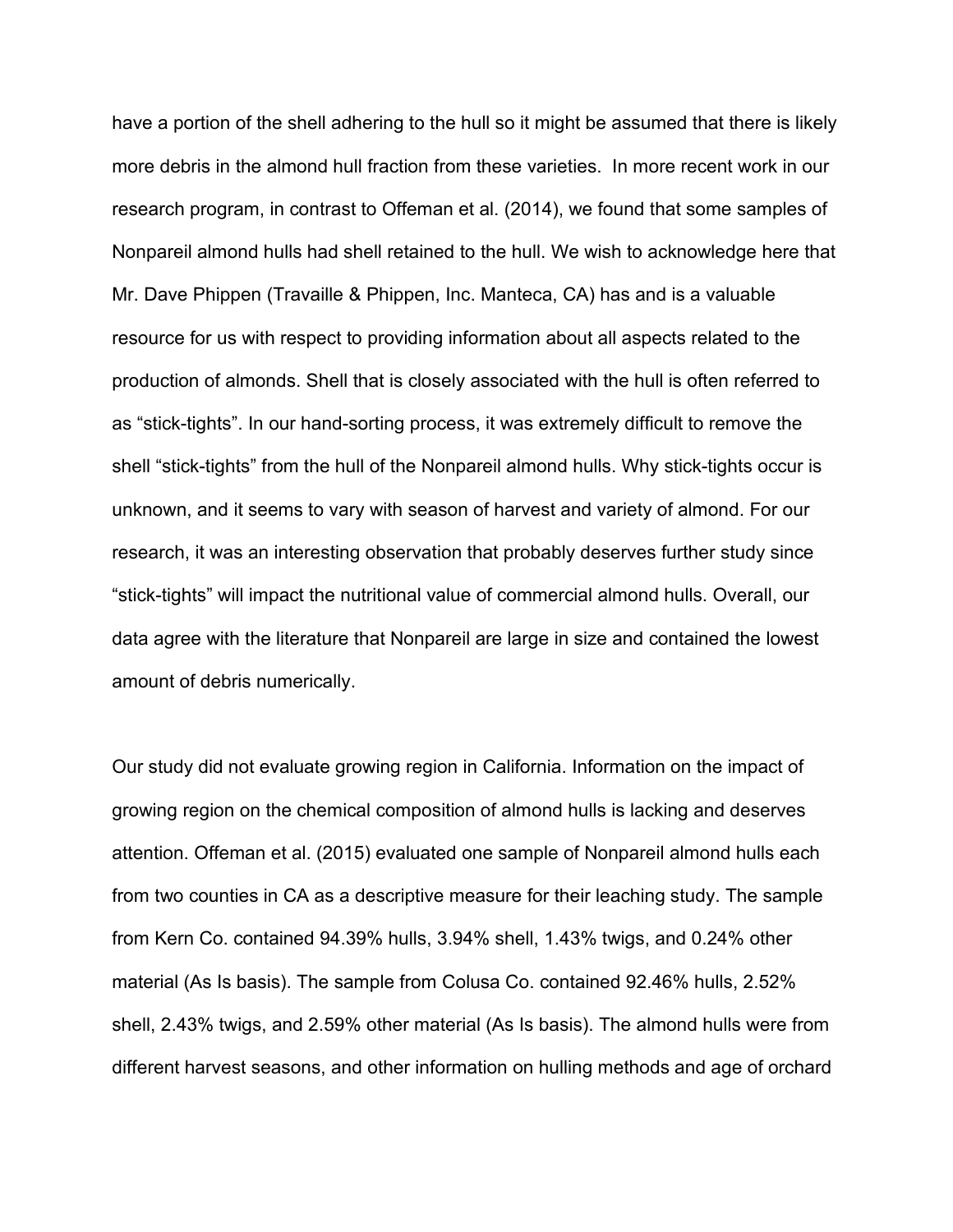have a portion of the shell adhering to the hull so it might be assumed that there is likely more debris in the almond hull fraction from these varieties. In more recent work in our research program, in contrast to Offeman et al. (2014), we found that some samples of Nonpareil almond hulls had shell retained to the hull. We wish to acknowledge here that Mr. Dave Phippen (Travaille & Phippen, Inc. Manteca, CA) has and is a valuable resource for us with respect to providing information about all aspects related to the production of almonds. Shell that is closely associated with the hull is often referred to as "stick-tights". In our hand-sorting process, it was extremely difficult to remove the shell "stick-tights" from the hull of the Nonpareil almond hulls. Why stick-tights occur is unknown, and it seems to vary with season of harvest and variety of almond. For our research, it was an interesting observation that probably deserves further study since "stick-tights" will impact the nutritional value of commercial almond hulls. Overall, our data agree with the literature that Nonpareil are large in size and contained the lowest amount of debris numerically.

Our study did not evaluate growing region in California. Information on the impact of growing region on the chemical composition of almond hulls is lacking and deserves attention. Offeman et al. (2015) evaluated one sample of Nonpareil almond hulls each from two counties in CA as a descriptive measure for their leaching study. The sample from Kern Co. contained 94.39% hulls, 3.94% shell, 1.43% twigs, and 0.24% other material (As Is basis). The sample from Colusa Co. contained 92.46% hulls, 2.52% shell, 2.43% twigs, and 2.59% other material (As Is basis). The almond hulls were from different harvest seasons, and other information on hulling methods and age of orchard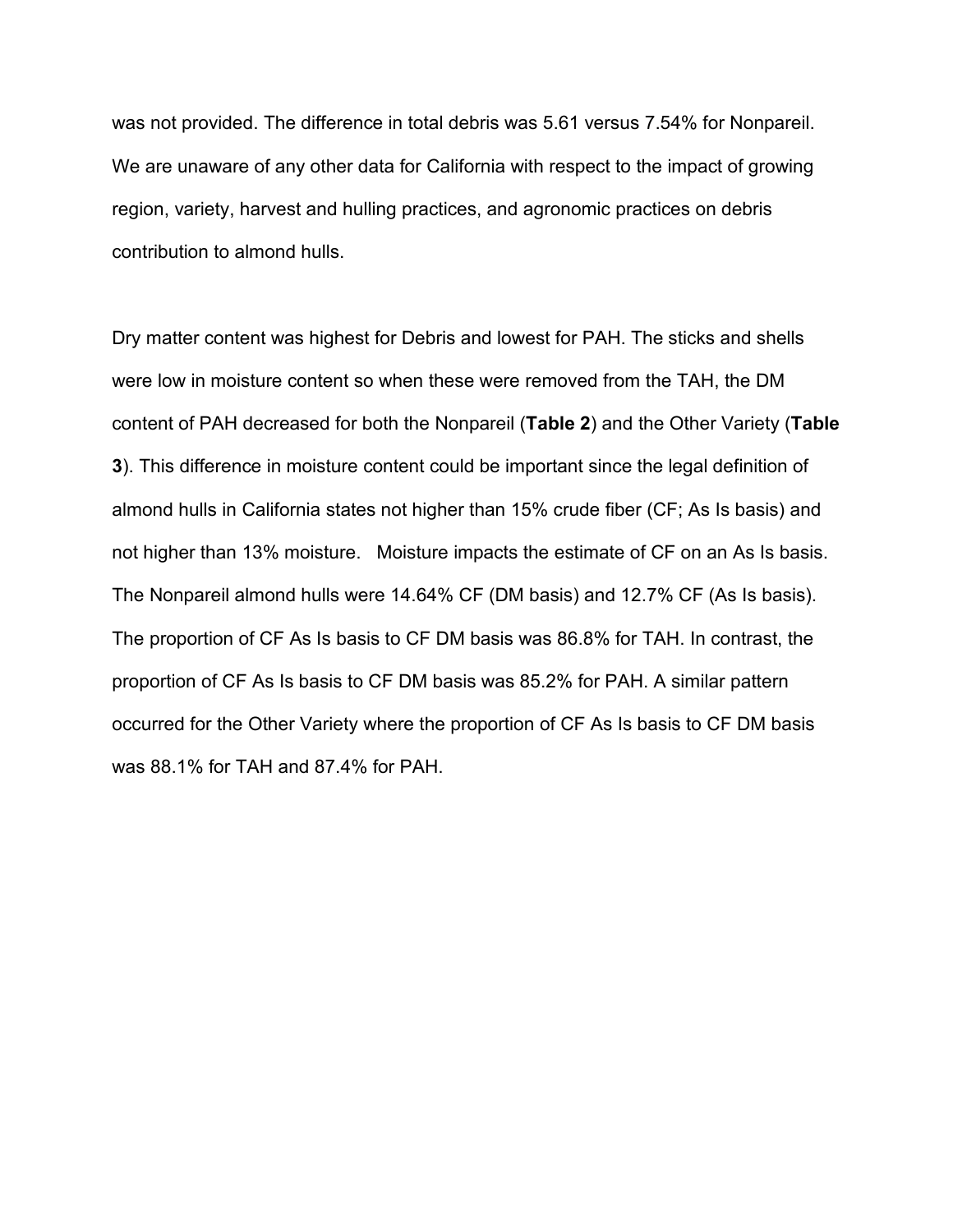was not provided. The difference in total debris was 5.61 versus 7.54% for Nonpareil. We are unaware of any other data for California with respect to the impact of growing region, variety, harvest and hulling practices, and agronomic practices on debris contribution to almond hulls.

Dry matter content was highest for Debris and lowest for PAH. The sticks and shells were low in moisture content so when these were removed from the TAH, the DM content of PAH decreased for both the Nonpareil (**Table 2**) and the Other Variety (**Table 3**). This difference in moisture content could be important since the legal definition of almond hulls in California states not higher than 15% crude fiber (CF; As Is basis) and not higher than 13% moisture. Moisture impacts the estimate of CF on an As Is basis. The Nonpareil almond hulls were 14.64% CF (DM basis) and 12.7% CF (As Is basis). The proportion of CF As Is basis to CF DM basis was 86.8% for TAH. In contrast, the proportion of CF As Is basis to CF DM basis was 85.2% for PAH. A similar pattern occurred for the Other Variety where the proportion of CF As Is basis to CF DM basis was 88.1% for TAH and 87.4% for PAH.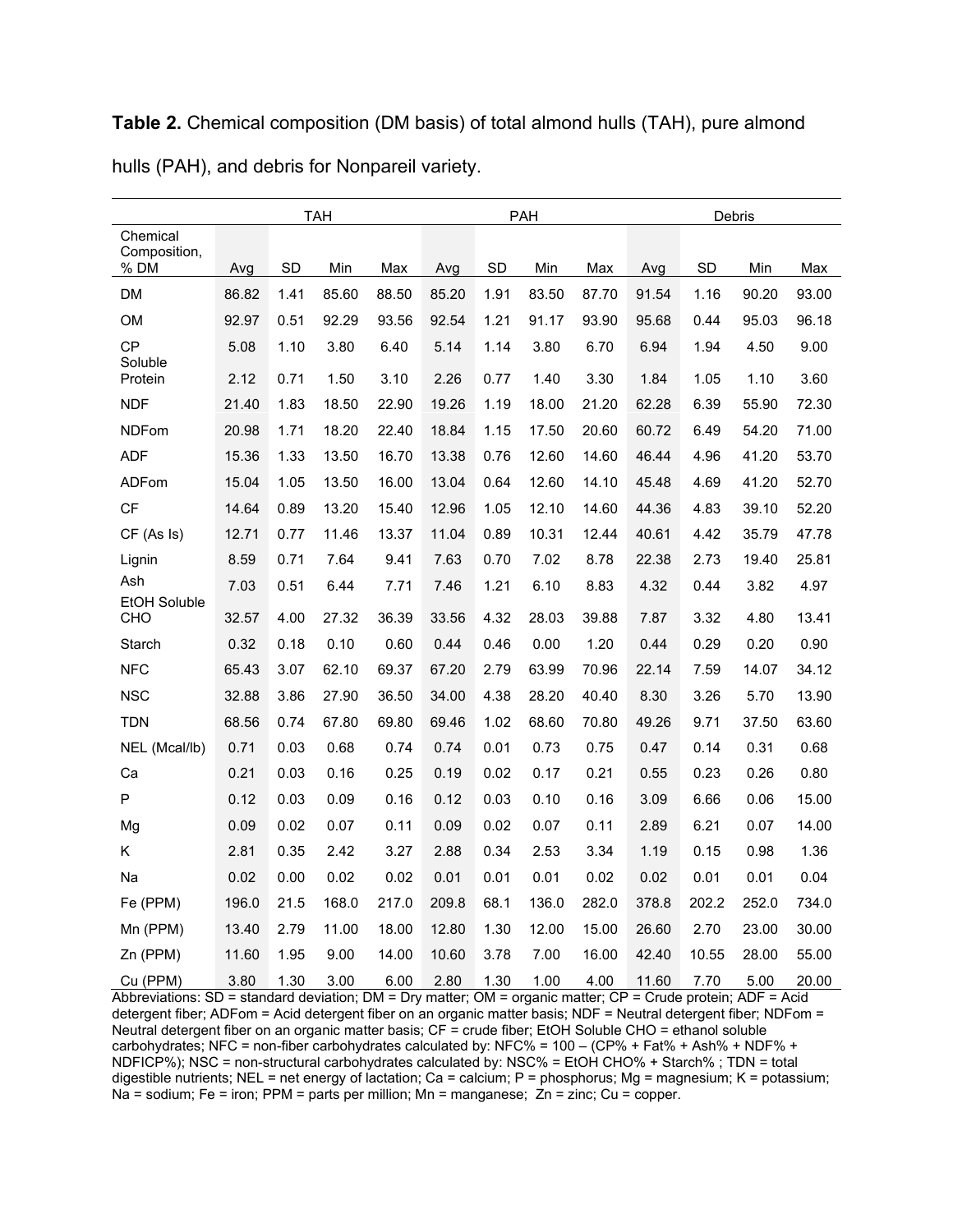**Table 2.** Chemical composition (DM basis) of total almond hulls (TAH), pure almond hulls (PAH), and debris for Nonpareil variety.

| | TAH | | | | PAH | | | | Debris | | | |
|---|---|---|---|---|---|---|---|---|---|---|---|---|
| Chemical Composition, % DM | Avg | SD | Min | Max | Avg | SD | Min | Max | Avg | SD | Min | Max |
| DM | 86.82 | 1.41 | 85.60 | 88.50 | 85.20 | 1.91 | 83.50 | 87.70 | 91.54 | 1.16 | 90.20 | 93.00 |
| OM | 92.97 | 0.51 | 92.29 | 93.56 | 92.54 | 1.21 | 91.17 | 93.90 | 95.68 | 0.44 | 95.03 | 96.18 |
| CP | 5.08 | 1.10 | 3.80 | 6.40 | 5.14 | 1.14 | 3.80 | 6.70 | 6.94 | 1.94 | 4.50 | 9.00 |
| Soluble Protein | 2.12 | 0.71 | 1.50 | 3.10 | 2.26 | 0.77 | 1.40 | 3.30 | 1.84 | 1.05 | 1.10 | 3.60 |
| NDF | 21.40 | 1.83 | 18.50 | 22.90 | 19.26 | 1.19 | 18.00 | 21.20 | 62.28 | 6.39 | 55.90 | 72.30 |
| NDFom | 20.98 | 1.71 | 18.20 | 22.40 | 18.84 | 1.15 | 17.50 | 20.60 | 60.72 | 6.49 | 54.20 | 71.00 |
| ADF | 15.36 | 1.33 | 13.50 | 16.70 | 13.38 | 0.76 | 12.60 | 14.60 | 46.44 | 4.96 | 41.20 | 53.70 |
| ADFom | 15.04 | 1.05 | 13.50 | 16.00 | 13.04 | 0.64 | 12.60 | 14.10 | 45.48 | 4.69 | 41.20 | 52.70 |
| CF | 14.64 | 0.89 | 13.20 | 15.40 | 12.96 | 1.05 | 12.10 | 14.60 | 44.36 | 4.83 | 39.10 | 52.20 |
| CF (As Is) | 12.71 | 0.77 | 11.46 | 13.37 | 11.04 | 0.89 | 10.31 | 12.44 | 40.61 | 4.42 | 35.79 | 47.78 |
| Lignin | 8.59 | 0.71 | 7.64 | 9.41 | 7.63 | 0.70 | 7.02 | 8.78 | 22.38 | 2.73 | 19.40 | 25.81 |
| Ash | 7.03 | 0.51 | 6.44 | 7.71 | 7.46 | 1.21 | 6.10 | 8.83 | 4.32 | 0.44 | 3.82 | 4.97 |
| EtOH Soluble CHO | 32.57 | 4.00 | 27.32 | 36.39 | 33.56 | 4.32 | 28.03 | 39.88 | 7.87 | 3.32 | 4.80 | 13.41 |
| Starch | 0.32 | 0.18 | 0.10 | 0.60 | 0.44 | 0.46 | 0.00 | 1.20 | 0.44 | 0.29 | 0.20 | 0.90 |
| NFC | 65.43 | 3.07 | 62.10 | 69.37 | 67.20 | 2.79 | 63.99 | 70.96 | 22.14 | 7.59 | 14.07 | 34.12 |
| NSC | 32.88 | 3.86 | 27.90 | 36.50 | 34.00 | 4.38 | 28.20 | 40.40 | 8.30 | 3.26 | 5.70 | 13.90 |
| TDN | 68.56 | 0.74 | 67.80 | 69.80 | 69.46 | 1.02 | 68.60 | 70.80 | 49.26 | 9.71 | 37.50 | 63.60 |
| NEL (Mcal/lb) | 0.71 | 0.03 | 0.68 | 0.74 | 0.74 | 0.01 | 0.73 | 0.75 | 0.47 | 0.14 | 0.31 | 0.68 |
| Ca | 0.21 | 0.03 | 0.16 | 0.25 | 0.19 | 0.02 | 0.17 | 0.21 | 0.55 | 0.23 | 0.26 | 0.80 |
| P | 0.12 | 0.03 | 0.09 | 0.16 | 0.12 | 0.03 | 0.10 | 0.16 | 3.09 | 6.66 | 0.06 | 15.00 |
| Mg | 0.09 | 0.02 | 0.07 | 0.11 | 0.09 | 0.02 | 0.07 | 0.11 | 2.89 | 6.21 | 0.07 | 14.00 |
| K | 2.81 | 0.35 | 2.42 | 3.27 | 2.88 | 0.34 | 2.53 | 3.34 | 1.19 | 0.15 | 0.98 | 1.36 |
| Na | 0.02 | 0.00 | 0.02 | 0.02 | 0.01 | 0.01 | 0.01 | 0.02 | 0.02 | 0.01 | 0.01 | 0.04 |
| Fe (PPM) | 196.0 | 21.5 | 168.0 | 217.0 | 209.8 | 68.1 | 136.0 | 282.0 | 378.8 | 202.2 | 252.0 | 734.0 |
| Mn (PPM) | 13.40 | 2.79 | 11.00 | 18.00 | 12.80 | 1.30 | 12.00 | 15.00 | 26.60 | 2.70 | 23.00 | 30.00 |
| Zn (PPM) | 11.60 | 1.95 | 9.00 | 14.00 | 10.60 | 3.78 | 7.00 | 16.00 | 42.40 | 10.55 | 28.00 | 55.00 |
| Cu (PPM) | 3.80 | 1.30 | 3.00 | 6.00 | 2.80 | 1.30 | 1.00 | 4.00 | 11.60 | 7.70 | 5.00 | 20.00 |

Abbreviations: SD = standard deviation; DM = Dry matter; OM = organic matter; CP = Crude protein; ADF = Acid detergent fiber; ADFom = Acid detergent fiber on an organic matter basis; NDF = Neutral detergent fiber; NDFom = Neutral detergent fiber on an organic matter basis; CF = crude fiber; EtOH Soluble CHO = ethanol soluble carbohydrates; NFC = non-fiber carbohydrates calculated by: NFC% = 100 – (CP% + Fat% + Ash% + NDF% + NDFICP%); NSC = non-structural carbohydrates calculated by: NSC% = EtOH CHO% + Starch% ; TDN = total digestible nutrients; NEL = net energy of lactation; Ca = calcium; P = phosphorus; Mg = magnesium; K = potassium; Na = sodium; Fe = iron; PPM = parts per million; Mn = manganese; Zn = zinc; Cu = copper.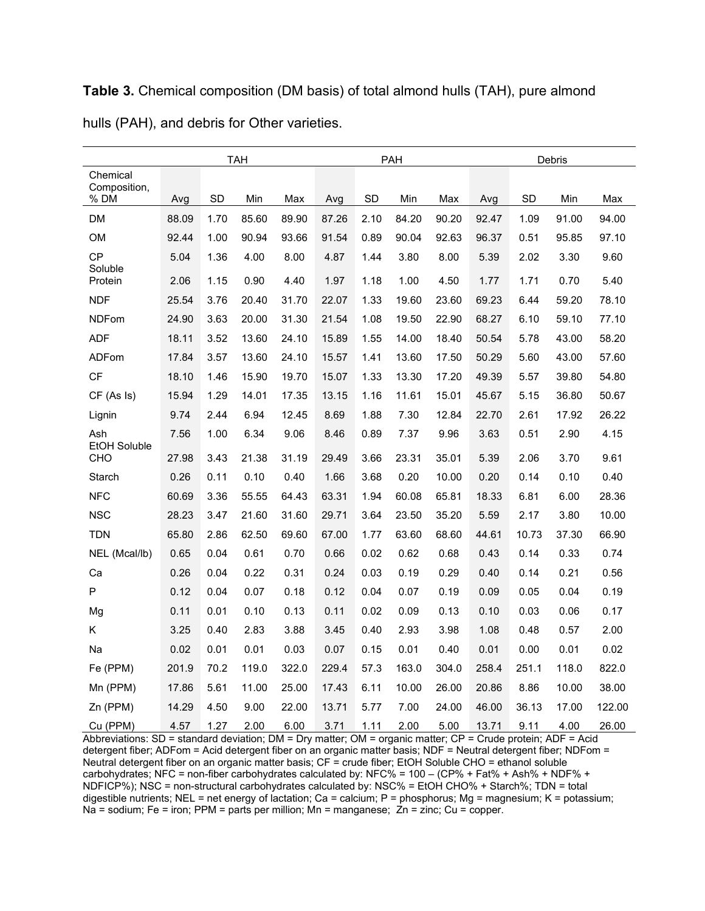**Table 3.** Chemical composition (DM basis) of total almond hulls (TAH), pure almond hulls (PAH), and debris for Other varieties.

| | TAH | | | | PAH | | | | Debris | | | |
|---|---|---|---|---|---|---|---|---|---|---|---|---|
| Chemical Composition, % DM | Avg | SD | Min | Max | Avg | SD | Min | Max | Avg | SD | Min | Max |
| DM | 88.09 | 1.70 | 85.60 | 89.90 | 87.26 | 2.10 | 84.20 | 90.20 | 92.47 | 1.09 | 91.00 | 94.00 |
| OM | 92.44 | 1.00 | 90.94 | 93.66 | 91.54 | 0.89 | 90.04 | 92.63 | 96.37 | 0.51 | 95.85 | 97.10 |
| CP | 5.04 | 1.36 | 4.00 | 8.00 | 4.87 | 1.44 | 3.80 | 8.00 | 5.39 | 2.02 | 3.30 | 9.60 |
| Soluble Protein | 2.06 | 1.15 | 0.90 | 4.40 | 1.97 | 1.18 | 1.00 | 4.50 | 1.77 | 1.71 | 0.70 | 5.40 |
| NDF | 25.54 | 3.76 | 20.40 | 31.70 | 22.07 | 1.33 | 19.60 | 23.60 | 69.23 | 6.44 | 59.20 | 78.10 |
| NDFom | 24.90 | 3.63 | 20.00 | 31.30 | 21.54 | 1.08 | 19.50 | 22.90 | 68.27 | 6.10 | 59.10 | 77.10 |
| ADF | 18.11 | 3.52 | 13.60 | 24.10 | 15.89 | 1.55 | 14.00 | 18.40 | 50.54 | 5.78 | 43.00 | 58.20 |
| ADFom | 17.84 | 3.57 | 13.60 | 24.10 | 15.57 | 1.41 | 13.60 | 17.50 | 50.29 | 5.60 | 43.00 | 57.60 |
| CF | 18.10 | 1.46 | 15.90 | 19.70 | 15.07 | 1.33 | 13.30 | 17.20 | 49.39 | 5.57 | 39.80 | 54.80 |
| CF (As Is) | 15.94 | 1.29 | 14.01 | 17.35 | 13.15 | 1.16 | 11.61 | 15.01 | 45.67 | 5.15 | 36.80 | 50.67 |
| Lignin | 9.74 | 2.44 | 6.94 | 12.45 | 8.69 | 1.88 | 7.30 | 12.84 | 22.70 | 2.61 | 17.92 | 26.22 |
| Ash | 7.56 | 1.00 | 6.34 | 9.06 | 8.46 | 0.89 | 7.37 | 9.96 | 3.63 | 0.51 | 2.90 | 4.15 |
| EtOH Soluble CHO | 27.98 | 3.43 | 21.38 | 31.19 | 29.49 | 3.66 | 23.31 | 35.01 | 5.39 | 2.06 | 3.70 | 9.61 |
| Starch | 0.26 | 0.11 | 0.10 | 0.40 | 1.66 | 3.68 | 0.20 | 10.00 | 0.20 | 0.14 | 0.10 | 0.40 |
| NFC | 60.69 | 3.36 | 55.55 | 64.43 | 63.31 | 1.94 | 60.08 | 65.81 | 18.33 | 6.81 | 6.00 | 28.36 |
| NSC | 28.23 | 3.47 | 21.60 | 31.60 | 29.71 | 3.64 | 23.50 | 35.20 | 5.59 | 2.17 | 3.80 | 10.00 |
| TDN | 65.80 | 2.86 | 62.50 | 69.60 | 67.00 | 1.77 | 63.60 | 68.60 | 44.61 | 10.73 | 37.30 | 66.90 |
| NEL (Mcal/lb) | 0.65 | 0.04 | 0.61 | 0.70 | 0.66 | 0.02 | 0.62 | 0.68 | 0.43 | 0.14 | 0.33 | 0.74 |
| Ca | 0.26 | 0.04 | 0.22 | 0.31 | 0.24 | 0.03 | 0.19 | 0.29 | 0.40 | 0.14 | 0.21 | 0.56 |
| P | 0.12 | 0.04 | 0.07 | 0.18 | 0.12 | 0.04 | 0.07 | 0.19 | 0.09 | 0.05 | 0.04 | 0.19 |
| Mg | 0.11 | 0.01 | 0.10 | 0.13 | 0.11 | 0.02 | 0.09 | 0.13 | 0.10 | 0.03 | 0.06 | 0.17 |
| K | 3.25 | 0.40 | 2.83 | 3.88 | 3.45 | 0.40 | 2.93 | 3.98 | 1.08 | 0.48 | 0.57 | 2.00 |
| Na | 0.02 | 0.01 | 0.01 | 0.03 | 0.07 | 0.15 | 0.01 | 0.40 | 0.01 | 0.00 | 0.01 | 0.02 |
| Fe (PPM) | 201.9 | 70.2 | 119.0 | 322.0 | 229.4 | 57.3 | 163.0 | 304.0 | 258.4 | 251.1 | 118.0 | 822.0 |
| Mn (PPM) | 17.86 | 5.61 | 11.00 | 25.00 | 17.43 | 6.11 | 10.00 | 26.00 | 20.86 | 8.86 | 10.00 | 38.00 |
| Zn (PPM) | 14.29 | 4.50 | 9.00 | 22.00 | 13.71 | 5.77 | 7.00 | 24.00 | 46.00 | 36.13 | 17.00 | 122.00 |
| Cu (PPM) | 4.57 | 1.27 | 2.00 | 6.00 | 3.71 | 1.11 | 2.00 | 5.00 | 13.71 | 9.11 | 4.00 | 26.00 |

Abbreviations: SD = standard deviation; DM = Dry matter; OM = organic matter; CP = Crude protein; ADF = Acid detergent fiber; ADFom = Acid detergent fiber on an organic matter basis; NDF = Neutral detergent fiber; NDFom = Neutral detergent fiber on an organic matter basis; CF = crude fiber; EtOH Soluble CHO = ethanol soluble carbohydrates; NFC = non-fiber carbohydrates calculated by: NFC% = 100 – (CP% + Fat% + Ash% + NDF% + NDFICP%); NSC = non-structural carbohydrates calculated by: NSC% = EtOH CHO% + Starch%; TDN = total digestible nutrients; NEL = net energy of lactation; Ca = calcium; P = phosphorus; Mg = magnesium; K = potassium; Na = sodium; Fe = iron; PPM = parts per million; Mn = manganese; Zn = zinc; Cu = copper.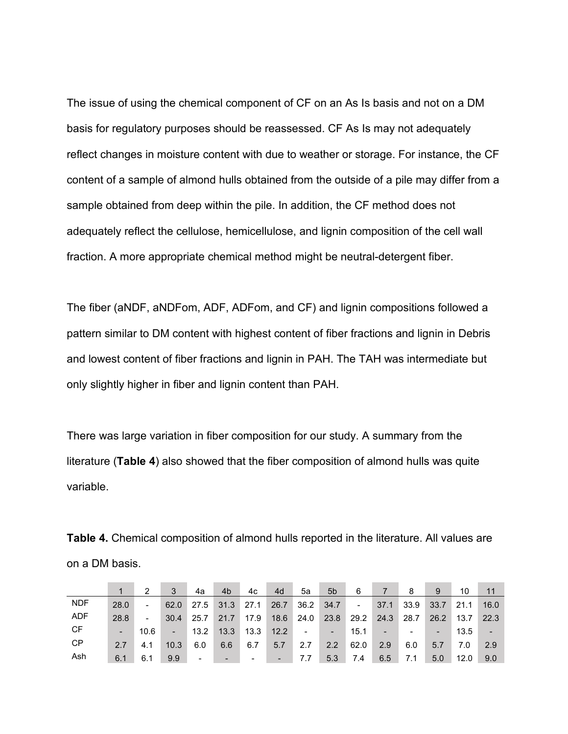The issue of using the chemical component of CF on an As Is basis and not on a DM basis for regulatory purposes should be reassessed. CF As Is may not adequately reflect changes in moisture content with due to weather or storage. For instance, the CF content of a sample of almond hulls obtained from the outside of a pile may differ from a sample obtained from deep within the pile. In addition, the CF method does not adequately reflect the cellulose, hemicellulose, and lignin composition of the cell wall fraction. A more appropriate chemical method might be neutral-detergent fiber.

The fiber (aNDF, aNDFom, ADF, ADFom, and CF) and lignin compositions followed a pattern similar to DM content with highest content of fiber fractions and lignin in Debris and lowest content of fiber fractions and lignin in PAH. The TAH was intermediate but only slightly higher in fiber and lignin content than PAH.

There was large variation in fiber composition for our study. A summary from the literature (**Table 4**) also showed that the fiber composition of almond hulls was quite variable.

**Table 4.** Chemical composition of almond hulls reported in the literature. All values are on a DM basis.

| | 1 | 2 | 3 | 4a | 4b | 4c | 4d | 5a | 5b | 6 | 7 | 8 | 9 | 10 | 11 |
|---|---|---|---|---|---|---|---|---|---|---|---|---|---|---|---|
| NDF | 28.0 | - | 62.0 | 27.5 | 31.3 | 27.1 | 26.7 | 36.2 | 34.7 | - | 37.1 | 33.9 | 33.7 | 21.1 | 16.0 |
| ADF | 28.8 | - | 30.4 | 25.7 | 21.7 | 17.9 | 18.6 | 24.0 | 23.8 | 29.2 | 24.3 | 28.7 | 26.2 | 13.7 | 22.3 |
| CF | - | 10.6 | - | 13.2 | 13.3 | 13.3 | 12.2 | - | - | 15.1 | - | - | - | 13.5 | - |
| CP | 2.7 | 4.1 | 10.3 | 6.0 | 6.6 | 6.7 | 5.7 | 2.7 | 2.2 | 62.0 | 2.9 | 6.0 | 5.7 | 7.0 | 2.9 |
| Ash | 6.1 | 6.1 | 9.9 | - | - | - | - | 7.7 | 5.3 | 7.4 | 6.5 | 7.1 | 5.0 | 12.0 | 9.0 |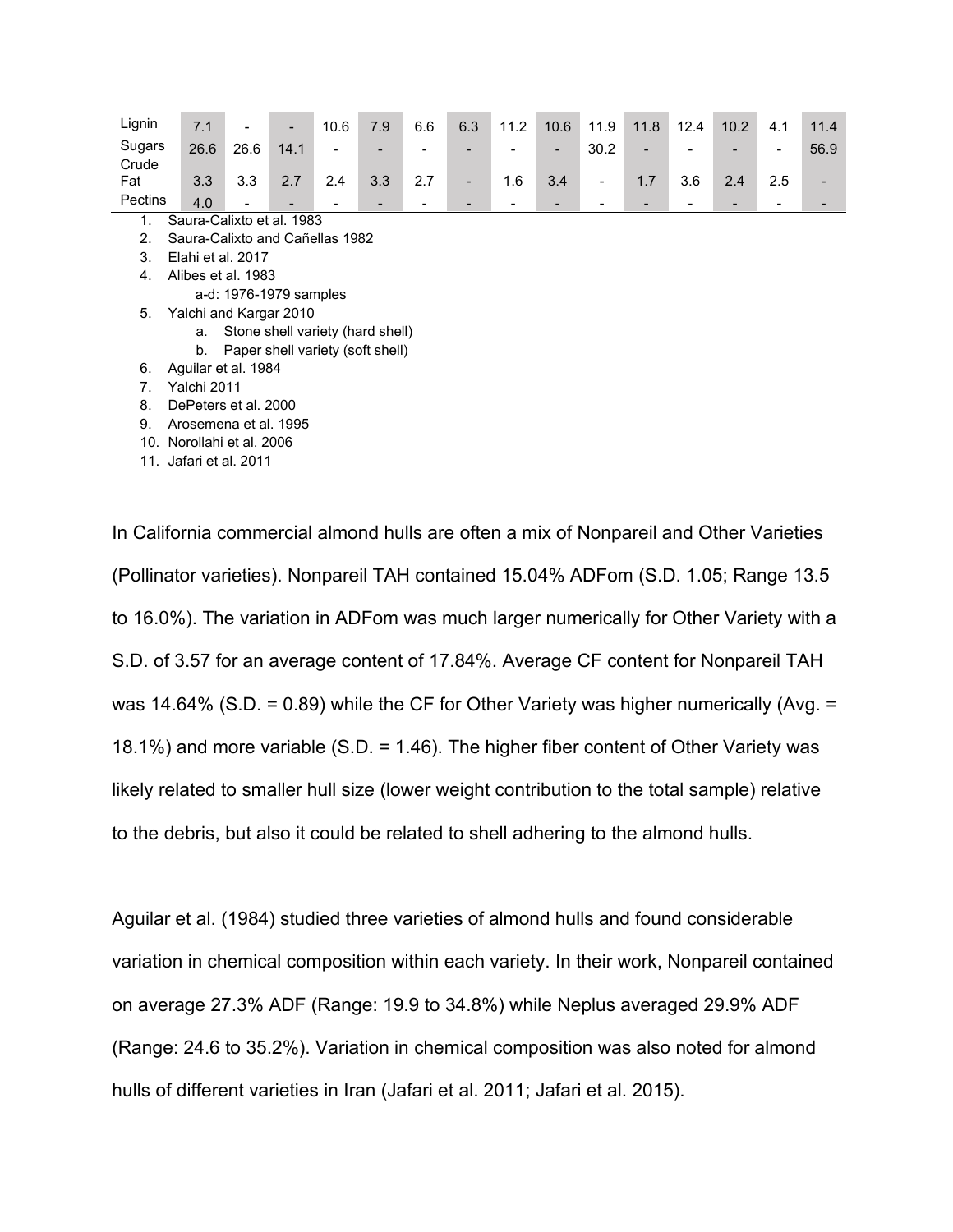| | | | | | | | | | | | | | | | |
|---|---|---|---|---|---|---|---|---|---|---|---|---|---|---|---|
| Lignin | 7.1 | - | - | 10.6 | 7.9 | 6.6 | 6.3 | 11.2 | 10.6 | 11.9 | 11.8 | 12.4 | 10.2 | 4.1 | 11.4 |
| Sugars | 26.6 | 26.6 | 14.1 | - | - | - | - | - | - | 30.2 | - | - | - | - | 56.9 |
| Crude Fat | 3.3 | 3.3 | 2.7 | 2.4 | 3.3 | 2.7 | - | 1.6 | 3.4 | - | 1.7 | 3.6 | 2.4 | 2.5 | - |
| Pectins | 4.0 | - | - | - | - | - | - | - | - | - | - | - | - | - | - |

1. Saura-Calixto et al. 1983
2. Saura-Calixto and Cañellas 1982
3. Elahi et al. 2017
4. Alibes et al. 1983
   a-d: 1976-1979 samples
5. Yalchi and Kargar 2010
   a. Stone shell variety (hard shell)
   b. Paper shell variety (soft shell)
6. Aguilar et al. 1984
7. Yalchi 2011
8. DePeters et al. 2000
9. Arosemena et al. 1995
10. Norollahi et al. 2006
11. Jafari et al. 2011

In California commercial almond hulls are often a mix of Nonpareil and Other Varieties (Pollinator varieties). Nonpareil TAH contained 15.04% ADFom (S.D. 1.05; Range 13.5 to 16.0%). The variation in ADFom was much larger numerically for Other Variety with a S.D. of 3.57 for an average content of 17.84%. Average CF content for Nonpareil TAH was 14.64% (S.D. = 0.89) while the CF for Other Variety was higher numerically (Avg. = 18.1%) and more variable (S.D. = 1.46). The higher fiber content of Other Variety was likely related to smaller hull size (lower weight contribution to the total sample) relative to the debris, but also it could be related to shell adhering to the almond hulls.

Aguilar et al. (1984) studied three varieties of almond hulls and found considerable variation in chemical composition within each variety. In their work, Nonpareil contained on average 27.3% ADF (Range: 19.9 to 34.8%) while Neplus averaged 29.9% ADF (Range: 24.6 to 35.2%). Variation in chemical composition was also noted for almond hulls of different varieties in Iran (Jafari et al. 2011; Jafari et al. 2015).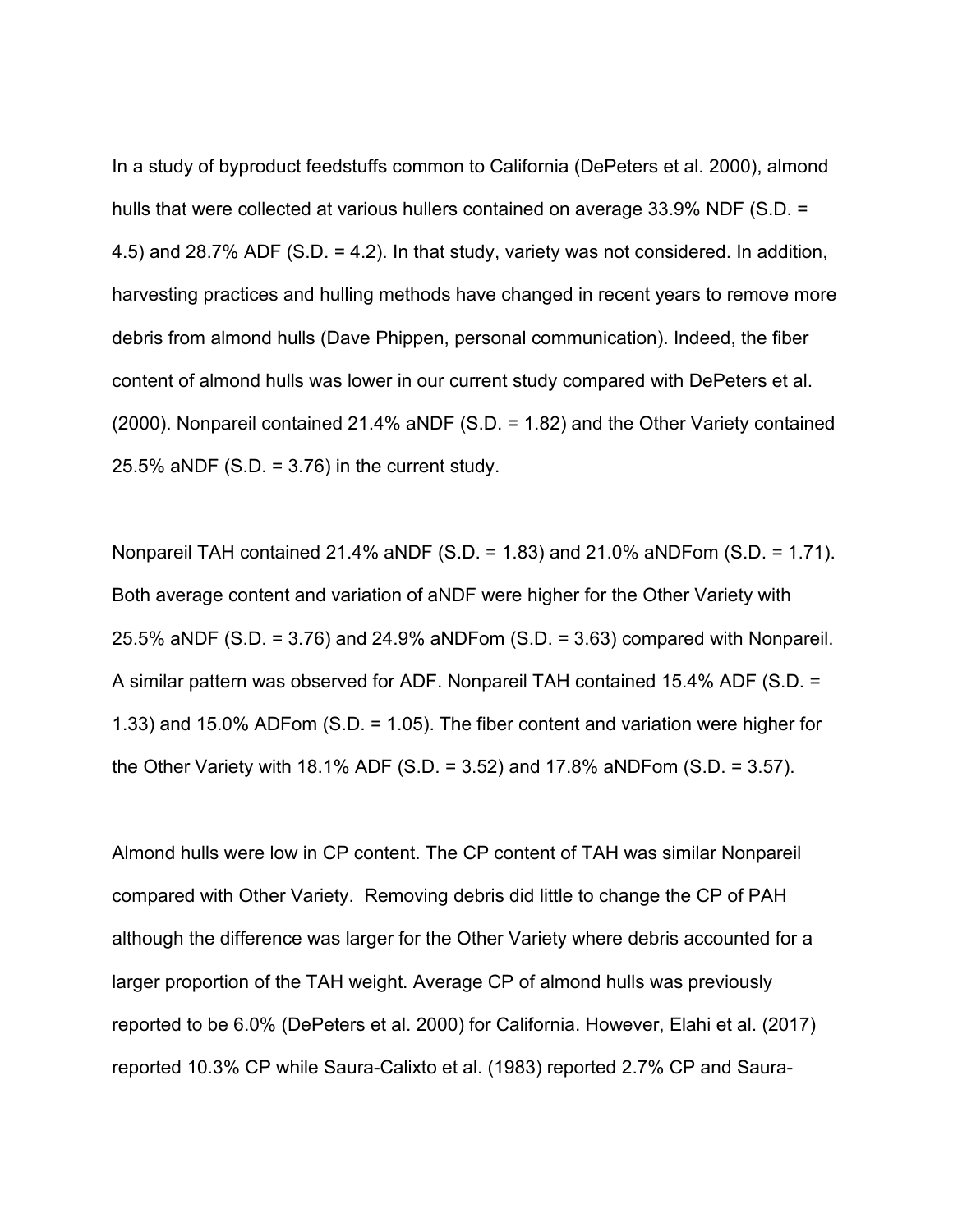In a study of byproduct feedstuffs common to California (DePeters et al. 2000), almond hulls that were collected at various hullers contained on average 33.9% NDF (S.D. = 4.5) and 28.7% ADF (S.D. = 4.2). In that study, variety was not considered. In addition, harvesting practices and hulling methods have changed in recent years to remove more debris from almond hulls (Dave Phippen, personal communication). Indeed, the fiber content of almond hulls was lower in our current study compared with DePeters et al. (2000). Nonpareil contained 21.4% aNDF (S.D. = 1.82) and the Other Variety contained 25.5% aNDF (S.D. = 3.76) in the current study.

Nonpareil TAH contained 21.4% aNDF (S.D. = 1.83) and 21.0% aNDFom (S.D. = 1.71). Both average content and variation of aNDF were higher for the Other Variety with 25.5% aNDF (S.D. = 3.76) and 24.9% aNDFom (S.D. = 3.63) compared with Nonpareil. A similar pattern was observed for ADF. Nonpareil TAH contained 15.4% ADF (S.D. = 1.33) and 15.0% ADFom (S.D. = 1.05). The fiber content and variation were higher for the Other Variety with 18.1% ADF (S.D. = 3.52) and 17.8% aNDFom (S.D. = 3.57).

Almond hulls were low in CP content. The CP content of TAH was similar Nonpareil compared with Other Variety. Removing debris did little to change the CP of PAH although the difference was larger for the Other Variety where debris accounted for a larger proportion of the TAH weight. Average CP of almond hulls was previously reported to be 6.0% (DePeters et al. 2000) for California. However, Elahi et al. (2017) reported 10.3% CP while Saura-Calixto et al. (1983) reported 2.7% CP and Saura-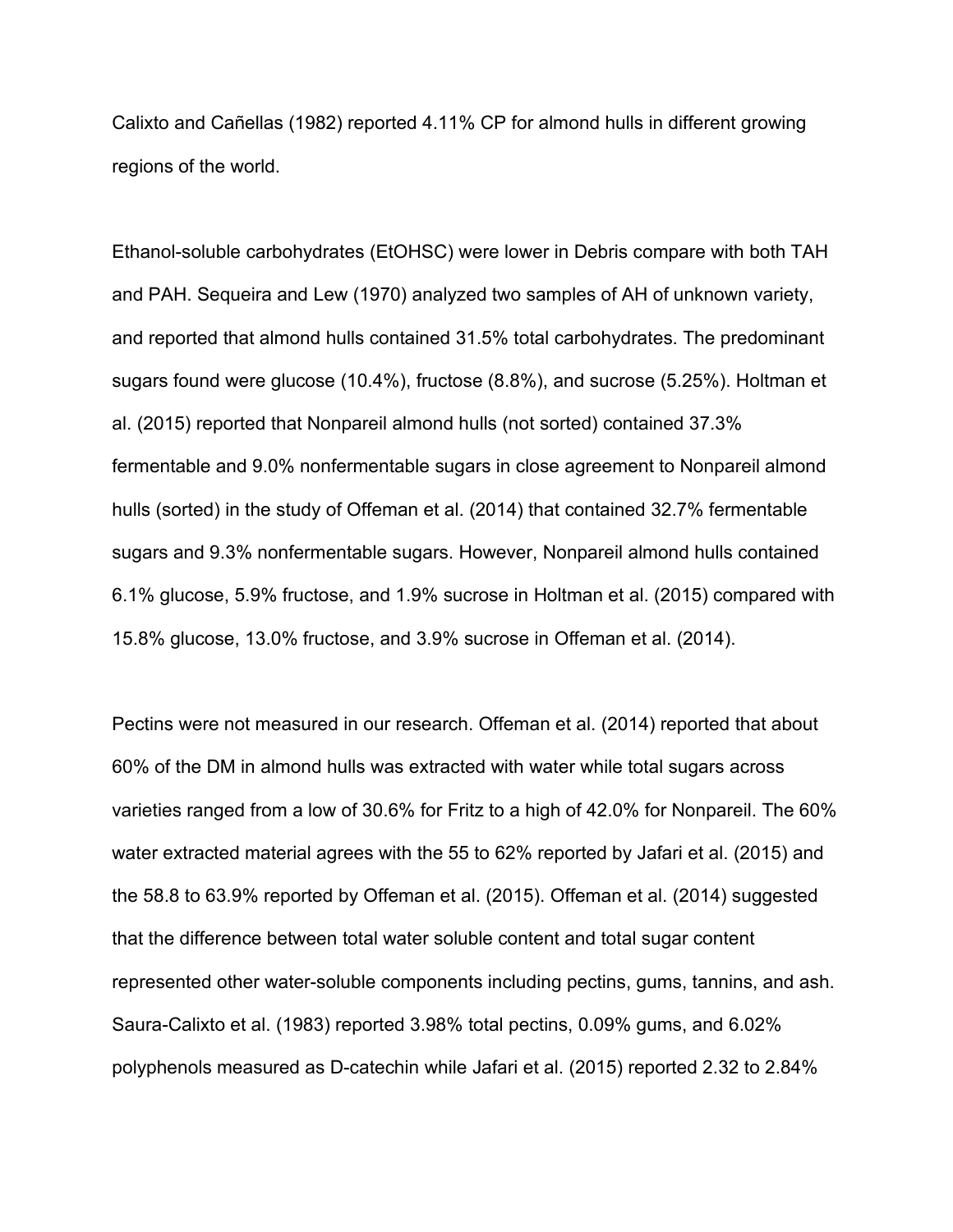Calixto and Cañellas (1982) reported 4.11% CP for almond hulls in different growing regions of the world.

Ethanol-soluble carbohydrates (EtOHSC) were lower in Debris compare with both TAH and PAH. Sequeira and Lew (1970) analyzed two samples of AH of unknown variety, and reported that almond hulls contained 31.5% total carbohydrates. The predominant sugars found were glucose (10.4%), fructose (8.8%), and sucrose (5.25%). Holtman et al. (2015) reported that Nonpareil almond hulls (not sorted) contained 37.3% fermentable and 9.0% nonfermentable sugars in close agreement to Nonpareil almond hulls (sorted) in the study of Offeman et al. (2014) that contained 32.7% fermentable sugars and 9.3% nonfermentable sugars. However, Nonpareil almond hulls contained 6.1% glucose, 5.9% fructose, and 1.9% sucrose in Holtman et al. (2015) compared with 15.8% glucose, 13.0% fructose, and 3.9% sucrose in Offeman et al. (2014).

Pectins were not measured in our research. Offeman et al. (2014) reported that about 60% of the DM in almond hulls was extracted with water while total sugars across varieties ranged from a low of 30.6% for Fritz to a high of 42.0% for Nonpareil. The 60% water extracted material agrees with the 55 to 62% reported by Jafari et al. (2015) and the 58.8 to 63.9% reported by Offeman et al. (2015). Offeman et al. (2014) suggested that the difference between total water soluble content and total sugar content represented other water-soluble components including pectins, gums, tannins, and ash. Saura-Calixto et al. (1983) reported 3.98% total pectins, 0.09% gums, and 6.02% polyphenols measured as D-catechin while Jafari et al. (2015) reported 2.32 to 2.84%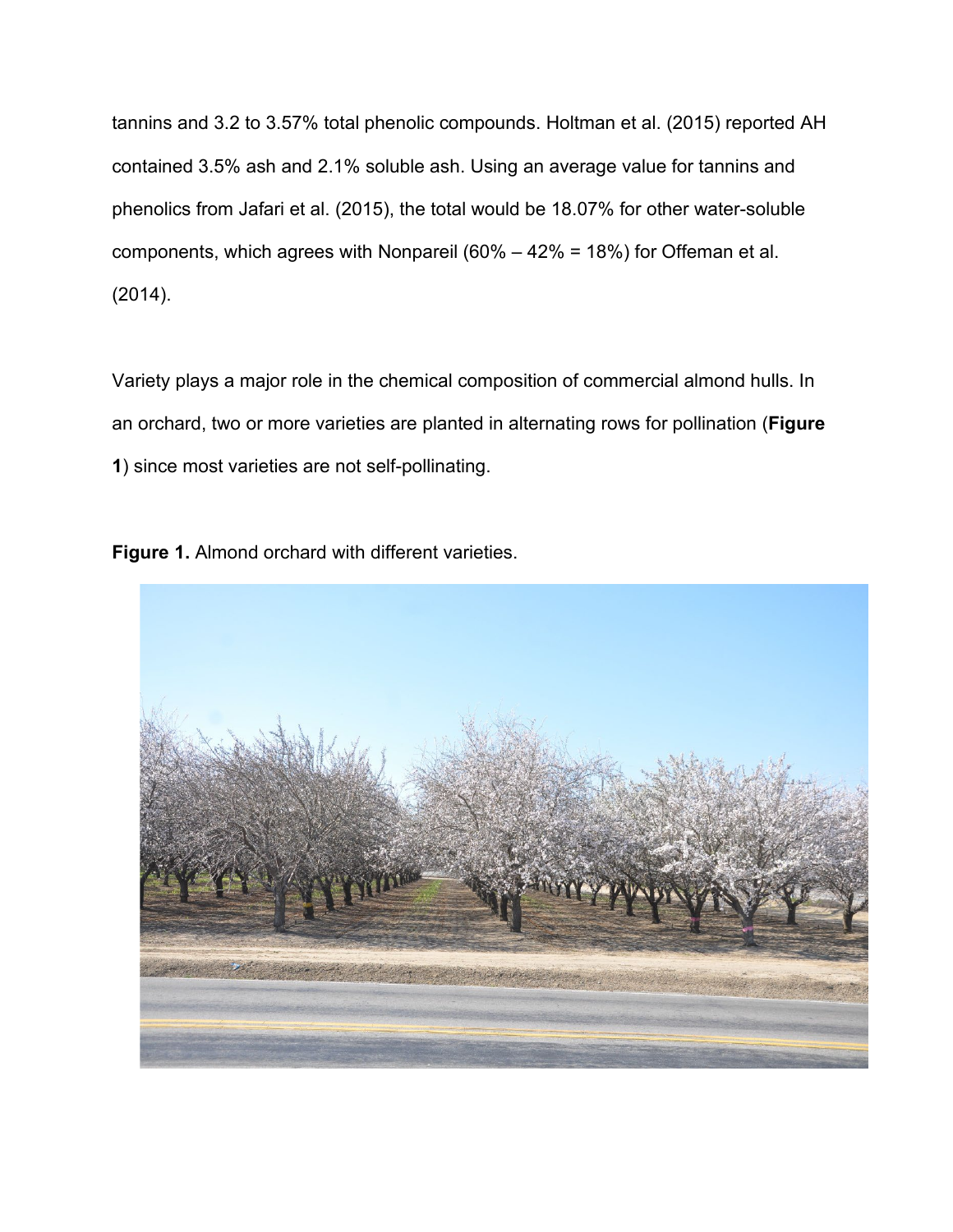tannins and 3.2 to 3.57% total phenolic compounds. Holtman et al. (2015) reported AH contained 3.5% ash and 2.1% soluble ash. Using an average value for tannins and phenolics from Jafari et al. (2015), the total would be 18.07% for other water-soluble components, which agrees with Nonpareil (60% – 42% = 18%) for Offeman et al. (2014).

Variety plays a major role in the chemical composition of commercial almond hulls. In an orchard, two or more varieties are planted in alternating rows for pollination (**Figure 1**) since most varieties are not self-pollinating.

**Figure 1.** Almond orchard with different varieties.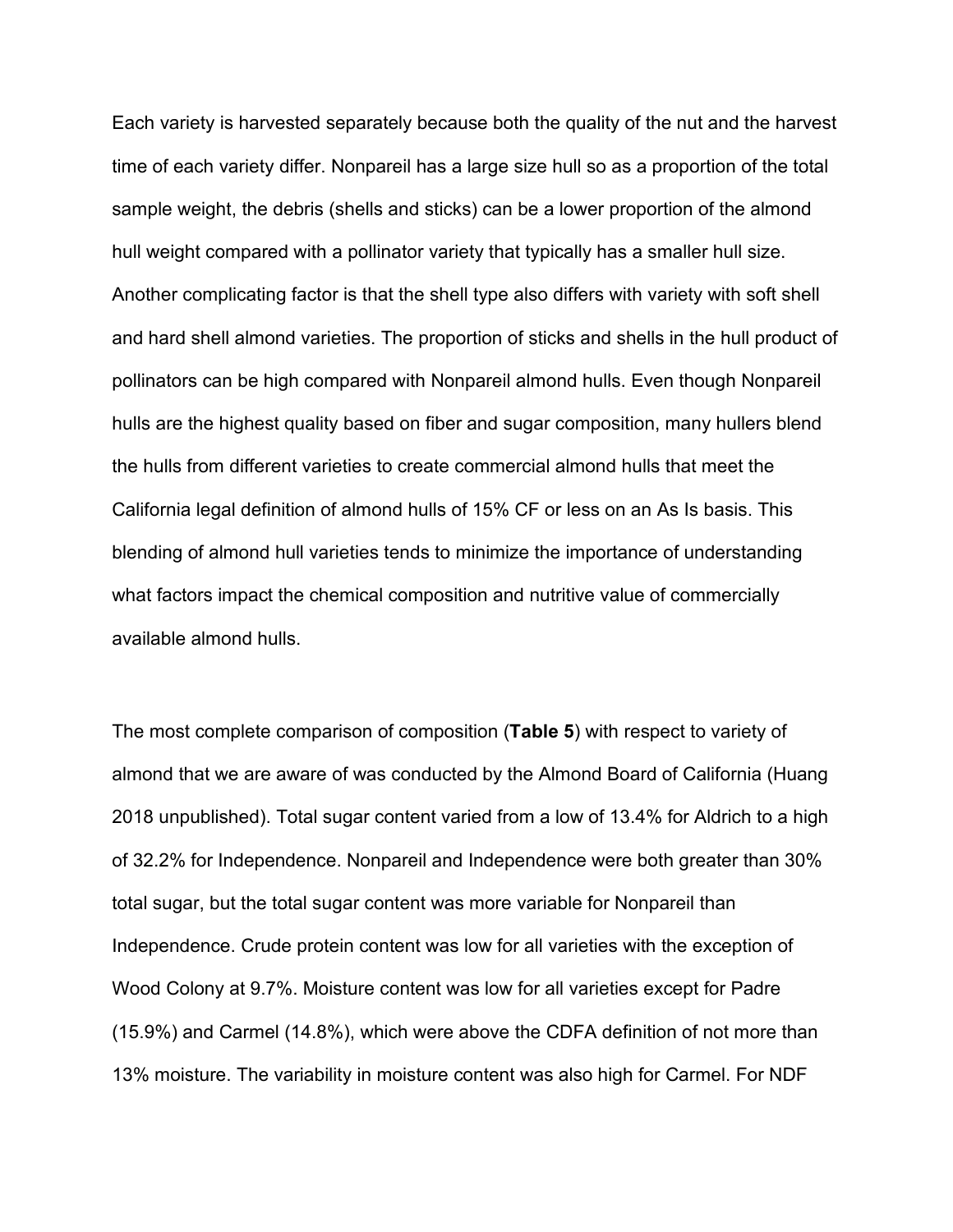Each variety is harvested separately because both the quality of the nut and the harvest time of each variety differ. Nonpareil has a large size hull so as a proportion of the total sample weight, the debris (shells and sticks) can be a lower proportion of the almond hull weight compared with a pollinator variety that typically has a smaller hull size. Another complicating factor is that the shell type also differs with variety with soft shell and hard shell almond varieties. The proportion of sticks and shells in the hull product of pollinators can be high compared with Nonpareil almond hulls. Even though Nonpareil hulls are the highest quality based on fiber and sugar composition, many hullers blend the hulls from different varieties to create commercial almond hulls that meet the California legal definition of almond hulls of 15% CF or less on an As Is basis. This blending of almond hull varieties tends to minimize the importance of understanding what factors impact the chemical composition and nutritive value of commercially available almond hulls.

The most complete comparison of composition (**Table 5**) with respect to variety of almond that we are aware of was conducted by the Almond Board of California (Huang 2018 unpublished). Total sugar content varied from a low of 13.4% for Aldrich to a high of 32.2% for Independence. Nonpareil and Independence were both greater than 30% total sugar, but the total sugar content was more variable for Nonpareil than Independence. Crude protein content was low for all varieties with the exception of Wood Colony at 9.7%. Moisture content was low for all varieties except for Padre (15.9%) and Carmel (14.8%), which were above the CDFA definition of not more than 13% moisture. The variability in moisture content was also high for Carmel. For NDF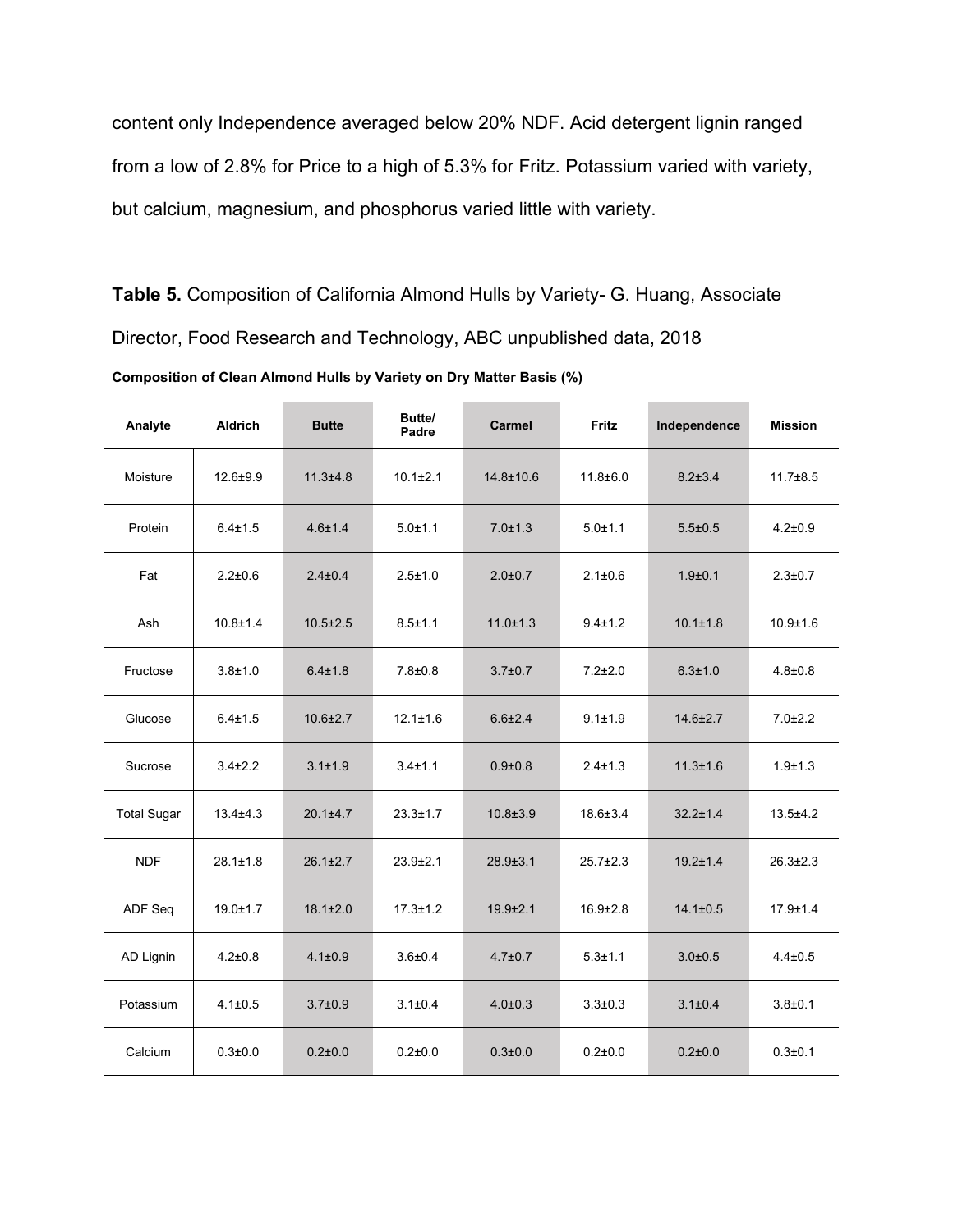content only Independence averaged below 20% NDF. Acid detergent lignin ranged from a low of 2.8% for Price to a high of 5.3% for Fritz. Potassium varied with variety, but calcium, magnesium, and phosphorus varied little with variety.

**Table 5.** Composition of California Almond Hulls by Variety- G. Huang, Associate Director, Food Research and Technology, ABC unpublished data, 2018

**Composition of Clean Almond Hulls by Variety on Dry Matter Basis (%)**

| Analyte | Aldrich | Butte | Butte/ Padre | Carmel | Fritz | Independence | Mission |
|---|---|---|---|---|---|---|---|
| Moisture | 12.6±9.9 | 11.3±4.8 | 10.1±2.1 | 14.8±10.6 | 11.8±6.0 | 8.2±3.4 | 11.7±8.5 |
| Protein | 6.4±1.5 | 4.6±1.4 | 5.0±1.1 | 7.0±1.3 | 5.0±1.1 | 5.5±0.5 | 4.2±0.9 |
| Fat | 2.2±0.6 | 2.4±0.4 | 2.5±1.0 | 2.0±0.7 | 2.1±0.6 | 1.9±0.1 | 2.3±0.7 |
| Ash | 10.8±1.4 | 10.5±2.5 | 8.5±1.1 | 11.0±1.3 | 9.4±1.2 | 10.1±1.8 | 10.9±1.6 |
| Fructose | 3.8±1.0 | 6.4±1.8 | 7.8±0.8 | 3.7±0.7 | 7.2±2.0 | 6.3±1.0 | 4.8±0.8 |
| Glucose | 6.4±1.5 | 10.6±2.7 | 12.1±1.6 | 6.6±2.4 | 9.1±1.9 | 14.6±2.7 | 7.0±2.2 |
| Sucrose | 3.4±2.2 | 3.1±1.9 | 3.4±1.1 | 0.9±0.8 | 2.4±1.3 | 11.3±1.6 | 1.9±1.3 |
| Total Sugar | 13.4±4.3 | 20.1±4.7 | 23.3±1.7 | 10.8±3.9 | 18.6±3.4 | 32.2±1.4 | 13.5±4.2 |
| NDF | 28.1±1.8 | 26.1±2.7 | 23.9±2.1 | 28.9±3.1 | 25.7±2.3 | 19.2±1.4 | 26.3±2.3 |
| ADF Seq | 19.0±1.7 | 18.1±2.0 | 17.3±1.2 | 19.9±2.1 | 16.9±2.8 | 14.1±0.5 | 17.9±1.4 |
| AD Lignin | 4.2±0.8 | 4.1±0.9 | 3.6±0.4 | 4.7±0.7 | 5.3±1.1 | 3.0±0.5 | 4.4±0.5 |
| Potassium | 4.1±0.5 | 3.7±0.9 | 3.1±0.4 | 4.0±0.3 | 3.3±0.3 | 3.1±0.4 | 3.8±0.1 |
| Calcium | 0.3±0.0 | 0.2±0.0 | 0.2±0.0 | 0.3±0.0 | 0.2±0.0 | 0.2±0.0 | 0.3±0.1 |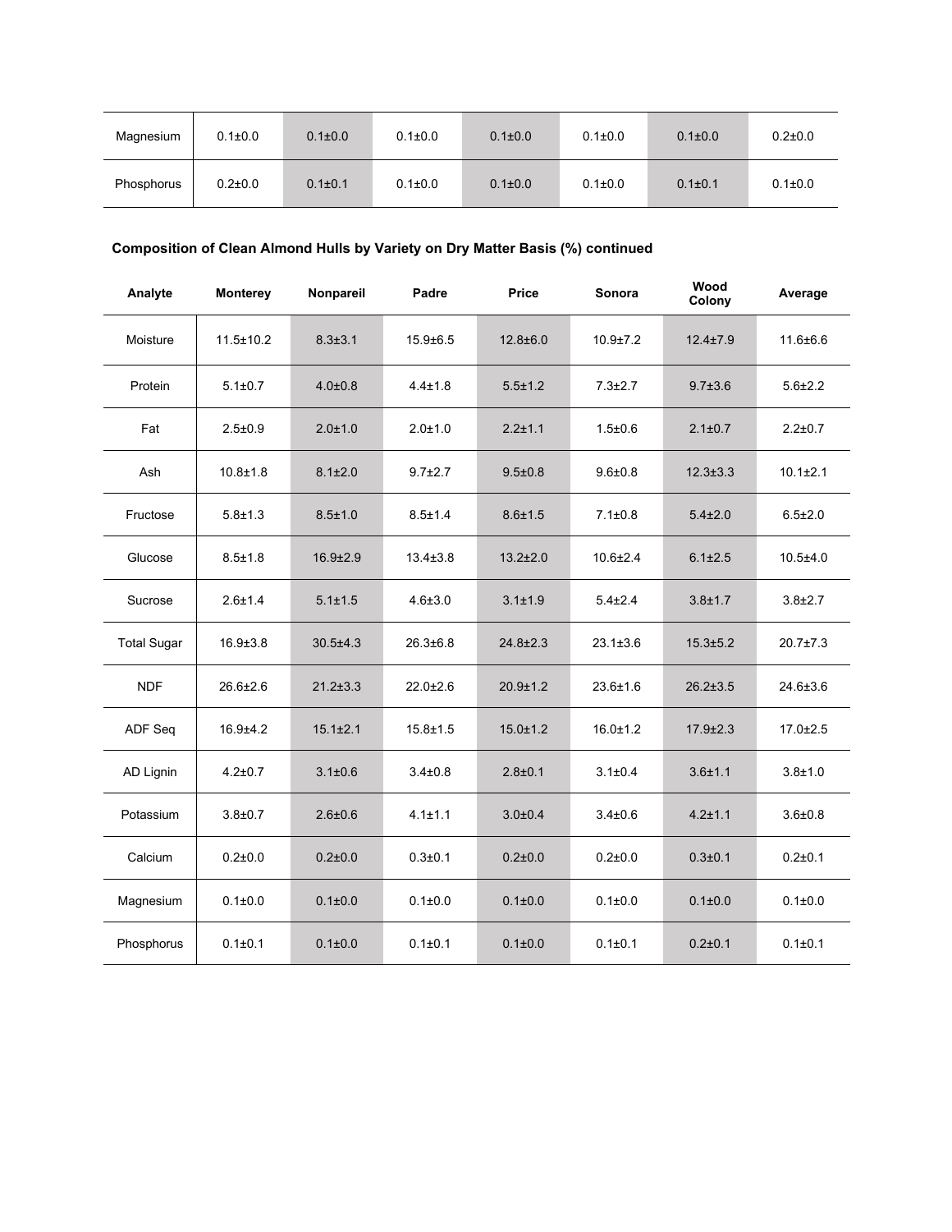| Magnesium | 0.1±0.0 | 0.1±0.0 | 0.1±0.0 | 0.1±0.0 | 0.1±0.0 | 0.1±0.0 | 0.2±0.0 |
|---|---|---|---|---|---|---|---|
| Phosphorus | 0.2±0.0 | 0.1±0.1 | 0.1±0.0 | 0.1±0.0 | 0.1±0.0 | 0.1±0.1 | 0.1±0.0 |

**Composition of Clean Almond Hulls by Variety on Dry Matter Basis (%) continued**

| Analyte | Monterey | Nonpareil | Padre | Price | Sonora | Wood Colony | Average |
|---|---|---|---|---|---|---|---|
| Moisture | 11.5±10.2 | 8.3±3.1 | 15.9±6.5 | 12.8±6.0 | 10.9±7.2 | 12.4±7.9 | 11.6±6.6 |
| Protein | 5.1±0.7 | 4.0±0.8 | 4.4±1.8 | 5.5±1.2 | 7.3±2.7 | 9.7±3.6 | 5.6±2.2 |
| Fat | 2.5±0.9 | 2.0±1.0 | 2.0±1.0 | 2.2±1.1 | 1.5±0.6 | 2.1±0.7 | 2.2±0.7 |
| Ash | 10.8±1.8 | 8.1±2.0 | 9.7±2.7 | 9.5±0.8 | 9.6±0.8 | 12.3±3.3 | 10.1±2.1 |
| Fructose | 5.8±1.3 | 8.5±1.0 | 8.5±1.4 | 8.6±1.5 | 7.1±0.8 | 5.4±2.0 | 6.5±2.0 |
| Glucose | 8.5±1.8 | 16.9±2.9 | 13.4±3.8 | 13.2±2.0 | 10.6±2.4 | 6.1±2.5 | 10.5±4.0 |
| Sucrose | 2.6±1.4 | 5.1±1.5 | 4.6±3.0 | 3.1±1.9 | 5.4±2.4 | 3.8±1.7 | 3.8±2.7 |
| Total Sugar | 16.9±3.8 | 30.5±4.3 | 26.3±6.8 | 24.8±2.3 | 23.1±3.6 | 15.3±5.2 | 20.7±7.3 |
| NDF | 26.6±2.6 | 21.2±3.3 | 22.0±2.6 | 20.9±1.2 | 23.6±1.6 | 26.2±3.5 | 24.6±3.6 |
| ADF Seq | 16.9±4.2 | 15.1±2.1 | 15.8±1.5 | 15.0±1.2 | 16.0±1.2 | 17.9±2.3 | 17.0±2.5 |
| AD Lignin | 4.2±0.7 | 3.1±0.6 | 3.4±0.8 | 2.8±0.1 | 3.1±0.4 | 3.6±1.1 | 3.8±1.0 |
| Potassium | 3.8±0.7 | 2.6±0.6 | 4.1±1.1 | 3.0±0.4 | 3.4±0.6 | 4.2±1.1 | 3.6±0.8 |
| Calcium | 0.2±0.0 | 0.2±0.0 | 0.3±0.1 | 0.2±0.0 | 0.2±0.0 | 0.3±0.1 | 0.2±0.1 |
| Magnesium | 0.1±0.0 | 0.1±0.0 | 0.1±0.0 | 0.1±0.0 | 0.1±0.0 | 0.1±0.0 | 0.1±0.0 |
| Phosphorus | 0.1±0.1 | 0.1±0.0 | 0.1±0.1 | 0.1±0.0 | 0.1±0.1 | 0.2±0.1 | 0.1±0.1 |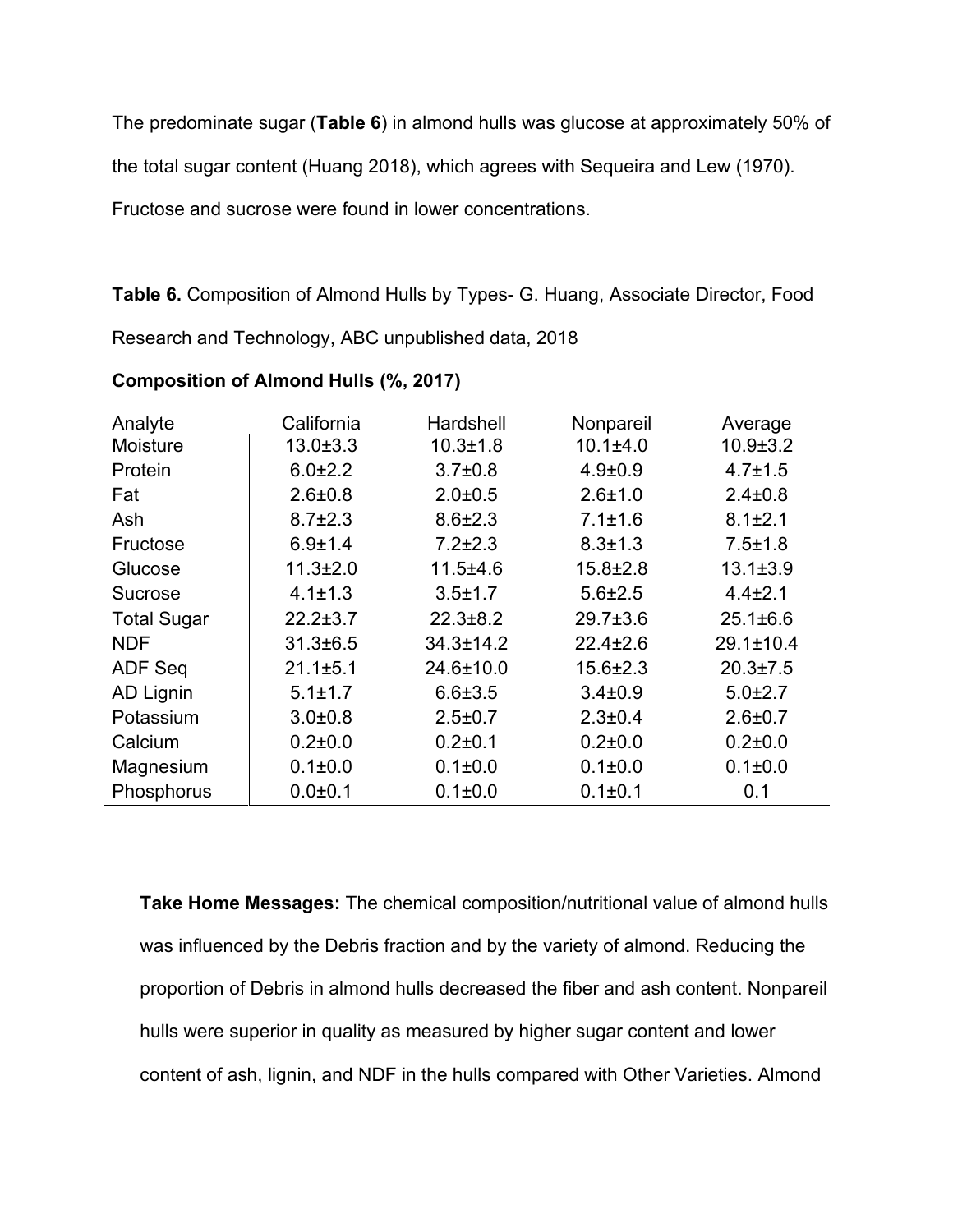The predominate sugar (**Table 6**) in almond hulls was glucose at approximately 50% of the total sugar content (Huang 2018), which agrees with Sequeira and Lew (1970). Fructose and sucrose were found in lower concentrations.

**Table 6.** Composition of Almond Hulls by Types- G. Huang, Associate Director, Food Research and Technology, ABC unpublished data, 2018

**Composition of Almond Hulls (%, 2017)**

| Analyte | California | Hardshell | Nonpareil | Average |
|---|---|---|---|---|
| Moisture | 13.0±3.3 | 10.3±1.8 | 10.1±4.0 | 10.9±3.2 |
| Protein | 6.0±2.2 | 3.7±0.8 | 4.9±0.9 | 4.7±1.5 |
| Fat | 2.6±0.8 | 2.0±0.5 | 2.6±1.0 | 2.4±0.8 |
| Ash | 8.7±2.3 | 8.6±2.3 | 7.1±1.6 | 8.1±2.1 |
| Fructose | 6.9±1.4 | 7.2±2.3 | 8.3±1.3 | 7.5±1.8 |
| Glucose | 11.3±2.0 | 11.5±4.6 | 15.8±2.8 | 13.1±3.9 |
| Sucrose | 4.1±1.3 | 3.5±1.7 | 5.6±2.5 | 4.4±2.1 |
| Total Sugar | 22.2±3.7 | 22.3±8.2 | 29.7±3.6 | 25.1±6.6 |
| NDF | 31.3±6.5 | 34.3±14.2 | 22.4±2.6 | 29.1±10.4 |
| ADF Seq | 21.1±5.1 | 24.6±10.0 | 15.6±2.3 | 20.3±7.5 |
| AD Lignin | 5.1±1.7 | 6.6±3.5 | 3.4±0.9 | 5.0±2.7 |
| Potassium | 3.0±0.8 | 2.5±0.7 | 2.3±0.4 | 2.6±0.7 |
| Calcium | 0.2±0.0 | 0.2±0.1 | 0.2±0.0 | 0.2±0.0 |
| Magnesium | 0.1±0.0 | 0.1±0.0 | 0.1±0.0 | 0.1±0.0 |
| Phosphorus | 0.0±0.1 | 0.1±0.0 | 0.1±0.1 | 0.1 |

**Take Home Messages:** The chemical composition/nutritional value of almond hulls was influenced by the Debris fraction and by the variety of almond. Reducing the proportion of Debris in almond hulls decreased the fiber and ash content. Nonpareil hulls were superior in quality as measured by higher sugar content and lower content of ash, lignin, and NDF in the hulls compared with Other Varieties. Almond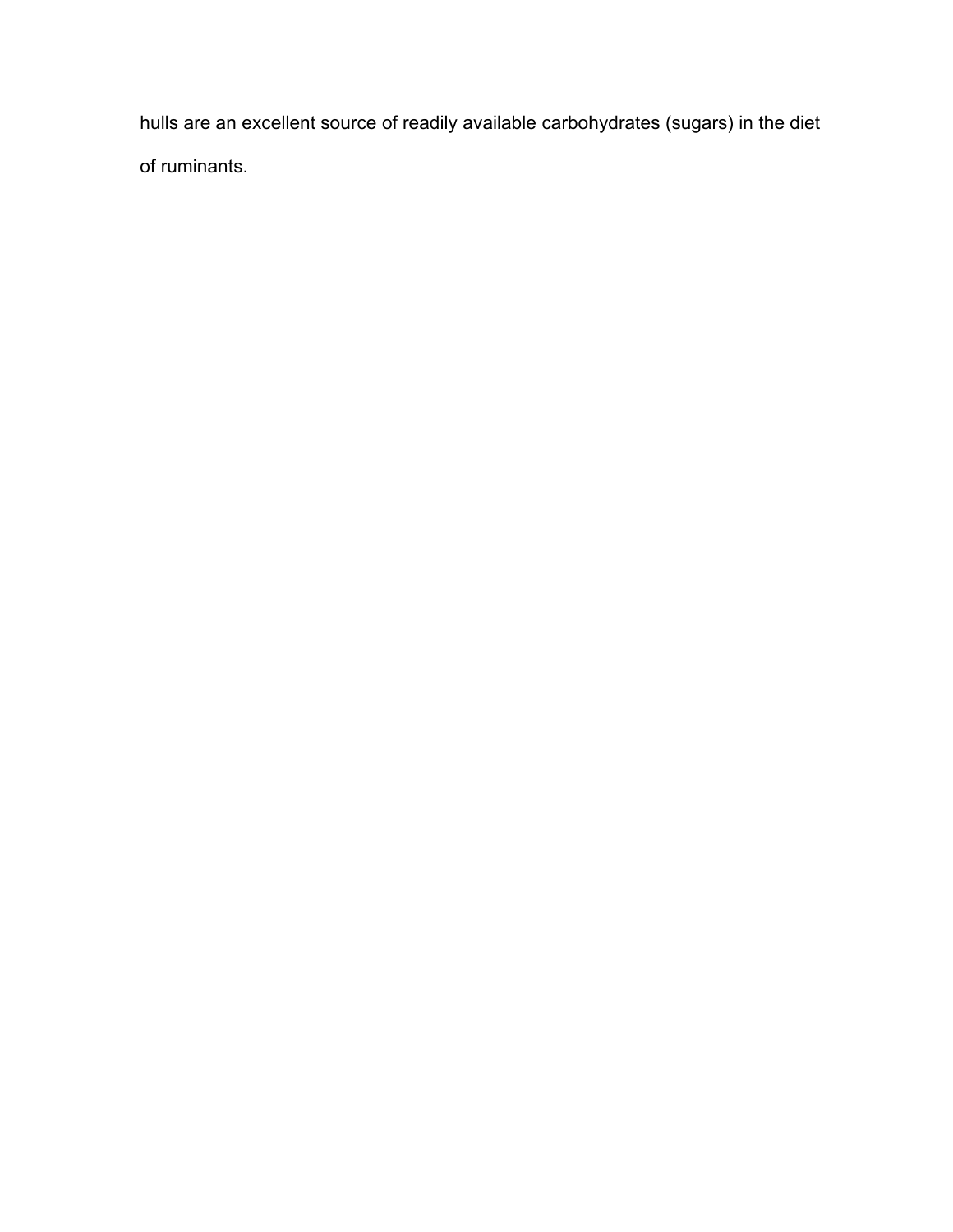hulls are an excellent source of readily available carbohydrates (sugars) in the diet of ruminants.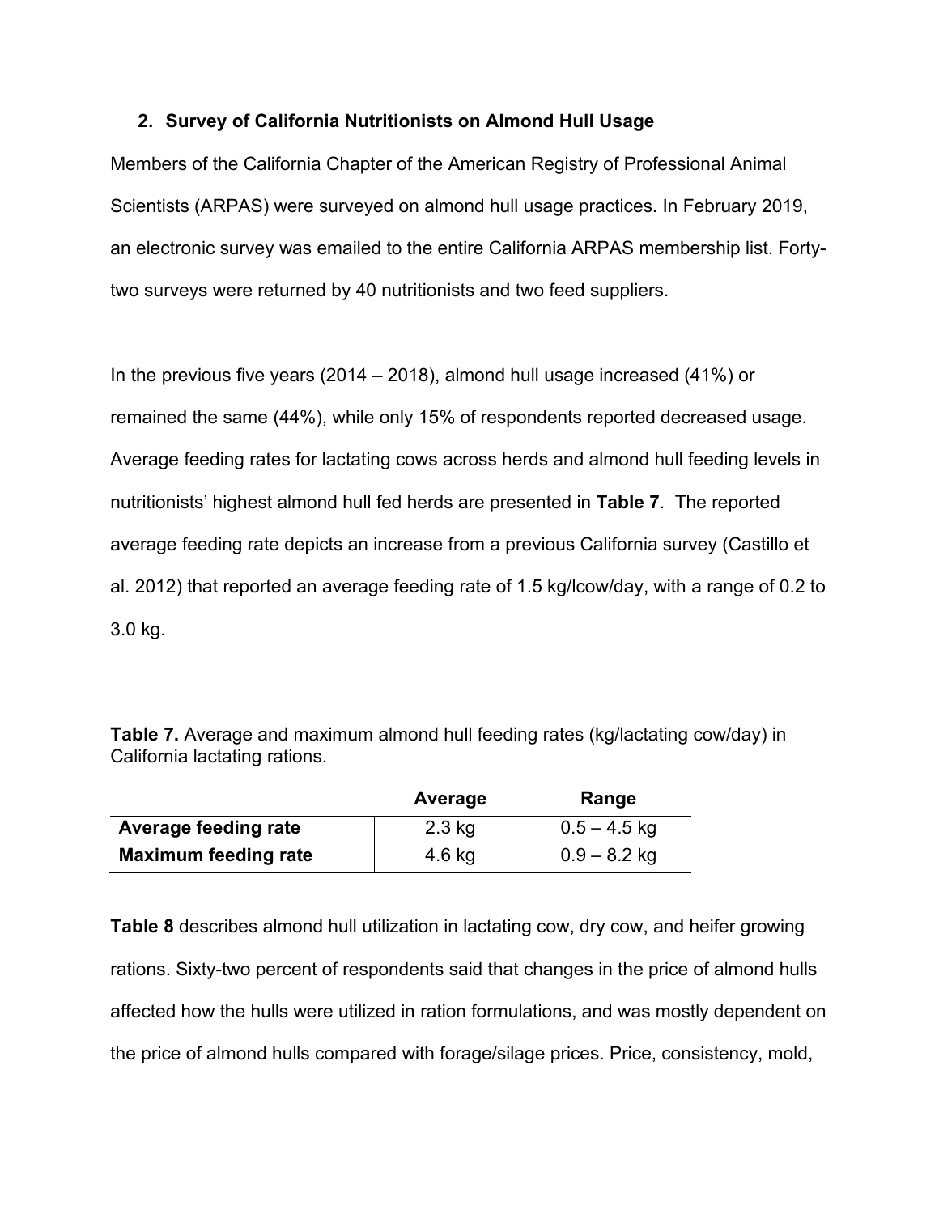## 2. Survey of California Nutritionists on Almond Hull Usage

Members of the California Chapter of the American Registry of Professional Animal Scientists (ARPAS) were surveyed on almond hull usage practices. In February 2019, an electronic survey was emailed to the entire California ARPAS membership list. Forty-two surveys were returned by 40 nutritionists and two feed suppliers.

In the previous five years (2014 – 2018), almond hull usage increased (41%) or remained the same (44%), while only 15% of respondents reported decreased usage. Average feeding rates for lactating cows across herds and almond hull feeding levels in nutritionists' highest almond hull fed herds are presented in **Table 7**. The reported average feeding rate depicts an increase from a previous California survey (Castillo et al. 2012) that reported an average feeding rate of 1.5 kg/lcow/day, with a range of 0.2 to 3.0 kg.

**Table 7.** Average and maximum almond hull feeding rates (kg/lactating cow/day) in California lactating rations.

| | Average | Range |
|---|---|---|
| **Average feeding rate** | 2.3 kg | 0.5 – 4.5 kg |
| **Maximum feeding rate** | 4.6 kg | 0.9 – 8.2 kg |

**Table 8** describes almond hull utilization in lactating cow, dry cow, and heifer growing rations. Sixty-two percent of respondents said that changes in the price of almond hulls affected how the hulls were utilized in ration formulations, and was mostly dependent on the price of almond hulls compared with forage/silage prices. Price, consistency, mold,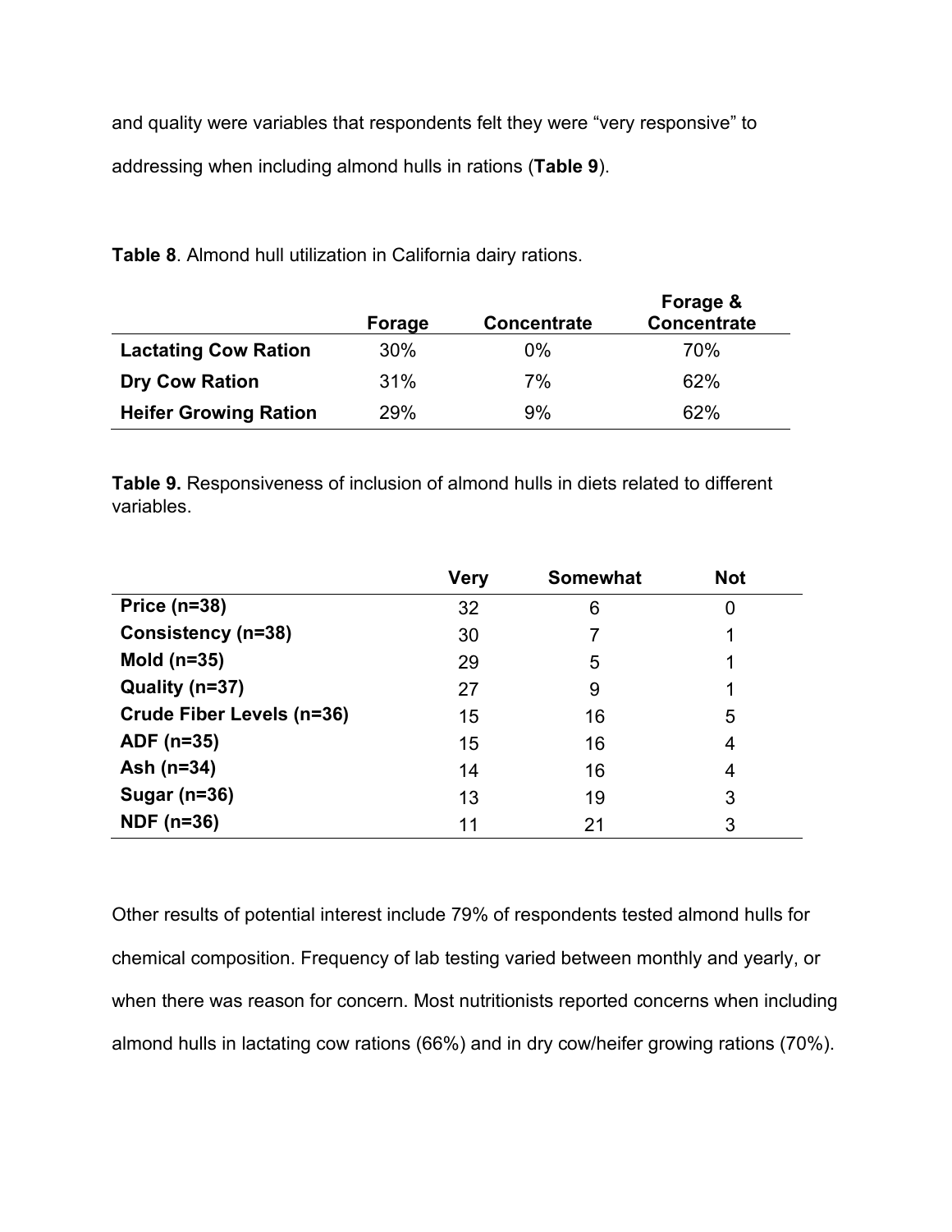and quality were variables that respondents felt they were "very responsive" to addressing when including almond hulls in rations (**Table 9**).

**Table 8**. Almond hull utilization in California dairy rations.

| | Forage | Concentrate | Forage & Concentrate |
|---|---|---|---|
| **Lactating Cow Ration** | 30% | 0% | 70% |
| **Dry Cow Ration** | 31% | 7% | 62% |
| **Heifer Growing Ration** | 29% | 9% | 62% |

**Table 9.** Responsiveness of inclusion of almond hulls in diets related to different variables.

| | Very | Somewhat | Not |
|---|---|---|---|
| **Price (n=38)** | 32 | 6 | 0 |
| **Consistency (n=38)** | 30 | 7 | 1 |
| **Mold (n=35)** | 29 | 5 | 1 |
| **Quality (n=37)** | 27 | 9 | 1 |
| **Crude Fiber Levels (n=36)** | 15 | 16 | 5 |
| **ADF (n=35)** | 15 | 16 | 4 |
| **Ash (n=34)** | 14 | 16 | 4 |
| **Sugar (n=36)** | 13 | 19 | 3 |
| **NDF (n=36)** | 11 | 21 | 3 |

Other results of potential interest include 79% of respondents tested almond hulls for chemical composition. Frequency of lab testing varied between monthly and yearly, or when there was reason for concern. Most nutritionists reported concerns when including almond hulls in lactating cow rations (66%) and in dry cow/heifer growing rations (70%).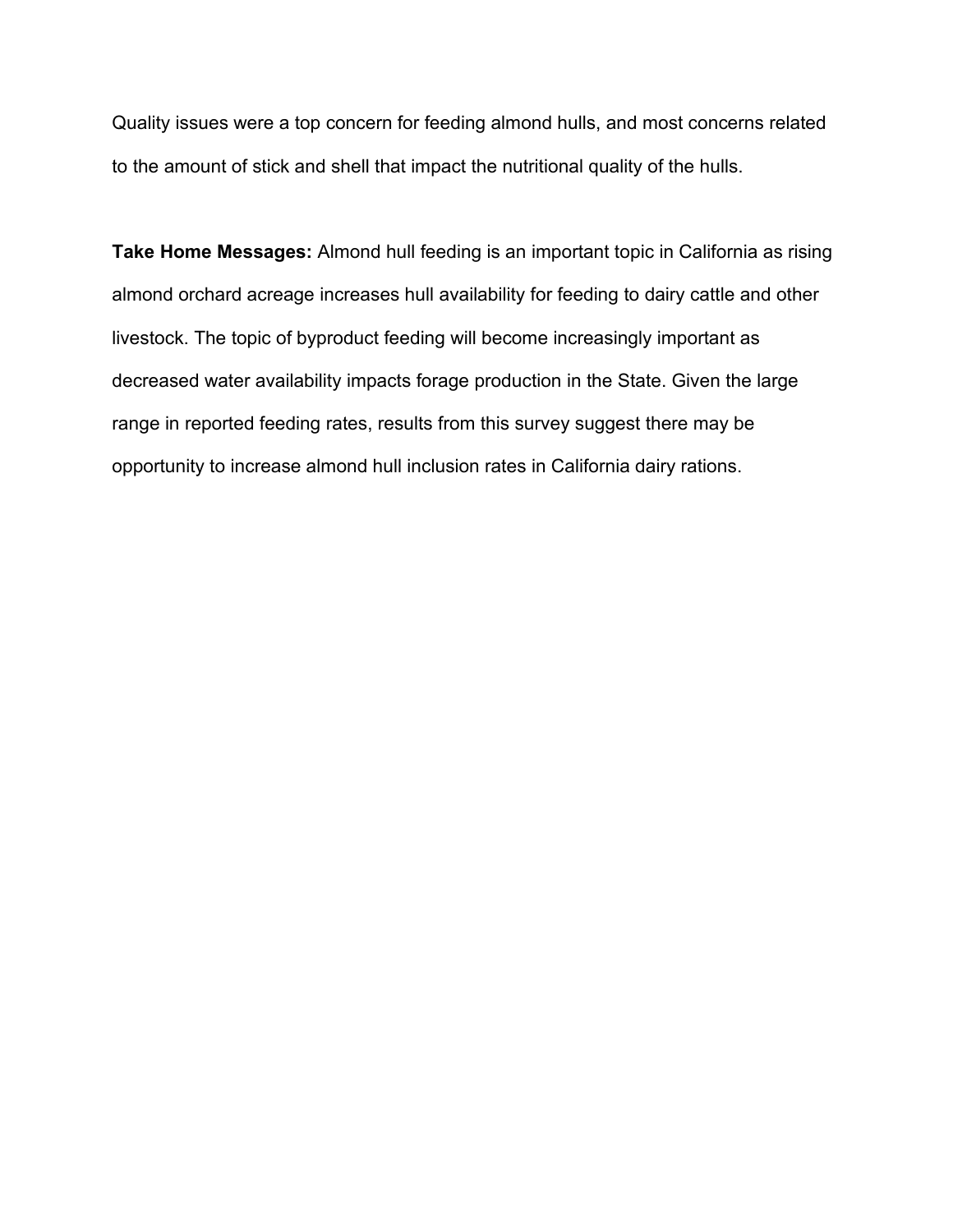Quality issues were a top concern for feeding almond hulls, and most concerns related to the amount of stick and shell that impact the nutritional quality of the hulls.

**Take Home Messages:** Almond hull feeding is an important topic in California as rising almond orchard acreage increases hull availability for feeding to dairy cattle and other livestock. The topic of byproduct feeding will become increasingly important as decreased water availability impacts forage production in the State. Given the large range in reported feeding rates, results from this survey suggest there may be opportunity to increase almond hull inclusion rates in California dairy rations.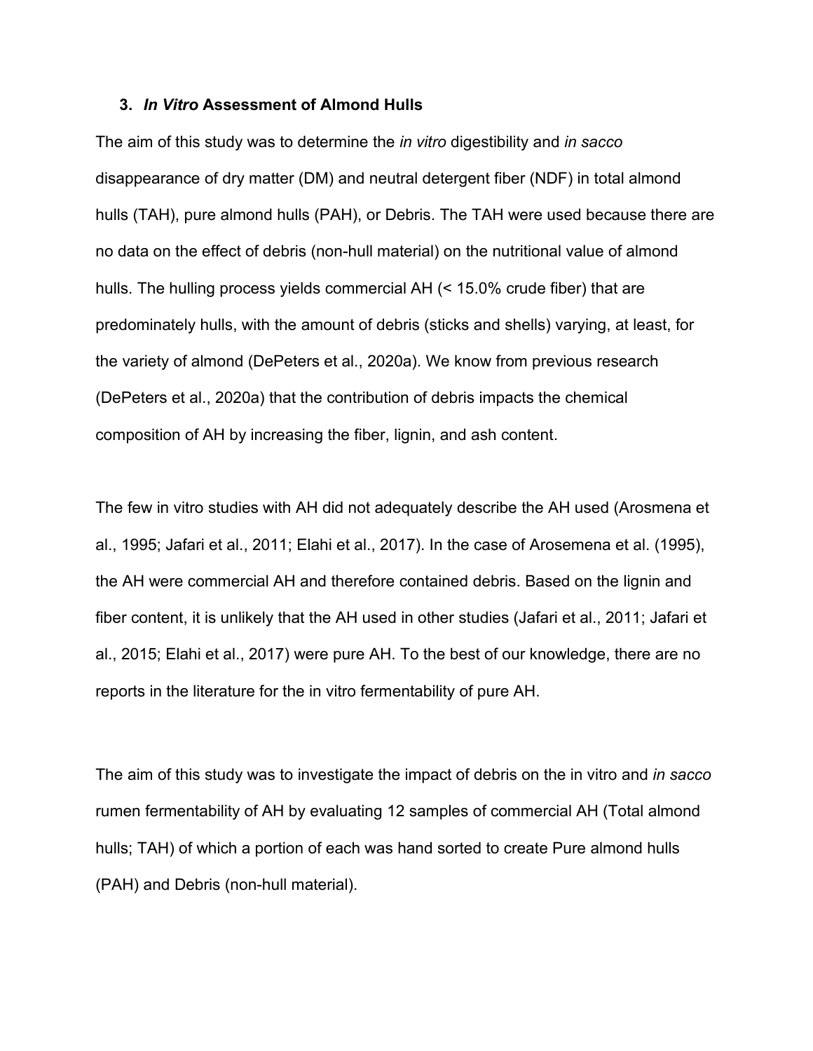## 3. *In Vitro* Assessment of Almond Hulls

The aim of this study was to determine the *in vitro* digestibility and *in sacco* disappearance of dry matter (DM) and neutral detergent fiber (NDF) in total almond hulls (TAH), pure almond hulls (PAH), or Debris. The TAH were used because there are no data on the effect of debris (non-hull material) on the nutritional value of almond hulls. The hulling process yields commercial AH (< 15.0% crude fiber) that are predominately hulls, with the amount of debris (sticks and shells) varying, at least, for the variety of almond (DePeters et al., 2020a). We know from previous research (DePeters et al., 2020a) that the contribution of debris impacts the chemical composition of AH by increasing the fiber, lignin, and ash content.

The few in vitro studies with AH did not adequately describe the AH used (Arosmena et al., 1995; Jafari et al., 2011; Elahi et al., 2017). In the case of Arosemena et al. (1995), the AH were commercial AH and therefore contained debris. Based on the lignin and fiber content, it is unlikely that the AH used in other studies (Jafari et al., 2011; Jafari et al., 2015; Elahi et al., 2017) were pure AH. To the best of our knowledge, there are no reports in the literature for the in vitro fermentability of pure AH.

The aim of this study was to investigate the impact of debris on the in vitro and *in sacco* rumen fermentability of AH by evaluating 12 samples of commercial AH (Total almond hulls; TAH) of which a portion of each was hand sorted to create Pure almond hulls (PAH) and Debris (non-hull material).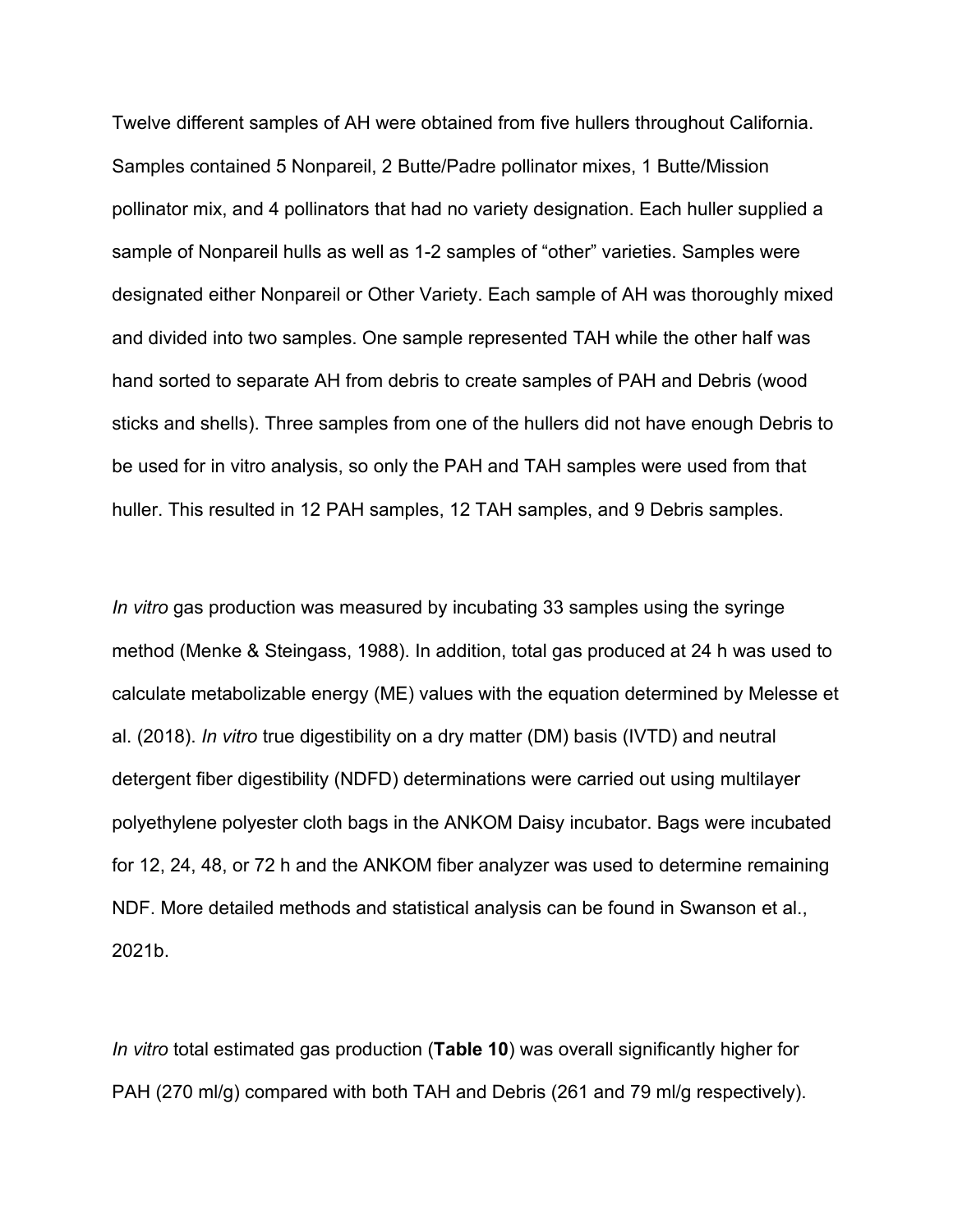Twelve different samples of AH were obtained from five hullers throughout California. Samples contained 5 Nonpareil, 2 Butte/Padre pollinator mixes, 1 Butte/Mission pollinator mix, and 4 pollinators that had no variety designation. Each huller supplied a sample of Nonpareil hulls as well as 1-2 samples of "other" varieties. Samples were designated either Nonpareil or Other Variety. Each sample of AH was thoroughly mixed and divided into two samples. One sample represented TAH while the other half was hand sorted to separate AH from debris to create samples of PAH and Debris (wood sticks and shells). Three samples from one of the hullers did not have enough Debris to be used for in vitro analysis, so only the PAH and TAH samples were used from that huller. This resulted in 12 PAH samples, 12 TAH samples, and 9 Debris samples.

*In vitro* gas production was measured by incubating 33 samples using the syringe method (Menke & Steingass, 1988). In addition, total gas produced at 24 h was used to calculate metabolizable energy (ME) values with the equation determined by Melesse et al. (2018). *In vitro* true digestibility on a dry matter (DM) basis (IVTD) and neutral detergent fiber digestibility (NDFD) determinations were carried out using multilayer polyethylene polyester cloth bags in the ANKOM Daisy incubator. Bags were incubated for 12, 24, 48, or 72 h and the ANKOM fiber analyzer was used to determine remaining NDF. More detailed methods and statistical analysis can be found in Swanson et al., 2021b.

*In vitro* total estimated gas production (**Table 10**) was overall significantly higher for PAH (270 ml/g) compared with both TAH and Debris (261 and 79 ml/g respectively).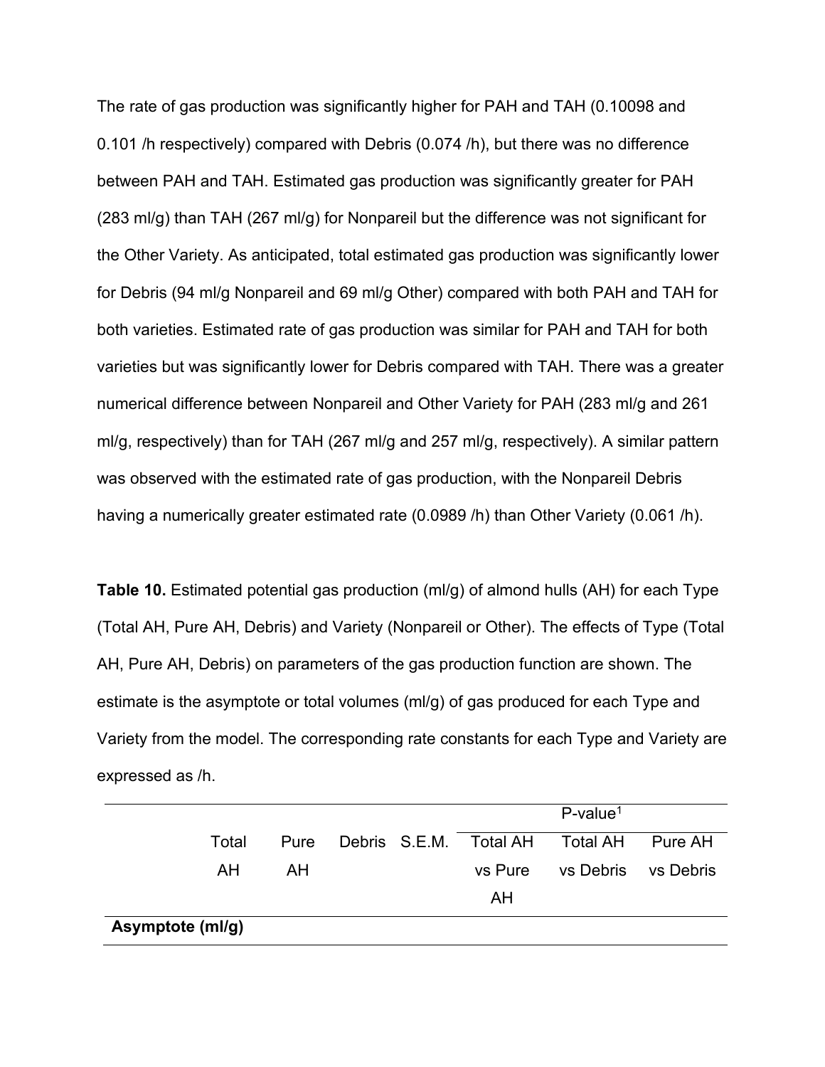The rate of gas production was significantly higher for PAH and TAH (0.10098 and 0.101 /h respectively) compared with Debris (0.074 /h), but there was no difference between PAH and TAH. Estimated gas production was significantly greater for PAH (283 ml/g) than TAH (267 ml/g) for Nonpareil but the difference was not significant for the Other Variety. As anticipated, total estimated gas production was significantly lower for Debris (94 ml/g Nonpareil and 69 ml/g Other) compared with both PAH and TAH for both varieties. Estimated rate of gas production was similar for PAH and TAH for both varieties but was significantly lower for Debris compared with TAH. There was a greater numerical difference between Nonpareil and Other Variety for PAH (283 ml/g and 261 ml/g, respectively) than for TAH (267 ml/g and 257 ml/g, respectively). A similar pattern was observed with the estimated rate of gas production, with the Nonpareil Debris having a numerically greater estimated rate (0.0989 /h) than Other Variety (0.061 /h).

**Table 10.** Estimated potential gas production (ml/g) of almond hulls (AH) for each Type (Total AH, Pure AH, Debris) and Variety (Nonpareil or Other). The effects of Type (Total AH, Pure AH, Debris) on parameters of the gas production function are shown. The estimate is the asymptote or total volumes (ml/g) of gas produced for each Type and Variety from the model. The corresponding rate constants for each Type and Variety are expressed as /h.

| | | | | | P-value[1] | | |
|---|---|---|---|---|---|---|---|
| | Total AH | Pure AH | Debris | S.E.M. | Total AH vs Pure AH | Total AH vs Debris | Pure AH vs Debris |
| **Asymptote (ml/g)** | | | | | | | |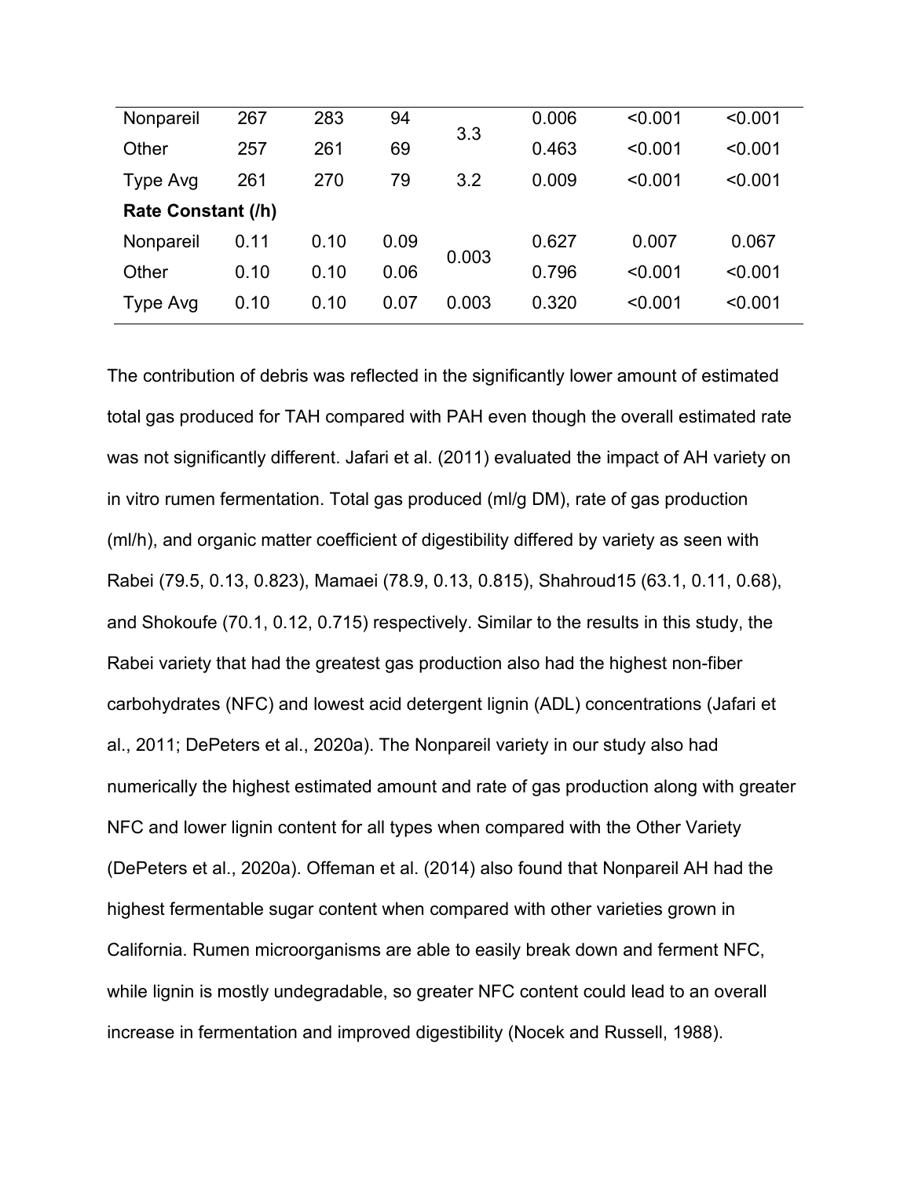| | | | | | | | |
|---|---|---|---|---|---|---|---|
| Nonpareil | 267 | 283 | 94 | 3.3 | 0.006 | <0.001 | <0.001 |
| Other | 257 | 261 | 69 | | 0.463 | <0.001 | <0.001 |
| Type Avg | 261 | 270 | 79 | 3.2 | 0.009 | <0.001 | <0.001 |
| **Rate Constant (/h)** | | | | | | | |
| Nonpareil | 0.11 | 0.10 | 0.09 | 0.003 | 0.627 | 0.007 | 0.067 |
| Other | 0.10 | 0.10 | 0.06 | | 0.796 | <0.001 | <0.001 |
| Type Avg | 0.10 | 0.10 | 0.07 | 0.003 | 0.320 | <0.001 | <0.001 |

The contribution of debris was reflected in the significantly lower amount of estimated total gas produced for TAH compared with PAH even though the overall estimated rate was not significantly different. Jafari et al. (2011) evaluated the impact of AH variety on in vitro rumen fermentation. Total gas produced (ml/g DM), rate of gas production (ml/h), and organic matter coefficient of digestibility differed by variety as seen with Rabei (79.5, 0.13, 0.823), Mamaei (78.9, 0.13, 0.815), Shahroud15 (63.1, 0.11, 0.68), and Shokoufe (70.1, 0.12, 0.715) respectively. Similar to the results in this study, the Rabei variety that had the greatest gas production also had the highest non-fiber carbohydrates (NFC) and lowest acid detergent lignin (ADL) concentrations (Jafari et al., 2011; DePeters et al., 2020a). The Nonpareil variety in our study also had numerically the highest estimated amount and rate of gas production along with greater NFC and lower lignin content for all types when compared with the Other Variety (DePeters et al., 2020a). Offeman et al. (2014) also found that Nonpareil AH had the highest fermentable sugar content when compared with other varieties grown in California. Rumen microorganisms are able to easily break down and ferment NFC, while lignin is mostly undegradable, so greater NFC content could lead to an overall increase in fermentation and improved digestibility (Nocek and Russell, 1988).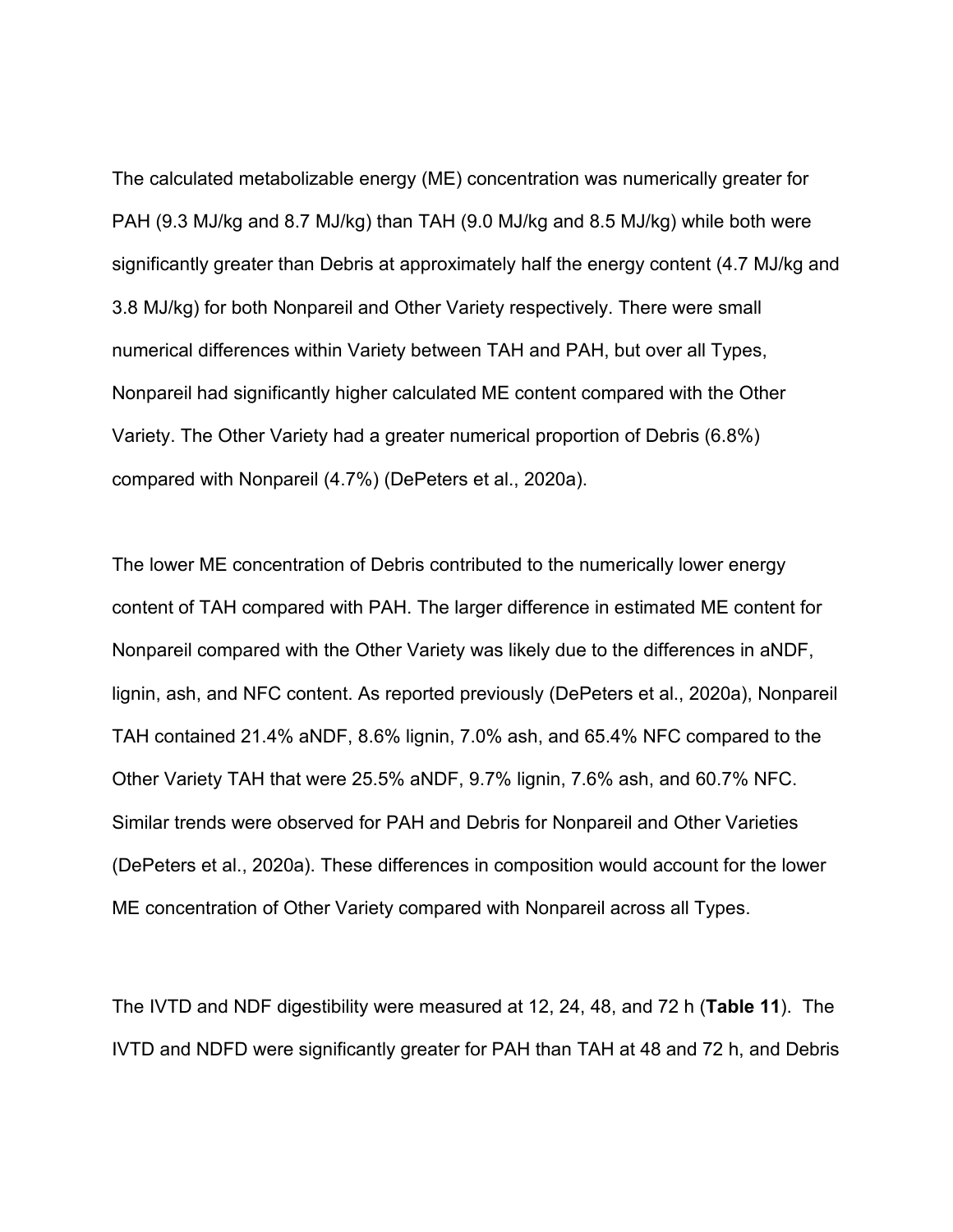The calculated metabolizable energy (ME) concentration was numerically greater for PAH (9.3 MJ/kg and 8.7 MJ/kg) than TAH (9.0 MJ/kg and 8.5 MJ/kg) while both were significantly greater than Debris at approximately half the energy content (4.7 MJ/kg and 3.8 MJ/kg) for both Nonpareil and Other Variety respectively. There were small numerical differences within Variety between TAH and PAH, but over all Types, Nonpareil had significantly higher calculated ME content compared with the Other Variety. The Other Variety had a greater numerical proportion of Debris (6.8%) compared with Nonpareil (4.7%) (DePeters et al., 2020a).

The lower ME concentration of Debris contributed to the numerically lower energy content of TAH compared with PAH. The larger difference in estimated ME content for Nonpareil compared with the Other Variety was likely due to the differences in aNDF, lignin, ash, and NFC content. As reported previously (DePeters et al., 2020a), Nonpareil TAH contained 21.4% aNDF, 8.6% lignin, 7.0% ash, and 65.4% NFC compared to the Other Variety TAH that were 25.5% aNDF, 9.7% lignin, 7.6% ash, and 60.7% NFC. Similar trends were observed for PAH and Debris for Nonpareil and Other Varieties (DePeters et al., 2020a). These differences in composition would account for the lower ME concentration of Other Variety compared with Nonpareil across all Types.

The IVTD and NDF digestibility were measured at 12, 24, 48, and 72 h (**Table 11**). The IVTD and NDFD were significantly greater for PAH than TAH at 48 and 72 h, and Debris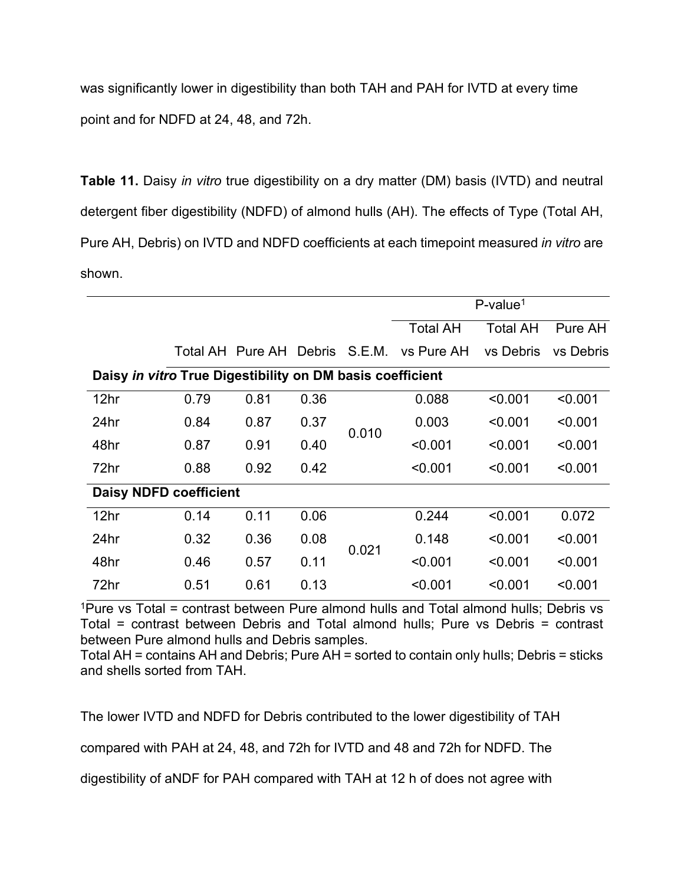was significantly lower in digestibility than both TAH and PAH for IVTD at every time point and for NDFD at 24, 48, and 72h.

**Table 11.** Daisy *in vitro* true digestibility on a dry matter (DM) basis (IVTD) and neutral detergent fiber digestibility (NDFD) of almond hulls (AH). The effects of Type (Total AH, Pure AH, Debris) on IVTD and NDFD coefficients at each timepoint measured *in vitro* are shown.

| | | | | | P-value[1] | | |
|---|---|---|---|---|---|---|---|
| | Total AH | Pure AH | Debris | S.E.M. | Total AH vs Pure AH | Total AH vs Debris | Pure AH vs Debris |
| **Daisy *in vitro* True Digestibility on DM basis coefficient** | | | | | | | |
| 12hr | 0.79 | 0.81 | 0.36 | 0.010 | 0.088 | <0.001 | <0.001 |
| 24hr | 0.84 | 0.87 | 0.37 | | 0.003 | <0.001 | <0.001 |
| 48hr | 0.87 | 0.91 | 0.40 | | <0.001 | <0.001 | <0.001 |
| 72hr | 0.88 | 0.92 | 0.42 | | <0.001 | <0.001 | <0.001 |
| **Daisy NDFD coefficient** | | | | | | | |
| 12hr | 0.14 | 0.11 | 0.06 | 0.021 | 0.244 | <0.001 | 0.072 |
| 24hr | 0.32 | 0.36 | 0.08 | | 0.148 | <0.001 | <0.001 |
| 48hr | 0.46 | 0.57 | 0.11 | | <0.001 | <0.001 | <0.001 |
| 72hr | 0.51 | 0.61 | 0.13 | | <0.001 | <0.001 | <0.001 |

[1]Pure vs Total = contrast between Pure almond hulls and Total almond hulls; Debris vs Total = contrast between Debris and Total almond hulls; Pure vs Debris = contrast between Pure almond hulls and Debris samples.
Total AH = contains AH and Debris; Pure AH = sorted to contain only hulls; Debris = sticks and shells sorted from TAH.

The lower IVTD and NDFD for Debris contributed to the lower digestibility of TAH compared with PAH at 24, 48, and 72h for IVTD and 48 and 72h for NDFD. The digestibility of aNDF for PAH compared with TAH at 12 h of does not agree with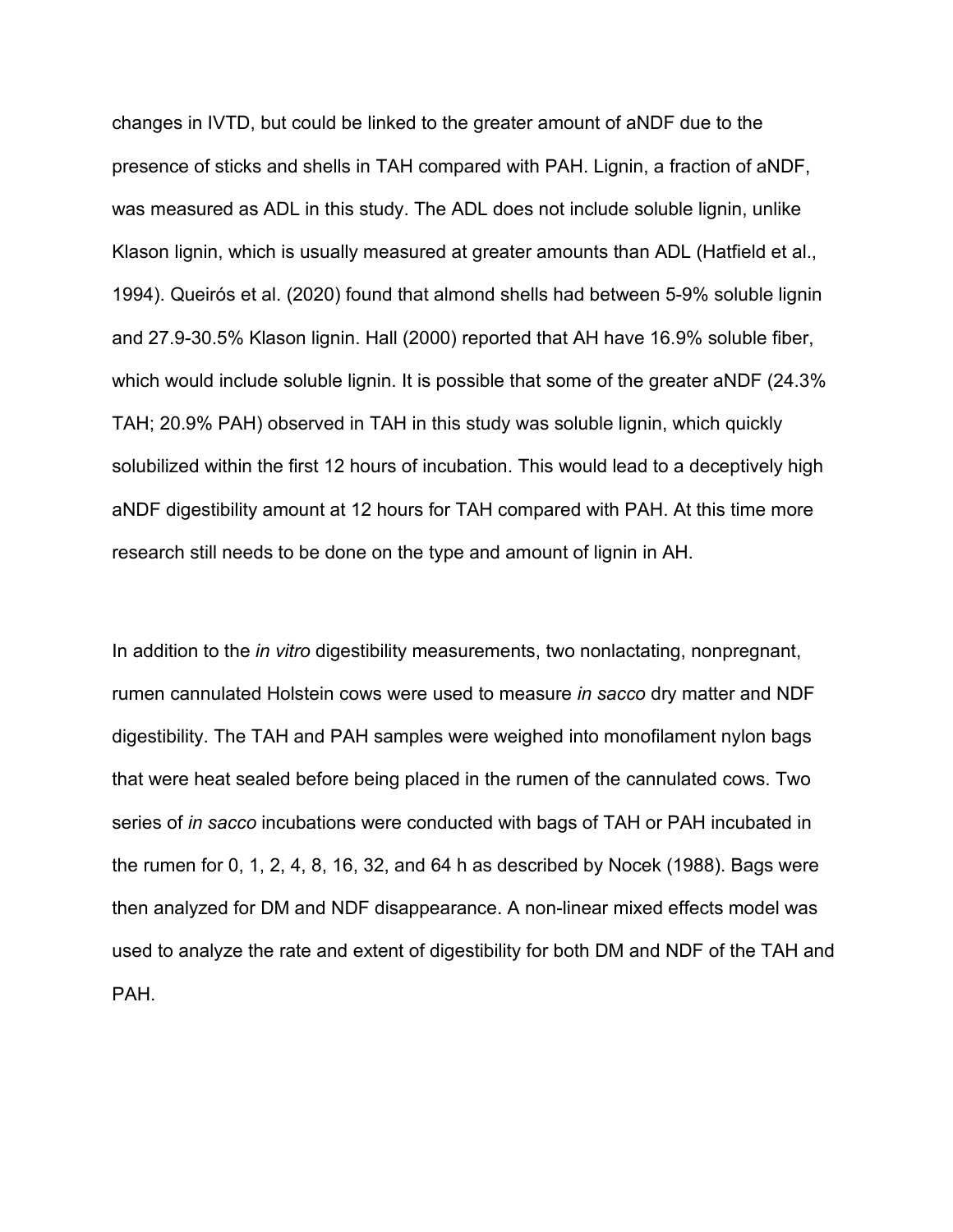changes in IVTD, but could be linked to the greater amount of aNDF due to the presence of sticks and shells in TAH compared with PAH. Lignin, a fraction of aNDF, was measured as ADL in this study. The ADL does not include soluble lignin, unlike Klason lignin, which is usually measured at greater amounts than ADL (Hatfield et al., 1994). Queirós et al. (2020) found that almond shells had between 5-9% soluble lignin and 27.9-30.5% Klason lignin. Hall (2000) reported that AH have 16.9% soluble fiber, which would include soluble lignin. It is possible that some of the greater aNDF (24.3% TAH; 20.9% PAH) observed in TAH in this study was soluble lignin, which quickly solubilized within the first 12 hours of incubation. This would lead to a deceptively high aNDF digestibility amount at 12 hours for TAH compared with PAH. At this time more research still needs to be done on the type and amount of lignin in AH.

In addition to the *in vitro* digestibility measurements, two nonlactating, nonpregnant, rumen cannulated Holstein cows were used to measure *in sacco* dry matter and NDF digestibility. The TAH and PAH samples were weighed into monofilament nylon bags that were heat sealed before being placed in the rumen of the cannulated cows. Two series of *in sacco* incubations were conducted with bags of TAH or PAH incubated in the rumen for 0, 1, 2, 4, 8, 16, 32, and 64 h as described by Nocek (1988). Bags were then analyzed for DM and NDF disappearance. A non-linear mixed effects model was used to analyze the rate and extent of digestibility for both DM and NDF of the TAH and PAH.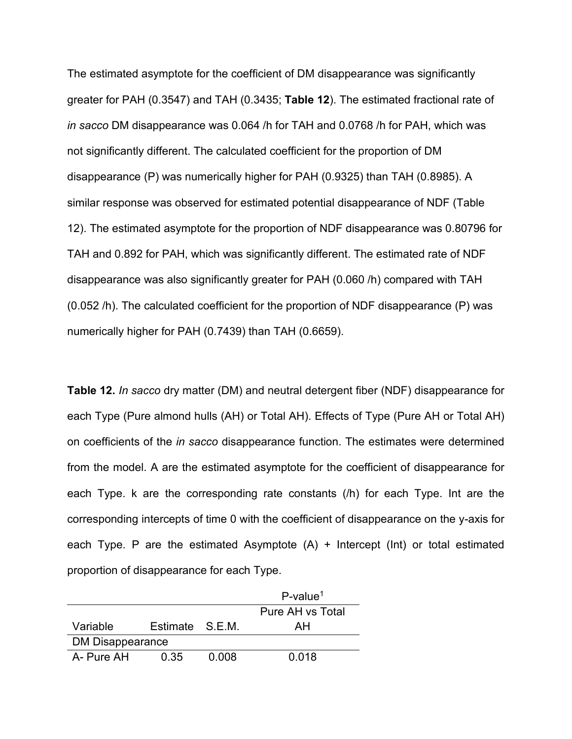The estimated asymptote for the coefficient of DM disappearance was significantly greater for PAH (0.3547) and TAH (0.3435; **Table 12**). The estimated fractional rate of *in sacco* DM disappearance was 0.064 /h for TAH and 0.0768 /h for PAH, which was not significantly different. The calculated coefficient for the proportion of DM disappearance (P) was numerically higher for PAH (0.9325) than TAH (0.8985). A similar response was observed for estimated potential disappearance of NDF (Table 12). The estimated asymptote for the proportion of NDF disappearance was 0.80796 for TAH and 0.892 for PAH, which was significantly different. The estimated rate of NDF disappearance was also significantly greater for PAH (0.060 /h) compared with TAH (0.052 /h). The calculated coefficient for the proportion of NDF disappearance (P) was numerically higher for PAH (0.7439) than TAH (0.6659).

**Table 12.** *In sacco* dry matter (DM) and neutral detergent fiber (NDF) disappearance for each Type (Pure almond hulls (AH) or Total AH). Effects of Type (Pure AH or Total AH) on coefficients of the *in sacco* disappearance function. The estimates were determined from the model. A are the estimated asymptote for the coefficient of disappearance for each Type. k are the corresponding rate constants (/h) for each Type. Int are the corresponding intercepts of time 0 with the coefficient of disappearance on the y-axis for each Type. P are the estimated Asymptote (A) + Intercept (Int) or total estimated proportion of disappearance for each Type.

| | | | P-value[1] |
|---|---|---|---|
| Variable | Estimate | S.E.M. | Pure AH vs Total AH |
| DM Disappearance | | | |
| A- Pure AH | 0.35 | 0.008 | 0.018 |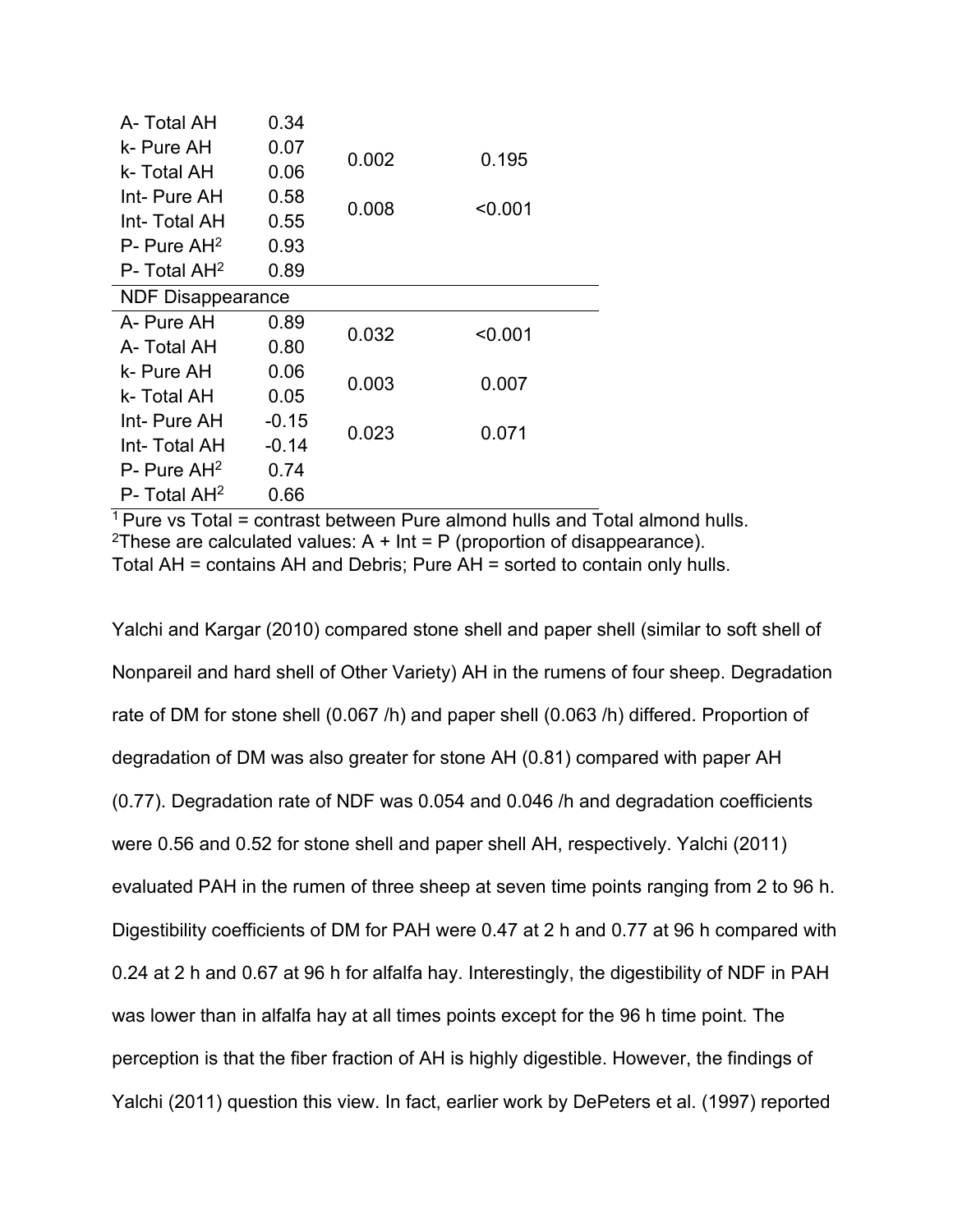| | | | |
|---|---|---|---|
| A- Total AH | 0.34 | | |
| k- Pure AH | 0.07 | 0.002 | 0.195 |
| k- Total AH | 0.06 | | |
| Int- Pure AH | 0.58 | 0.008 | <0.001 |
| Int- Total AH | 0.55 | | |
| P- Pure AH[2] | 0.93 | | |
| P- Total AH[2] | 0.89 | | |
| NDF Disappearance | | | |
| A- Pure AH | 0.89 | 0.032 | <0.001 |
| A- Total AH | 0.80 | | |
| k- Pure AH | 0.06 | 0.003 | 0.007 |
| k- Total AH | 0.05 | | |
| Int- Pure AH | -0.15 | 0.023 | 0.071 |
| Int- Total AH | -0.14 | | |
| P- Pure AH[2] | 0.74 | | |
| P- Total AH[2] | 0.66 | | |

[1] Pure vs Total = contrast between Pure almond hulls and Total almond hulls.
[2]These are calculated values: A + Int = P (proportion of disappearance).
Total AH = contains AH and Debris; Pure AH = sorted to contain only hulls.

Yalchi and Kargar (2010) compared stone shell and paper shell (similar to soft shell of Nonpareil and hard shell of Other Variety) AH in the rumens of four sheep. Degradation rate of DM for stone shell (0.067 /h) and paper shell (0.063 /h) differed. Proportion of degradation of DM was also greater for stone AH (0.81) compared with paper AH (0.77). Degradation rate of NDF was 0.054 and 0.046 /h and degradation coefficients were 0.56 and 0.52 for stone shell and paper shell AH, respectively. Yalchi (2011) evaluated PAH in the rumen of three sheep at seven time points ranging from 2 to 96 h. Digestibility coefficients of DM for PAH were 0.47 at 2 h and 0.77 at 96 h compared with 0.24 at 2 h and 0.67 at 96 h for alfalfa hay. Interestingly, the digestibility of NDF in PAH was lower than in alfalfa hay at all times points except for the 96 h time point. The perception is that the fiber fraction of AH is highly digestible. However, the findings of Yalchi (2011) question this view. In fact, earlier work by DePeters et al. (1997) reported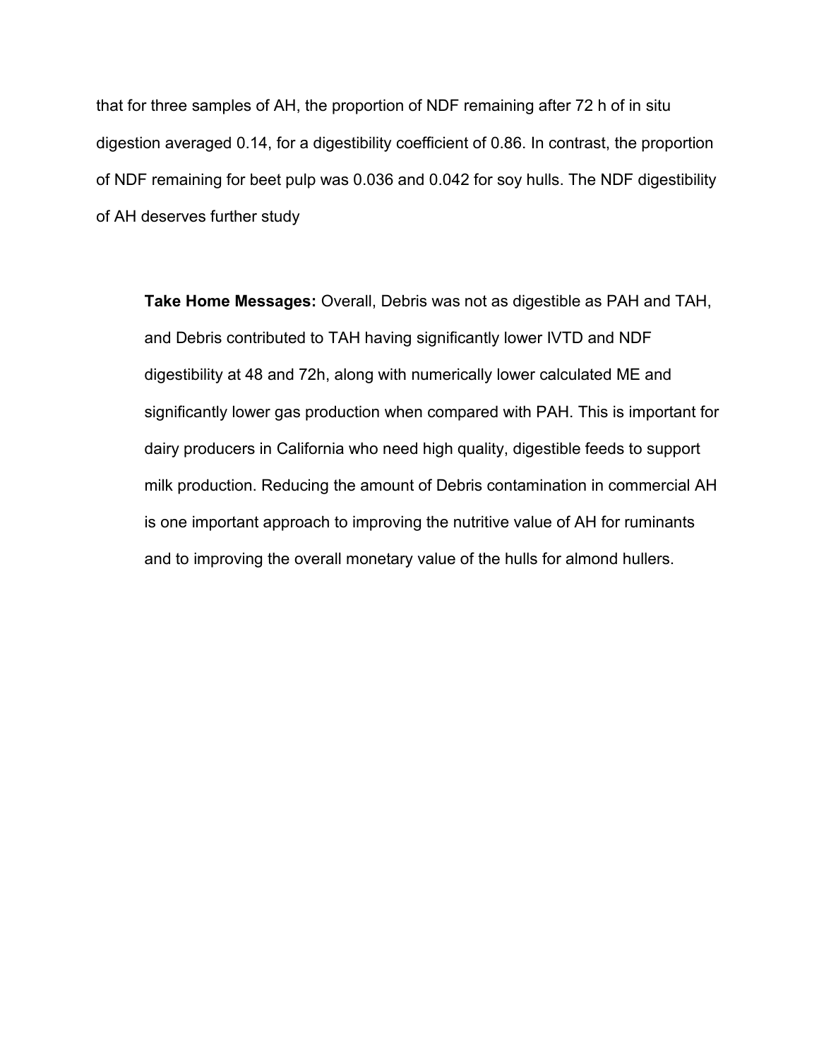that for three samples of AH, the proportion of NDF remaining after 72 h of in situ digestion averaged 0.14, for a digestibility coefficient of 0.86. In contrast, the proportion of NDF remaining for beet pulp was 0.036 and 0.042 for soy hulls. The NDF digestibility of AH deserves further study

**Take Home Messages:** Overall, Debris was not as digestible as PAH and TAH, and Debris contributed to TAH having significantly lower IVTD and NDF digestibility at 48 and 72h, along with numerically lower calculated ME and significantly lower gas production when compared with PAH. This is important for dairy producers in California who need high quality, digestible feeds to support milk production. Reducing the amount of Debris contamination in commercial AH is one important approach to improving the nutritive value of AH for ruminants and to improving the overall monetary value of the hulls for almond hullers.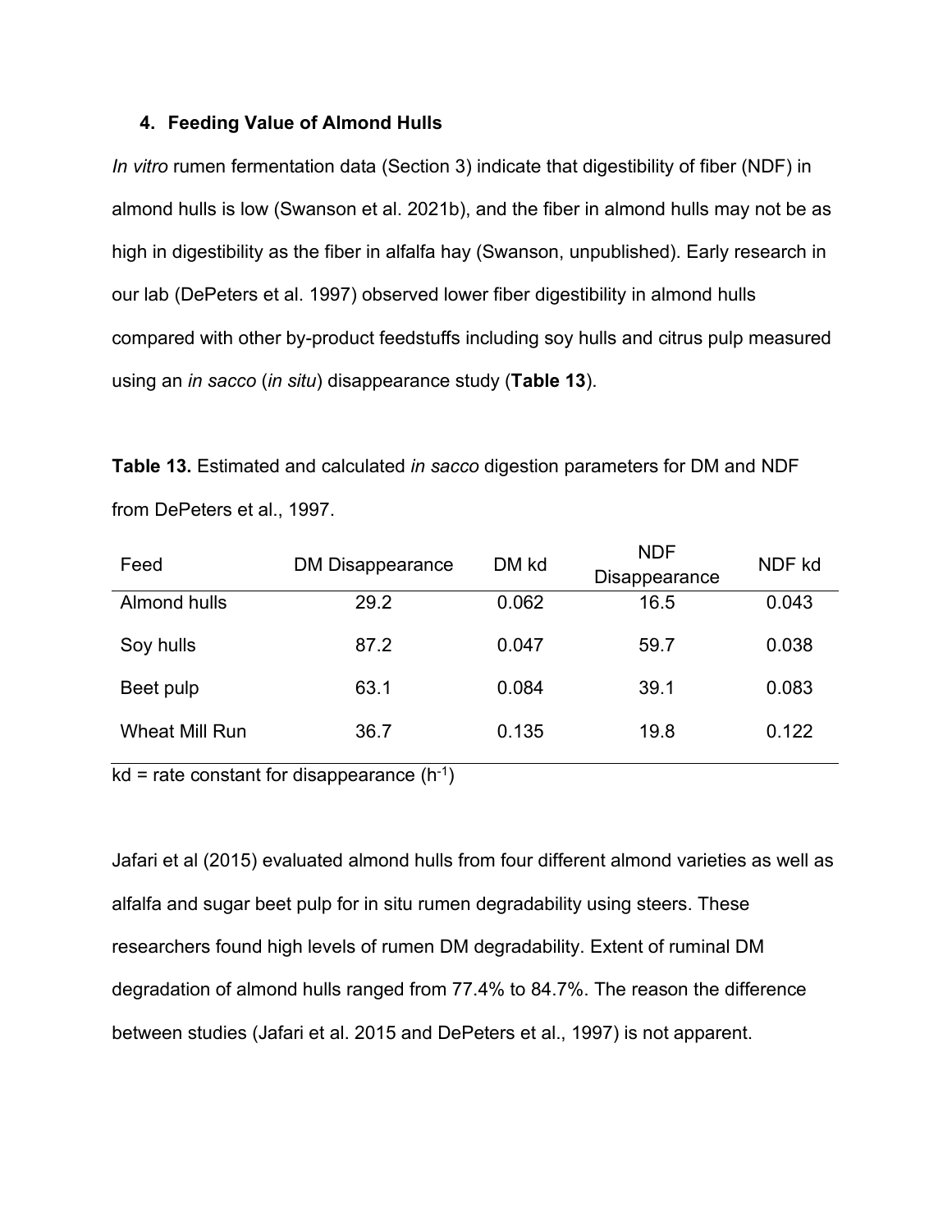## 4. Feeding Value of Almond Hulls

*In vitro* rumen fermentation data (Section 3) indicate that digestibility of fiber (NDF) in almond hulls is low (Swanson et al. 2021b), and the fiber in almond hulls may not be as high in digestibility as the fiber in alfalfa hay (Swanson, unpublished). Early research in our lab (DePeters et al. 1997) observed lower fiber digestibility in almond hulls compared with other by-product feedstuffs including soy hulls and citrus pulp measured using an *in sacco* (*in situ*) disappearance study (**Table 13**).

**Table 13.** Estimated and calculated *in sacco* digestion parameters for DM and NDF from DePeters et al., 1997.

| Feed | DM Disappearance | DM kd | NDF Disappearance | NDF kd |
|---|---|---|---|---|
| Almond hulls | 29.2 | 0.062 | 16.5 | 0.043 |
| Soy hulls | 87.2 | 0.047 | 59.7 | 0.038 |
| Beet pulp | 63.1 | 0.084 | 39.1 | 0.083 |
| Wheat Mill Run | 36.7 | 0.135 | 19.8 | 0.122 |

kd = rate constant for disappearance ($h^{-1}$)

Jafari et al (2015) evaluated almond hulls from four different almond varieties as well as alfalfa and sugar beet pulp for in situ rumen degradability using steers. These researchers found high levels of rumen DM degradability. Extent of ruminal DM degradation of almond hulls ranged from 77.4% to 84.7%. The reason the difference between studies (Jafari et al. 2015 and DePeters et al., 1997) is not apparent.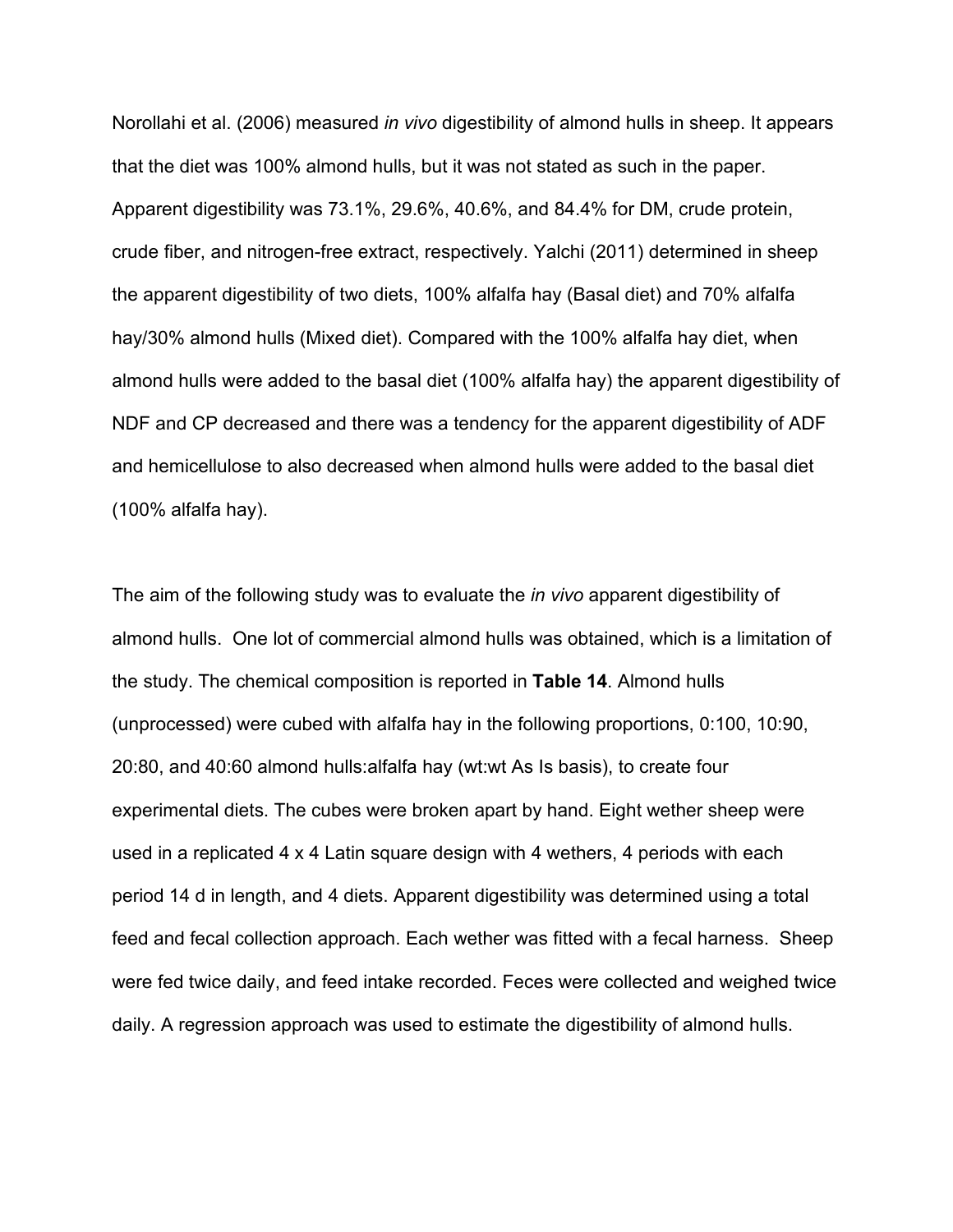Norollahi et al. (2006) measured *in vivo* digestibility of almond hulls in sheep. It appears that the diet was 100% almond hulls, but it was not stated as such in the paper. Apparent digestibility was 73.1%, 29.6%, 40.6%, and 84.4% for DM, crude protein, crude fiber, and nitrogen-free extract, respectively. Yalchi (2011) determined in sheep the apparent digestibility of two diets, 100% alfalfa hay (Basal diet) and 70% alfalfa hay/30% almond hulls (Mixed diet). Compared with the 100% alfalfa hay diet, when almond hulls were added to the basal diet (100% alfalfa hay) the apparent digestibility of NDF and CP decreased and there was a tendency for the apparent digestibility of ADF and hemicellulose to also decreased when almond hulls were added to the basal diet (100% alfalfa hay).

The aim of the following study was to evaluate the *in vivo* apparent digestibility of almond hulls. One lot of commercial almond hulls was obtained, which is a limitation of the study. The chemical composition is reported in **Table 14**. Almond hulls (unprocessed) were cubed with alfalfa hay in the following proportions, 0:100, 10:90, 20:80, and 40:60 almond hulls:alfalfa hay (wt:wt As Is basis), to create four experimental diets. The cubes were broken apart by hand. Eight wether sheep were used in a replicated 4 x 4 Latin square design with 4 wethers, 4 periods with each period 14 d in length, and 4 diets. Apparent digestibility was determined using a total feed and fecal collection approach. Each wether was fitted with a fecal harness. Sheep were fed twice daily, and feed intake recorded. Feces were collected and weighed twice daily. A regression approach was used to estimate the digestibility of almond hulls.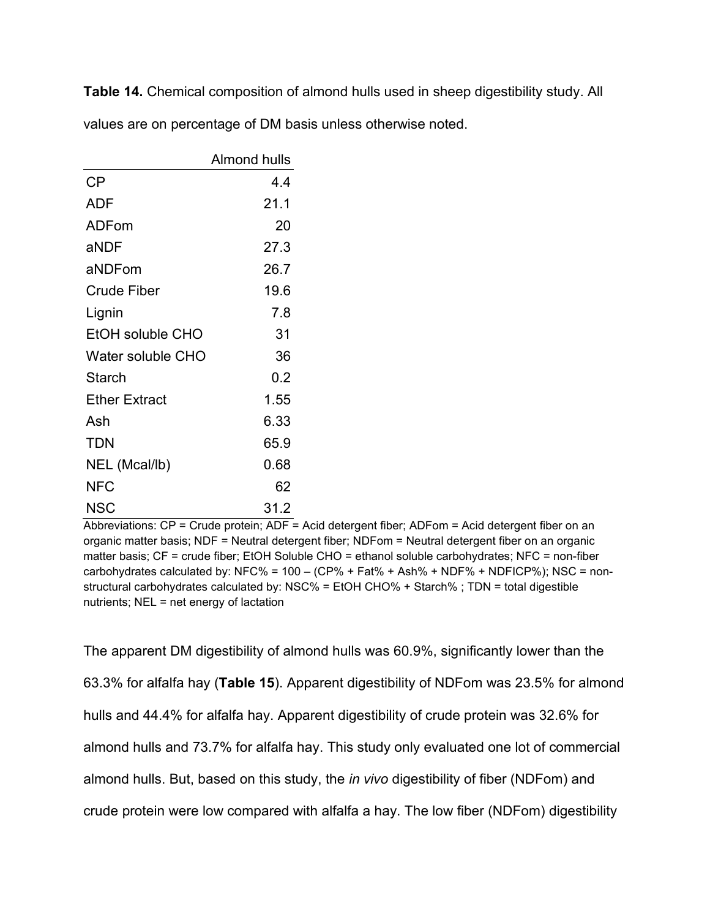**Table 14.** Chemical composition of almond hulls used in sheep digestibility study. All values are on percentage of DM basis unless otherwise noted.

| | Almond hulls |
|---|---|
| CP | 4.4 |
| ADF | 21.1 |
| ADFom | 20 |
| aNDF | 27.3 |
| aNDFom | 26.7 |
| Crude Fiber | 19.6 |
| Lignin | 7.8 |
| EtOH soluble CHO | 31 |
| Water soluble CHO | 36 |
| Starch | 0.2 |
| Ether Extract | 1.55 |
| Ash | 6.33 |
| TDN | 65.9 |
| NEL (Mcal/lb) | 0.68 |
| NFC | 62 |
| NSC | 31.2 |

Abbreviations: CP = Crude protein; ADF = Acid detergent fiber; ADFom = Acid detergent fiber on an organic matter basis; NDF = Neutral detergent fiber; NDFom = Neutral detergent fiber on an organic matter basis; CF = crude fiber; EtOH Soluble CHO = ethanol soluble carbohydrates; NFC = non-fiber carbohydrates calculated by: NFC% = 100 – (CP% + Fat% + Ash% + NDF% + NDFICP%); NSC = non-structural carbohydrates calculated by: NSC% = EtOH CHO% + Starch% ; TDN = total digestible nutrients; NEL = net energy of lactation

The apparent DM digestibility of almond hulls was 60.9%, significantly lower than the 63.3% for alfalfa hay (**Table 15**). Apparent digestibility of NDFom was 23.5% for almond hulls and 44.4% for alfalfa hay. Apparent digestibility of crude protein was 32.6% for almond hulls and 73.7% for alfalfa hay. This study only evaluated one lot of commercial almond hulls. But, based on this study, the *in vivo* digestibility of fiber (NDFom) and crude protein were low compared with alfalfa a hay. The low fiber (NDFom) digestibility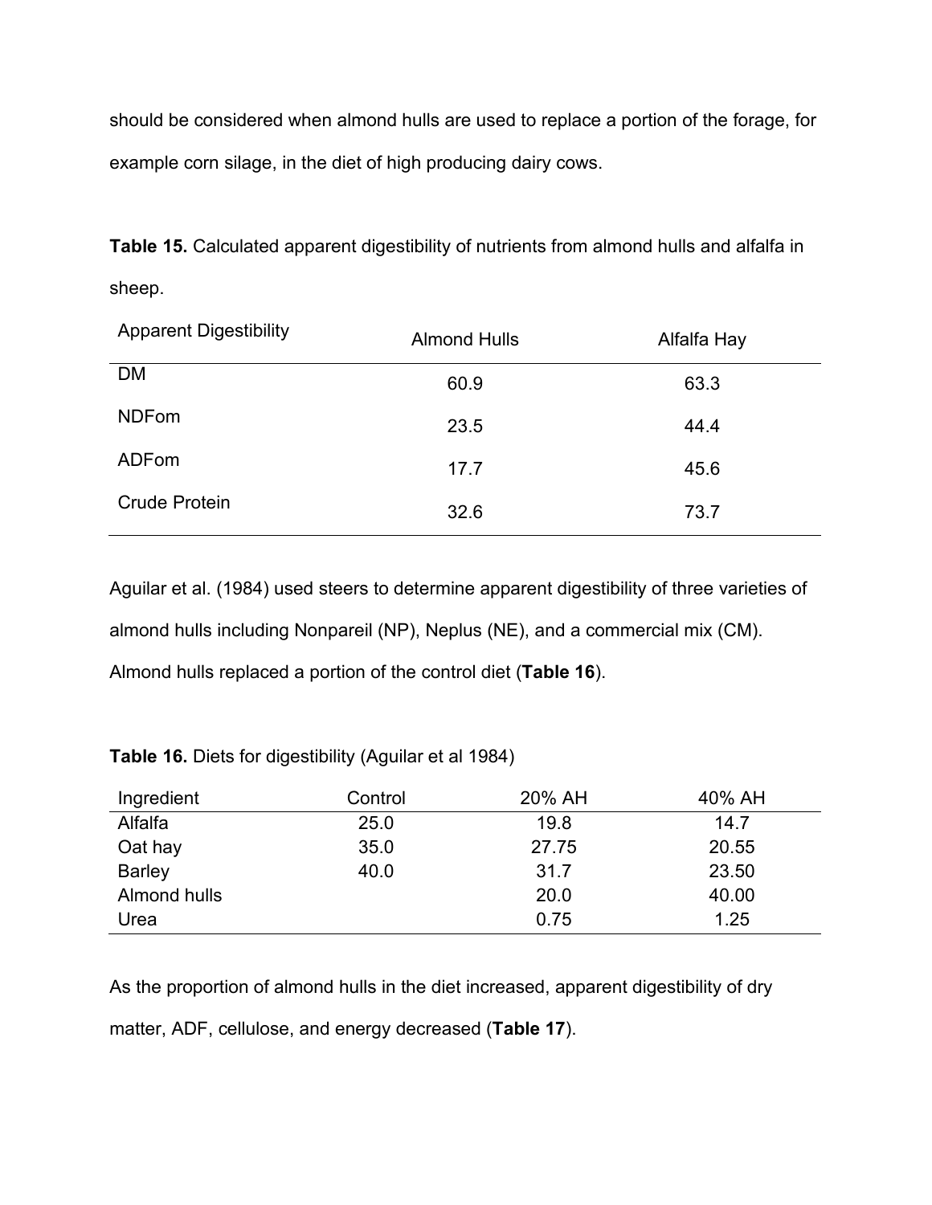should be considered when almond hulls are used to replace a portion of the forage, for example corn silage, in the diet of high producing dairy cows.

**Table 15.** Calculated apparent digestibility of nutrients from almond hulls and alfalfa in sheep.

| Apparent Digestibility | Almond Hulls | Alfalfa Hay |
|---|---|---|
| DM | 60.9 | 63.3 |
| NDFom | 23.5 | 44.4 |
| ADFom | 17.7 | 45.6 |
| Crude Protein | 32.6 | 73.7 |

Aguilar et al. (1984) used steers to determine apparent digestibility of three varieties of almond hulls including Nonpareil (NP), Neplus (NE), and a commercial mix (CM). Almond hulls replaced a portion of the control diet (**Table 16**).

**Table 16.** Diets for digestibility (Aguilar et al 1984)

| Ingredient | Control | 20% AH | 40% AH |
|---|---|---|---|
| Alfalfa | 25.0 | 19.8 | 14.7 |
| Oat hay | 35.0 | 27.75 | 20.55 |
| Barley | 40.0 | 31.7 | 23.50 |
| Almond hulls | | 20.0 | 40.00 |
| Urea | | 0.75 | 1.25 |

As the proportion of almond hulls in the diet increased, apparent digestibility of dry matter, ADF, cellulose, and energy decreased (**Table 17**).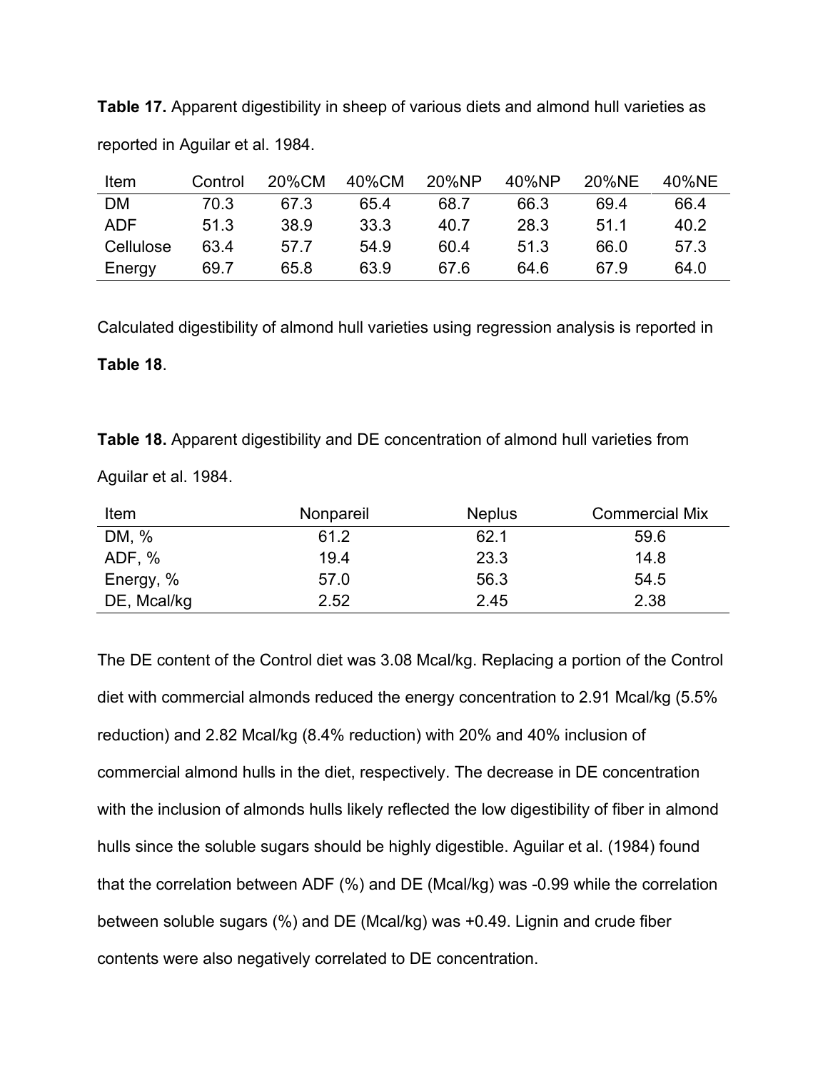**Table 17.** Apparent digestibility in sheep of various diets and almond hull varieties as reported in Aguilar et al. 1984.

| Item | Control | 20%CM | 40%CM | 20%NP | 40%NP | 20%NE | 40%NE |
|---|---|---|---|---|---|---|---|
| DM | 70.3 | 67.3 | 65.4 | 68.7 | 66.3 | 69.4 | 66.4 |
| ADF | 51.3 | 38.9 | 33.3 | 40.7 | 28.3 | 51.1 | 40.2 |
| Cellulose | 63.4 | 57.7 | 54.9 | 60.4 | 51.3 | 66.0 | 57.3 |
| Energy | 69.7 | 65.8 | 63.9 | 67.6 | 64.6 | 67.9 | 64.0 |

Calculated digestibility of almond hull varieties using regression analysis is reported in **Table 18**.

**Table 18.** Apparent digestibility and DE concentration of almond hull varieties from Aguilar et al. 1984.

| Item | Nonpareil | Neplus | Commercial Mix |
|---|---|---|---|
| DM, % | 61.2 | 62.1 | 59.6 |
| ADF, % | 19.4 | 23.3 | 14.8 |
| Energy, % | 57.0 | 56.3 | 54.5 |
| DE, Mcal/kg | 2.52 | 2.45 | 2.38 |

The DE content of the Control diet was 3.08 Mcal/kg. Replacing a portion of the Control diet with commercial almonds reduced the energy concentration to 2.91 Mcal/kg (5.5% reduction) and 2.82 Mcal/kg (8.4% reduction) with 20% and 40% inclusion of commercial almond hulls in the diet, respectively. The decrease in DE concentration with the inclusion of almonds hulls likely reflected the low digestibility of fiber in almond hulls since the soluble sugars should be highly digestible. Aguilar et al. (1984) found that the correlation between ADF (%) and DE (Mcal/kg) was -0.99 while the correlation between soluble sugars (%) and DE (Mcal/kg) was +0.49. Lignin and crude fiber contents were also negatively correlated to DE concentration.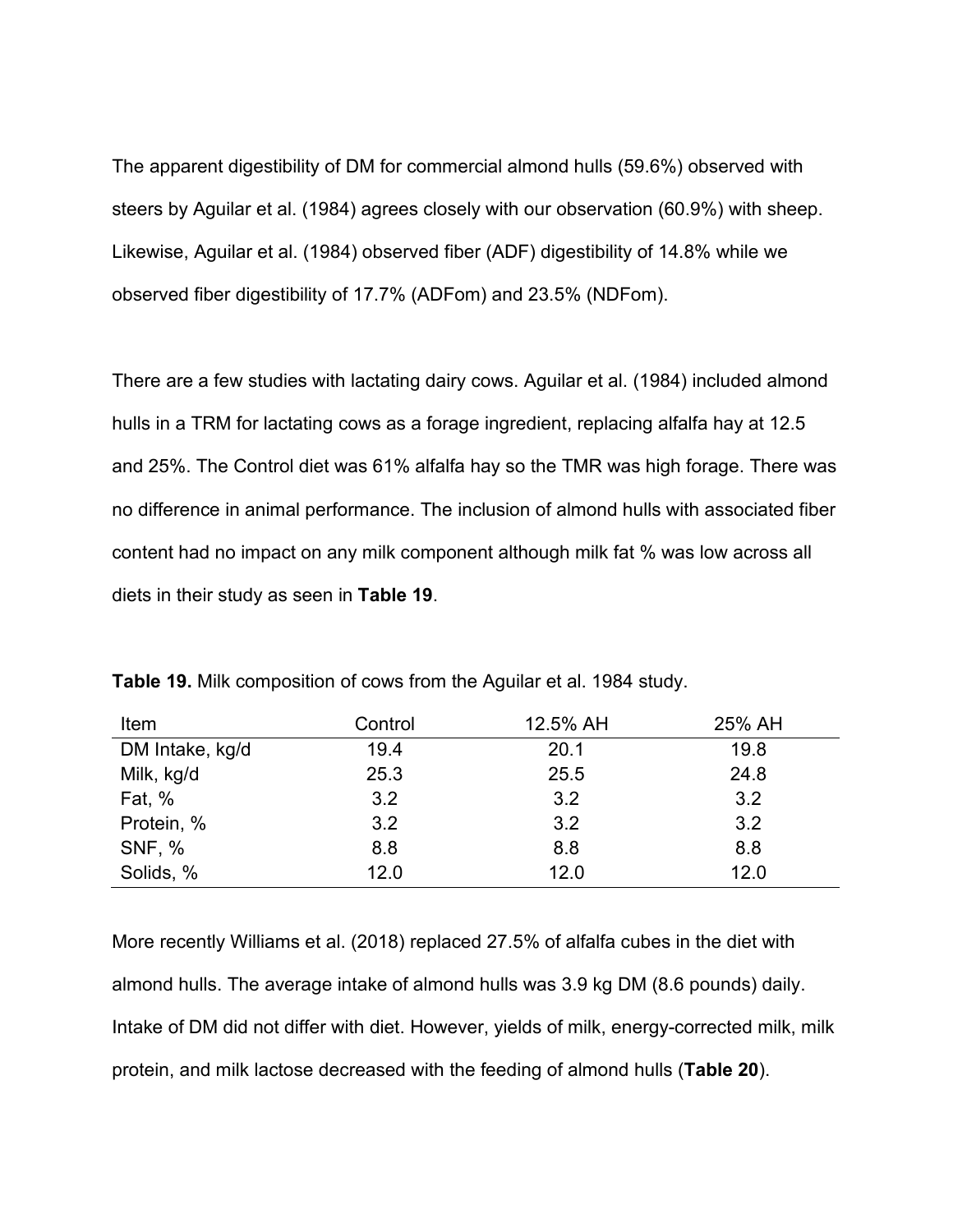The apparent digestibility of DM for commercial almond hulls (59.6%) observed with steers by Aguilar et al. (1984) agrees closely with our observation (60.9%) with sheep. Likewise, Aguilar et al. (1984) observed fiber (ADF) digestibility of 14.8% while we observed fiber digestibility of 17.7% (ADFom) and 23.5% (NDFom).

There are a few studies with lactating dairy cows. Aguilar et al. (1984) included almond hulls in a TRM for lactating cows as a forage ingredient, replacing alfalfa hay at 12.5 and 25%. The Control diet was 61% alfalfa hay so the TMR was high forage. There was no difference in animal performance. The inclusion of almond hulls with associated fiber content had no impact on any milk component although milk fat % was low across all diets in their study as seen in **Table 19**.

**Table 19.** Milk composition of cows from the Aguilar et al. 1984 study.

| Item | Control | 12.5% AH | 25% AH |
|---|---|---|---|
| DM Intake, kg/d | 19.4 | 20.1 | 19.8 |
| Milk, kg/d | 25.3 | 25.5 | 24.8 |
| Fat, % | 3.2 | 3.2 | 3.2 |
| Protein, % | 3.2 | 3.2 | 3.2 |
| SNF, % | 8.8 | 8.8 | 8.8 |
| Solids, % | 12.0 | 12.0 | 12.0 |

More recently Williams et al. (2018) replaced 27.5% of alfalfa cubes in the diet with almond hulls. The average intake of almond hulls was 3.9 kg DM (8.6 pounds) daily. Intake of DM did not differ with diet. However, yields of milk, energy-corrected milk, milk protein, and milk lactose decreased with the feeding of almond hulls (**Table 20**).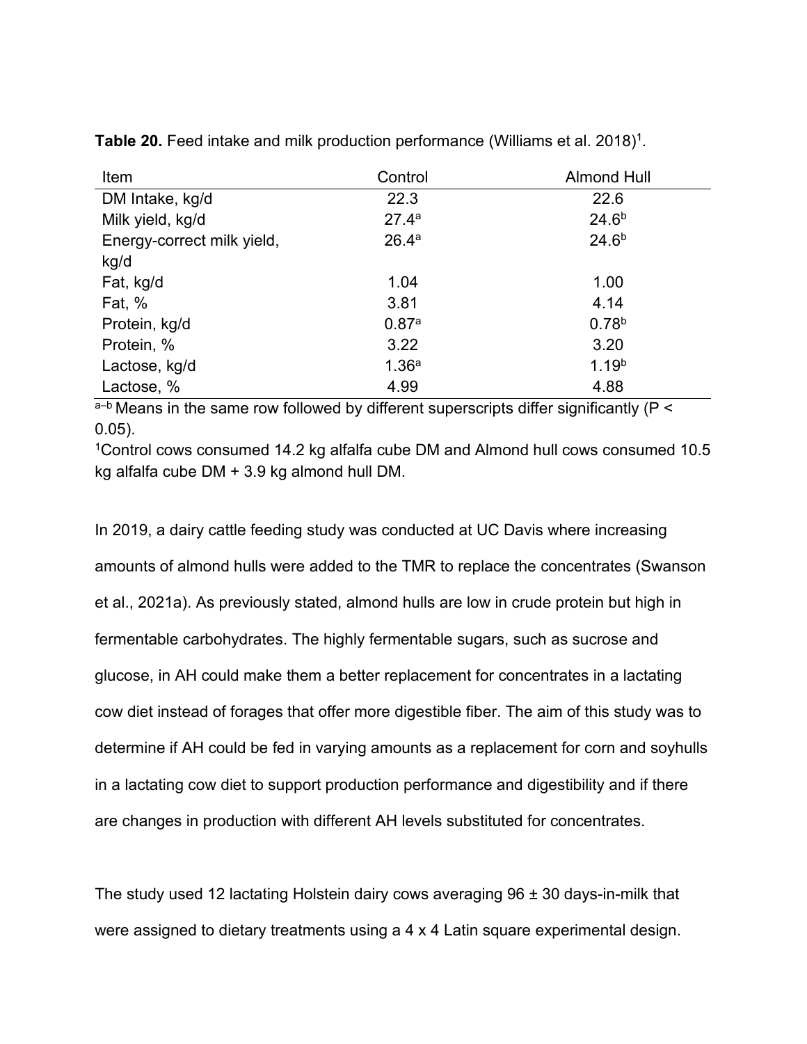**Table 20.** Feed intake and milk production performance (Williams et al. 2018)[1].

| Item | Control | Almond Hull |
| --- | --- | --- |
| DM Intake, kg/d | 22.3 | 22.6 |
| Milk yield, kg/d | 27.4[a] | 24.6[b] |
| Energy-correct milk yield, kg/d | 26.4[a] | 24.6[b] |
| Fat, kg/d | 1.04 | 1.00 |
| Fat, % | 3.81 | 4.14 |
| Protein, kg/d | 0.87[a] | 0.78[b] |
| Protein, % | 3.22 | 3.20 |
| Lactose, kg/d | 1.36[a] | 1.19[b] |
| Lactose, % | 4.99 | 4.88 |

[a–b] Means in the same row followed by different superscripts differ significantly ($P < 0.05$).

[1]Control cows consumed 14.2 kg alfalfa cube DM and Almond hull cows consumed 10.5 kg alfalfa cube DM + 3.9 kg almond hull DM.

In 2019, a dairy cattle feeding study was conducted at UC Davis where increasing amounts of almond hulls were added to the TMR to replace the concentrates (Swanson et al., 2021a). As previously stated, almond hulls are low in crude protein but high in fermentable carbohydrates. The highly fermentable sugars, such as sucrose and glucose, in AH could make them a better replacement for concentrates in a lactating cow diet instead of forages that offer more digestible fiber. The aim of this study was to determine if AH could be fed in varying amounts as a replacement for corn and soyhulls in a lactating cow diet to support production performance and digestibility and if there are changes in production with different AH levels substituted for concentrates.

The study used 12 lactating Holstein dairy cows averaging 96 ± 30 days-in-milk that were assigned to dietary treatments using a 4 x 4 Latin square experimental design.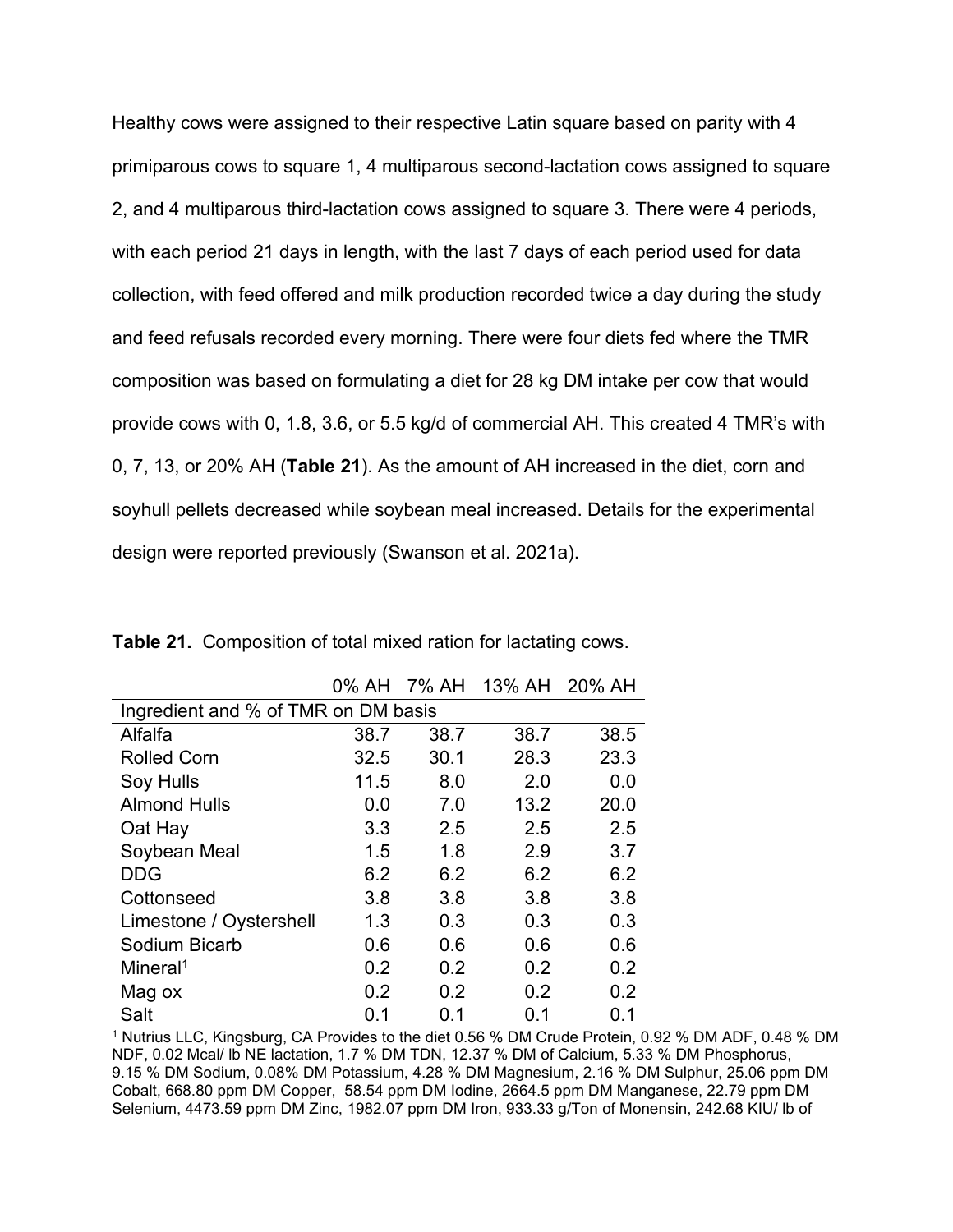Healthy cows were assigned to their respective Latin square based on parity with 4 primiparous cows to square 1, 4 multiparous second-lactation cows assigned to square 2, and 4 multiparous third-lactation cows assigned to square 3. There were 4 periods, with each period 21 days in length, with the last 7 days of each period used for data collection, with feed offered and milk production recorded twice a day during the study and feed refusals recorded every morning. There were four diets fed where the TMR composition was based on formulating a diet for 28 kg DM intake per cow that would provide cows with 0, 1.8, 3.6, or 5.5 kg/d of commercial AH. This created 4 TMR's with 0, 7, 13, or 20% AH (**Table 21**). As the amount of AH increased in the diet, corn and soyhull pellets decreased while soybean meal increased. Details for the experimental design were reported previously (Swanson et al. 2021a).

**Table 21.** Composition of total mixed ration for lactating cows.

| | 0% AH | 7% AH | 13% AH | 20% AH |
|---|---|---|---|---|
| Ingredient and % of TMR on DM basis | | | | |
| Alfalfa | 38.7 | 38.7 | 38.7 | 38.5 |
| Rolled Corn | 32.5 | 30.1 | 28.3 | 23.3 |
| Soy Hulls | 11.5 | 8.0 | 2.0 | 0.0 |
| Almond Hulls | 0.0 | 7.0 | 13.2 | 20.0 |
| Oat Hay | 3.3 | 2.5 | 2.5 | 2.5 |
| Soybean Meal | 1.5 | 1.8 | 2.9 | 3.7 |
| DDG | 6.2 | 6.2 | 6.2 | 6.2 |
| Cottonseed | 3.8 | 3.8 | 3.8 | 3.8 |
| Limestone / Oystershell | 1.3 | 0.3 | 0.3 | 0.3 |
| Sodium Bicarb | 0.6 | 0.6 | 0.6 | 0.6 |
| Mineral[1] | 0.2 | 0.2 | 0.2 | 0.2 |
| Mag ox | 0.2 | 0.2 | 0.2 | 0.2 |
| Salt | 0.1 | 0.1 | 0.1 | 0.1 |

[1] Nutrius LLC, Kingsburg, CA Provides to the diet 0.56 % DM Crude Protein, 0.92 % DM ADF, 0.48 % DM NDF, 0.02 Mcal/ lb NE lactation, 1.7 % DM TDN, 12.37 % DM of Calcium, 5.33 % DM Phosphorus, 9.15 % DM Sodium, 0.08% DM Potassium, 4.28 % DM Magnesium, 2.16 % DM Sulphur, 25.06 ppm DM Cobalt, 668.80 ppm DM Copper, 58.54 ppm DM Iodine, 2664.5 ppm DM Manganese, 22.79 ppm DM Selenium, 4473.59 ppm DM Zinc, 1982.07 ppm DM Iron, 933.33 g/Ton of Monensin, 242.68 KIU/ lb of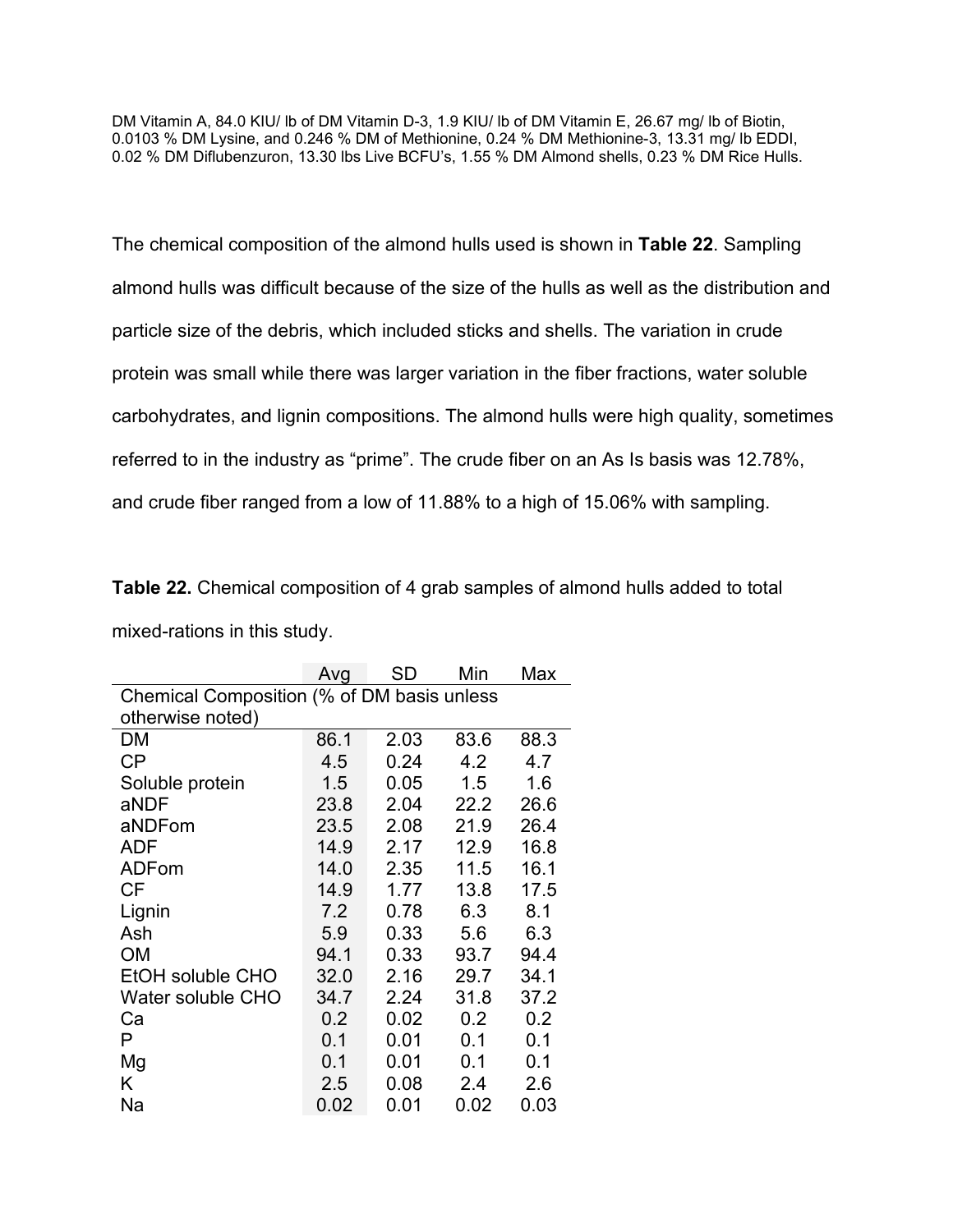DM Vitamin A, 84.0 KIU/ lb of DM Vitamin D-3, 1.9 KIU/ lb of DM Vitamin E, 26.67 mg/ lb of Biotin, 0.0103 % DM Lysine, and 0.246 % DM of Methionine, 0.24 % DM Methionine-3, 13.31 mg/ lb EDDI, 0.02 % DM Diflubenzuron, 13.30 lbs Live BCFU's, 1.55 % DM Almond shells, 0.23 % DM Rice Hulls.

The chemical composition of the almond hulls used is shown in **Table 22**. Sampling almond hulls was difficult because of the size of the hulls as well as the distribution and particle size of the debris, which included sticks and shells. The variation in crude protein was small while there was larger variation in the fiber fractions, water soluble carbohydrates, and lignin compositions. The almond hulls were high quality, sometimes referred to in the industry as "prime". The crude fiber on an As Is basis was 12.78%, and crude fiber ranged from a low of 11.88% to a high of 15.06% with sampling.

**Table 22.** Chemical composition of 4 grab samples of almond hulls added to total mixed-rations in this study.

| | Avg | SD | Min | Max |
|---|---|---|---|---|
| Chemical Composition (% of DM basis unless otherwise noted) | | | | |
| DM | 86.1 | 2.03 | 83.6 | 88.3 |
| CP | 4.5 | 0.24 | 4.2 | 4.7 |
| Soluble protein | 1.5 | 0.05 | 1.5 | 1.6 |
| aNDF | 23.8 | 2.04 | 22.2 | 26.6 |
| aNDFom | 23.5 | 2.08 | 21.9 | 26.4 |
| ADF | 14.9 | 2.17 | 12.9 | 16.8 |
| ADFom | 14.0 | 2.35 | 11.5 | 16.1 |
| CF | 14.9 | 1.77 | 13.8 | 17.5 |
| Lignin | 7.2 | 0.78 | 6.3 | 8.1 |
| Ash | 5.9 | 0.33 | 5.6 | 6.3 |
| OM | 94.1 | 0.33 | 93.7 | 94.4 |
| EtOH soluble CHO | 32.0 | 2.16 | 29.7 | 34.1 |
| Water soluble CHO | 34.7 | 2.24 | 31.8 | 37.2 |
| Ca | 0.2 | 0.02 | 0.2 | 0.2 |
| P | 0.1 | 0.01 | 0.1 | 0.1 |
| Mg | 0.1 | 0.01 | 0.1 | 0.1 |
| K | 2.5 | 0.08 | 2.4 | 2.6 |
| Na | 0.02 | 0.01 | 0.02 | 0.03 |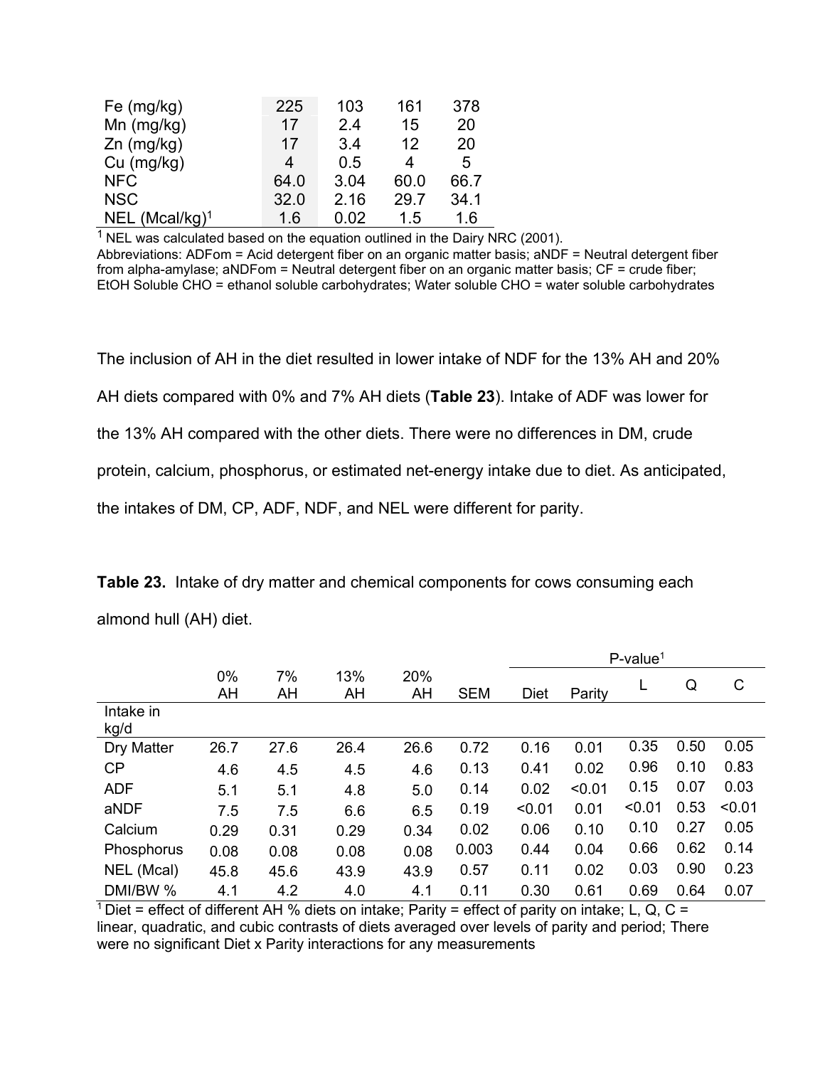| | | | | |
|---|---|---|---|---|
| Fe (mg/kg) | 225 | 103 | 161 | 378 |
| Mn (mg/kg) | 17 | 2.4 | 15 | 20 |
| Zn (mg/kg) | 17 | 3.4 | 12 | 20 |
| Cu (mg/kg) | 4 | 0.5 | 4 | 5 |
| NFC | 64.0 | 3.04 | 60.0 | 66.7 |
| NSC | 32.0 | 2.16 | 29.7 | 34.1 |
| NEL (Mcal/kg)[1] | 1.6 | 0.02 | 1.5 | 1.6 |

[1] NEL was calculated based on the equation outlined in the Dairy NRC (2001).
Abbreviations: ADFom = Acid detergent fiber on an organic matter basis; aNDF = Neutral detergent fiber from alpha-amylase; aNDFom = Neutral detergent fiber on an organic matter basis; CF = crude fiber; EtOH Soluble CHO = ethanol soluble carbohydrates; Water soluble CHO = water soluble carbohydrates

The inclusion of AH in the diet resulted in lower intake of NDF for the 13% AH and 20% AH diets compared with 0% and 7% AH diets (**Table 23**). Intake of ADF was lower for the 13% AH compared with the other diets. There were no differences in DM, crude protein, calcium, phosphorus, or estimated net-energy intake due to diet. As anticipated, the intakes of DM, CP, ADF, NDF, and NEL were different for parity.

**Table 23.** Intake of dry matter and chemical components for cows consuming each almond hull (AH) diet.

| | 0% AH | 7% AH | 13% AH | 20% AH | SEM | P-value[1] | | | | |
|---|---|---|---|---|---|---|---|---|---|---|
| | | | | | | Diet | Parity | L | Q | C |
| Intake in kg/d | | | | | | | | | | |
| Dry Matter | 26.7 | 27.6 | 26.4 | 26.6 | 0.72 | 0.16 | 0.01 | 0.35 | 0.50 | 0.05 |
| CP | 4.6 | 4.5 | 4.5 | 4.6 | 0.13 | 0.41 | 0.02 | 0.96 | 0.10 | 0.83 |
| ADF | 5.1 | 5.1 | 4.8 | 5.0 | 0.14 | 0.02 | <0.01 | 0.15 | 0.07 | 0.03 |
| aNDF | 7.5 | 7.5 | 6.6 | 6.5 | 0.19 | <0.01 | 0.01 | <0.01 | 0.53 | <0.01 |
| Calcium | 0.29 | 0.31 | 0.29 | 0.34 | 0.02 | 0.06 | 0.10 | 0.10 | 0.27 | 0.05 |
| Phosphorus | 0.08 | 0.08 | 0.08 | 0.08 | 0.003 | 0.44 | 0.04 | 0.66 | 0.62 | 0.14 |
| NEL (Mcal) | 45.8 | 45.6 | 43.9 | 43.9 | 0.57 | 0.11 | 0.02 | 0.03 | 0.90 | 0.23 |
| DMI/BW % | 4.1 | 4.2 | 4.0 | 4.1 | 0.11 | 0.30 | 0.61 | 0.69 | 0.64 | 0.07 |

[1] Diet = effect of different AH % diets on intake; Parity = effect of parity on intake; L, Q, C = linear, quadratic, and cubic contrasts of diets averaged over levels of parity and period; There were no significant Diet x Parity interactions for any measurements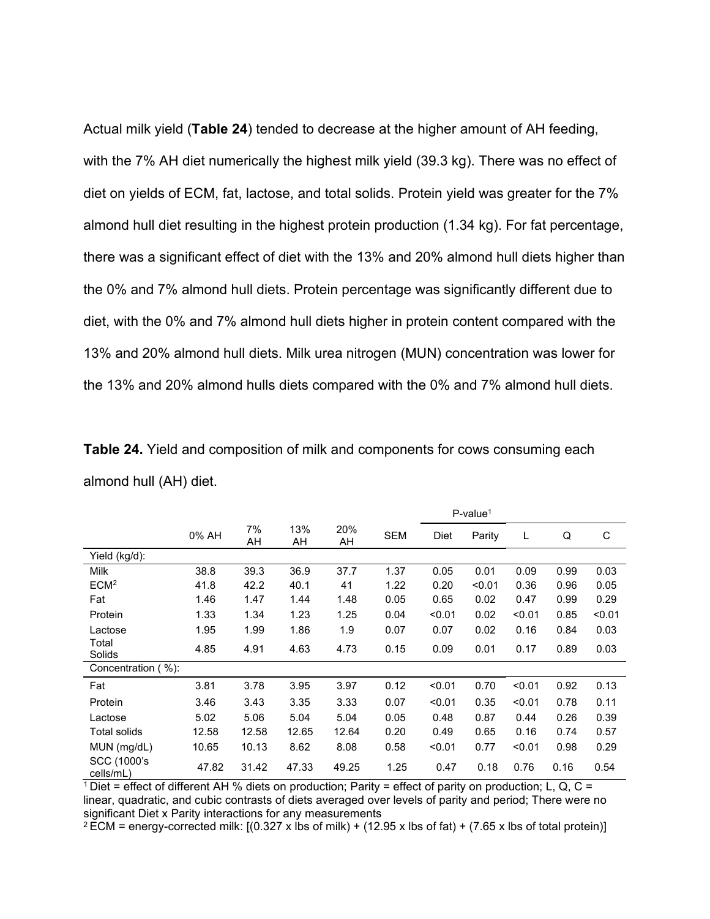Actual milk yield (**Table 24**) tended to decrease at the higher amount of AH feeding, with the 7% AH diet numerically the highest milk yield (39.3 kg). There was no effect of diet on yields of ECM, fat, lactose, and total solids. Protein yield was greater for the 7% almond hull diet resulting in the highest protein production (1.34 kg). For fat percentage, there was a significant effect of diet with the 13% and 20% almond hull diets higher than the 0% and 7% almond hull diets. Protein percentage was significantly different due to diet, with the 0% and 7% almond hull diets higher in protein content compared with the 13% and 20% almond hull diets. Milk urea nitrogen (MUN) concentration was lower for the 13% and 20% almond hulls diets compared with the 0% and 7% almond hull diets.

**Table 24.** Yield and composition of milk and components for cows consuming each almond hull (AH) diet.

| | | | | | | P-value[1] | | | | |
|---|---|---|---|---|---|---|---|---|---|---|
| | 0% AH | 7% AH | 13% AH | 20% AH | SEM | Diet | Parity | L | Q | C |
| Yield (kg/d): | | | | | | | | | | |
| Milk | 38.8 | 39.3 | 36.9 | 37.7 | 1.37 | 0.05 | 0.01 | 0.09 | 0.99 | 0.03 |
| ECM[2] | 41.8 | 42.2 | 40.1 | 41 | 1.22 | 0.20 | <0.01 | 0.36 | 0.96 | 0.05 |
| Fat | 1.46 | 1.47 | 1.44 | 1.48 | 0.05 | 0.65 | 0.02 | 0.47 | 0.99 | 0.29 |
| Protein | 1.33 | 1.34 | 1.23 | 1.25 | 0.04 | <0.01 | 0.02 | <0.01 | 0.85 | <0.01 |
| Lactose | 1.95 | 1.99 | 1.86 | 1.9 | 0.07 | 0.07 | 0.02 | 0.16 | 0.84 | 0.03 |
| Total Solids | 4.85 | 4.91 | 4.63 | 4.73 | 0.15 | 0.09 | 0.01 | 0.17 | 0.89 | 0.03 |
| Concentration ( %): | | | | | | | | | | |
| Fat | 3.81 | 3.78 | 3.95 | 3.97 | 0.12 | <0.01 | 0.70 | <0.01 | 0.92 | 0.13 |
| Protein | 3.46 | 3.43 | 3.35 | 3.33 | 0.07 | <0.01 | 0.35 | <0.01 | 0.78 | 0.11 |
| Lactose | 5.02 | 5.06 | 5.04 | 5.04 | 0.05 | 0.48 | 0.87 | 0.44 | 0.26 | 0.39 |
| Total solids | 12.58 | 12.58 | 12.65 | 12.64 | 0.20 | 0.49 | 0.65 | 0.16 | 0.74 | 0.57 |
| MUN (mg/dL) | 10.65 | 10.13 | 8.62 | 8.08 | 0.58 | <0.01 | 0.77 | <0.01 | 0.98 | 0.29 |
| SCC (1000's cells/mL) | 47.82 | 31.42 | 47.33 | 49.25 | 1.25 | 0.47 | 0.18 | 0.76 | 0.16 | 0.54 |

[1] Diet = effect of different AH % diets on production; Parity = effect of parity on production; L, Q, C = linear, quadratic, and cubic contrasts of diets averaged over levels of parity and period; There were no significant Diet x Parity interactions for any measurements

[2] ECM = energy-corrected milk: [(0.327 x lbs of milk) + (12.95 x lbs of fat) + (7.65 x lbs of total protein)]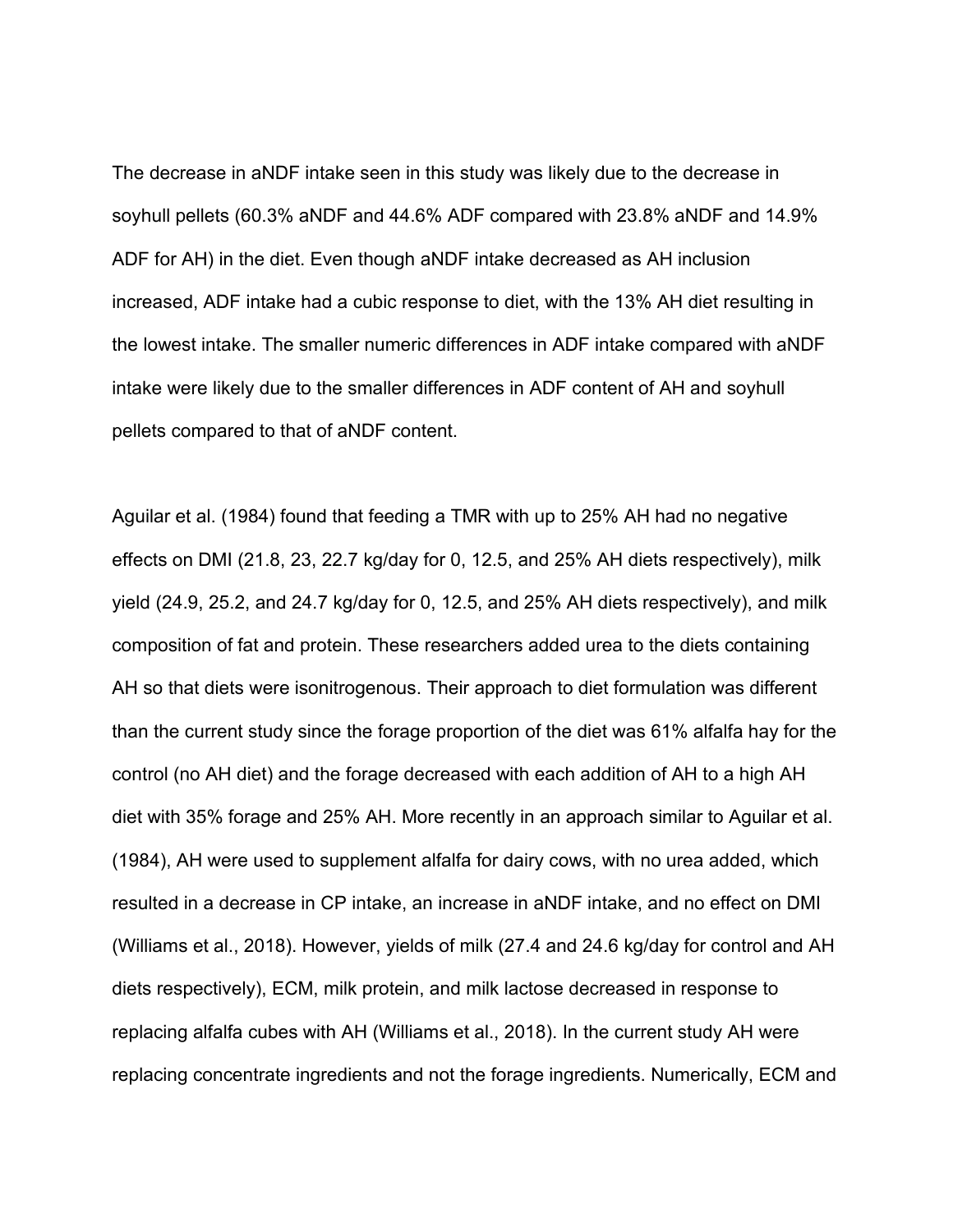The decrease in aNDF intake seen in this study was likely due to the decrease in soyhull pellets (60.3% aNDF and 44.6% ADF compared with 23.8% aNDF and 14.9% ADF for AH) in the diet. Even though aNDF intake decreased as AH inclusion increased, ADF intake had a cubic response to diet, with the 13% AH diet resulting in the lowest intake. The smaller numeric differences in ADF intake compared with aNDF intake were likely due to the smaller differences in ADF content of AH and soyhull pellets compared to that of aNDF content.

Aguilar et al. (1984) found that feeding a TMR with up to 25% AH had no negative effects on DMI (21.8, 23, 22.7 kg/day for 0, 12.5, and 25% AH diets respectively), milk yield (24.9, 25.2, and 24.7 kg/day for 0, 12.5, and 25% AH diets respectively), and milk composition of fat and protein. These researchers added urea to the diets containing AH so that diets were isonitrogenous. Their approach to diet formulation was different than the current study since the forage proportion of the diet was 61% alfalfa hay for the control (no AH diet) and the forage decreased with each addition of AH to a high AH diet with 35% forage and 25% AH. More recently in an approach similar to Aguilar et al. (1984), AH were used to supplement alfalfa for dairy cows, with no urea added, which resulted in a decrease in CP intake, an increase in aNDF intake, and no effect on DMI (Williams et al., 2018). However, yields of milk (27.4 and 24.6 kg/day for control and AH diets respectively), ECM, milk protein, and milk lactose decreased in response to replacing alfalfa cubes with AH (Williams et al., 2018). In the current study AH were replacing concentrate ingredients and not the forage ingredients. Numerically, ECM and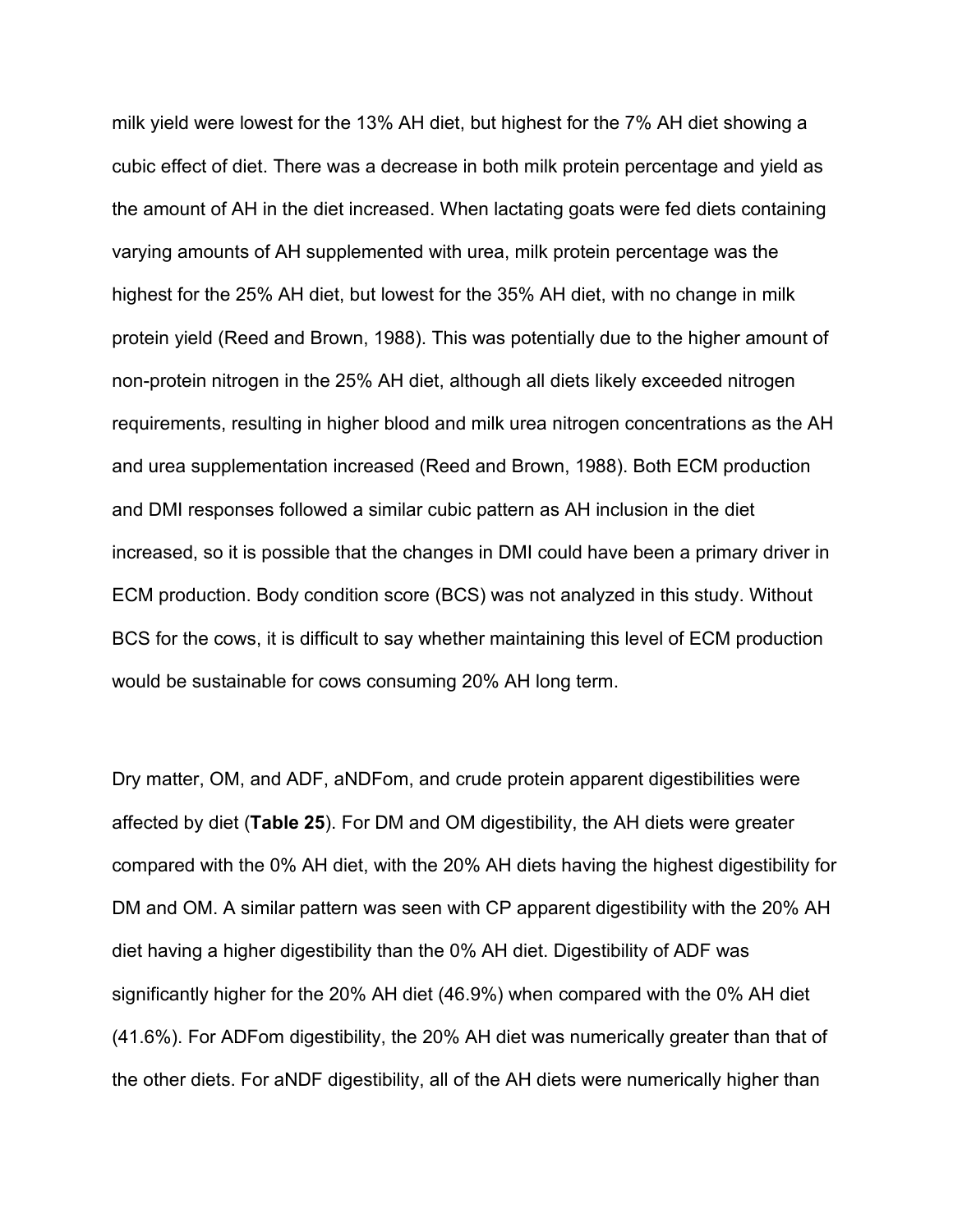milk yield were lowest for the 13% AH diet, but highest for the 7% AH diet showing a cubic effect of diet. There was a decrease in both milk protein percentage and yield as the amount of AH in the diet increased. When lactating goats were fed diets containing varying amounts of AH supplemented with urea, milk protein percentage was the highest for the 25% AH diet, but lowest for the 35% AH diet, with no change in milk protein yield (Reed and Brown, 1988). This was potentially due to the higher amount of non-protein nitrogen in the 25% AH diet, although all diets likely exceeded nitrogen requirements, resulting in higher blood and milk urea nitrogen concentrations as the AH and urea supplementation increased (Reed and Brown, 1988). Both ECM production and DMI responses followed a similar cubic pattern as AH inclusion in the diet increased, so it is possible that the changes in DMI could have been a primary driver in ECM production. Body condition score (BCS) was not analyzed in this study. Without BCS for the cows, it is difficult to say whether maintaining this level of ECM production would be sustainable for cows consuming 20% AH long term.

Dry matter, OM, and ADF, aNDFom, and crude protein apparent digestibilities were affected by diet (**Table 25**). For DM and OM digestibility, the AH diets were greater compared with the 0% AH diet, with the 20% AH diets having the highest digestibility for DM and OM. A similar pattern was seen with CP apparent digestibility with the 20% AH diet having a higher digestibility than the 0% AH diet. Digestibility of ADF was significantly higher for the 20% AH diet (46.9%) when compared with the 0% AH diet (41.6%). For ADFom digestibility, the 20% AH diet was numerically greater than that of the other diets. For aNDF digestibility, all of the AH diets were numerically higher than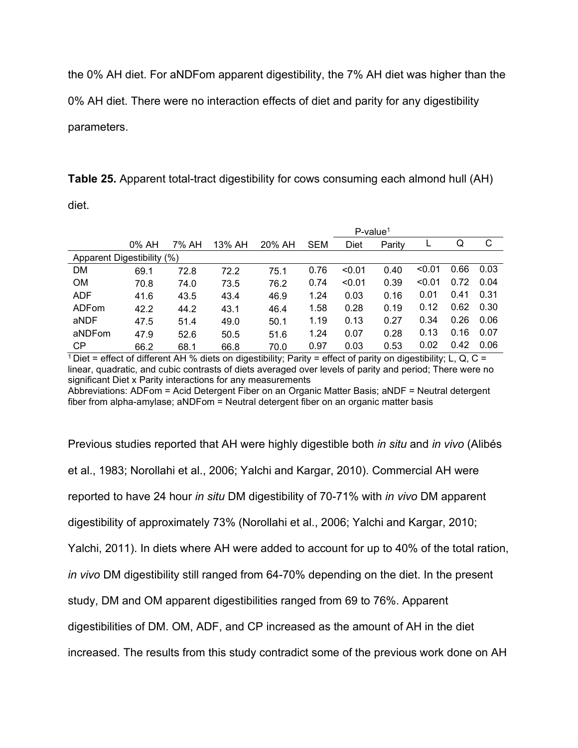the 0% AH diet. For aNDFom apparent digestibility, the 7% AH diet was higher than the 0% AH diet. There were no interaction effects of diet and parity for any digestibility parameters.

**Table 25.** Apparent total-tract digestibility for cows consuming each almond hull (AH) diet.

| | 0% AH | 7% AH | 13% AH | 20% AH | SEM | P-value[1] | | | | |
|---|---|---|---|---|---|---|---|---|---|---|
| | | | | | | Diet | Parity | L | Q | C |
| Apparent Digestibility (%) | | | | | | | | | | |
| DM | 69.1 | 72.8 | 72.2 | 75.1 | 0.76 | <0.01 | 0.40 | <0.01 | 0.66 | 0.03 |
| OM | 70.8 | 74.0 | 73.5 | 76.2 | 0.74 | <0.01 | 0.39 | <0.01 | 0.72 | 0.04 |
| ADF | 41.6 | 43.5 | 43.4 | 46.9 | 1.24 | 0.03 | 0.16 | 0.01 | 0.41 | 0.31 |
| ADFom | 42.2 | 44.2 | 43.1 | 46.4 | 1.58 | 0.28 | 0.19 | 0.12 | 0.62 | 0.30 |
| aNDF | 47.5 | 51.4 | 49.0 | 50.1 | 1.19 | 0.13 | 0.27 | 0.34 | 0.26 | 0.06 |
| aNDFom | 47.9 | 52.6 | 50.5 | 51.6 | 1.24 | 0.07 | 0.28 | 0.13 | 0.16 | 0.07 |
| CP | 66.2 | 68.1 | 66.8 | 70.0 | 0.97 | 0.03 | 0.53 | 0.02 | 0.42 | 0.06 |

[1] Diet = effect of different AH % diets on digestibility; Parity = effect of parity on digestibility; L, Q, C = linear, quadratic, and cubic contrasts of diets averaged over levels of parity and period; There were no significant Diet x Parity interactions for any measurements

Abbreviations: ADFom = Acid Detergent Fiber on an Organic Matter Basis; aNDF = Neutral detergent fiber from alpha-amylase; aNDFom = Neutral detergent fiber on an organic matter basis

Previous studies reported that AH were highly digestible both *in situ* and *in vivo* (Alibés et al., 1983; Norollahi et al., 2006; Yalchi and Kargar, 2010). Commercial AH were reported to have 24 hour *in situ* DM digestibility of 70-71% with *in vivo* DM apparent digestibility of approximately 73% (Norollahi et al., 2006; Yalchi and Kargar, 2010; Yalchi, 2011). In diets where AH were added to account for up to 40% of the total ration, *in vivo* DM digestibility still ranged from 64-70% depending on the diet. In the present study, DM and OM apparent digestibilities ranged from 69 to 76%. Apparent digestibilities of DM. OM, ADF, and CP increased as the amount of AH in the diet increased. The results from this study contradict some of the previous work done on AH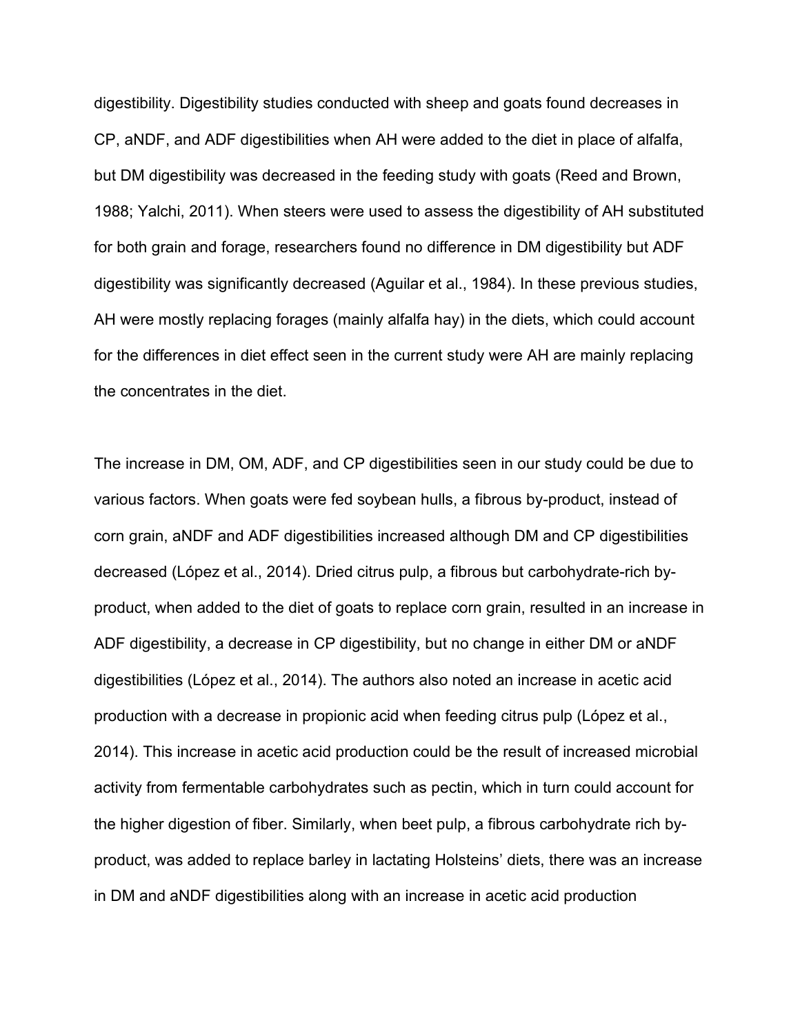digestibility. Digestibility studies conducted with sheep and goats found decreases in CP, aNDF, and ADF digestibilities when AH were added to the diet in place of alfalfa, but DM digestibility was decreased in the feeding study with goats (Reed and Brown, 1988; Yalchi, 2011). When steers were used to assess the digestibility of AH substituted for both grain and forage, researchers found no difference in DM digestibility but ADF digestibility was significantly decreased (Aguilar et al., 1984). In these previous studies, AH were mostly replacing forages (mainly alfalfa hay) in the diets, which could account for the differences in diet effect seen in the current study were AH are mainly replacing the concentrates in the diet.

The increase in DM, OM, ADF, and CP digestibilities seen in our study could be due to various factors. When goats were fed soybean hulls, a fibrous by-product, instead of corn grain, aNDF and ADF digestibilities increased although DM and CP digestibilities decreased (López et al., 2014). Dried citrus pulp, a fibrous but carbohydrate-rich by-product, when added to the diet of goats to replace corn grain, resulted in an increase in ADF digestibility, a decrease in CP digestibility, but no change in either DM or aNDF digestibilities (López et al., 2014). The authors also noted an increase in acetic acid production with a decrease in propionic acid when feeding citrus pulp (López et al., 2014). This increase in acetic acid production could be the result of increased microbial activity from fermentable carbohydrates such as pectin, which in turn could account for the higher digestion of fiber. Similarly, when beet pulp, a fibrous carbohydrate rich by-product, was added to replace barley in lactating Holsteins' diets, there was an increase in DM and aNDF digestibilities along with an increase in acetic acid production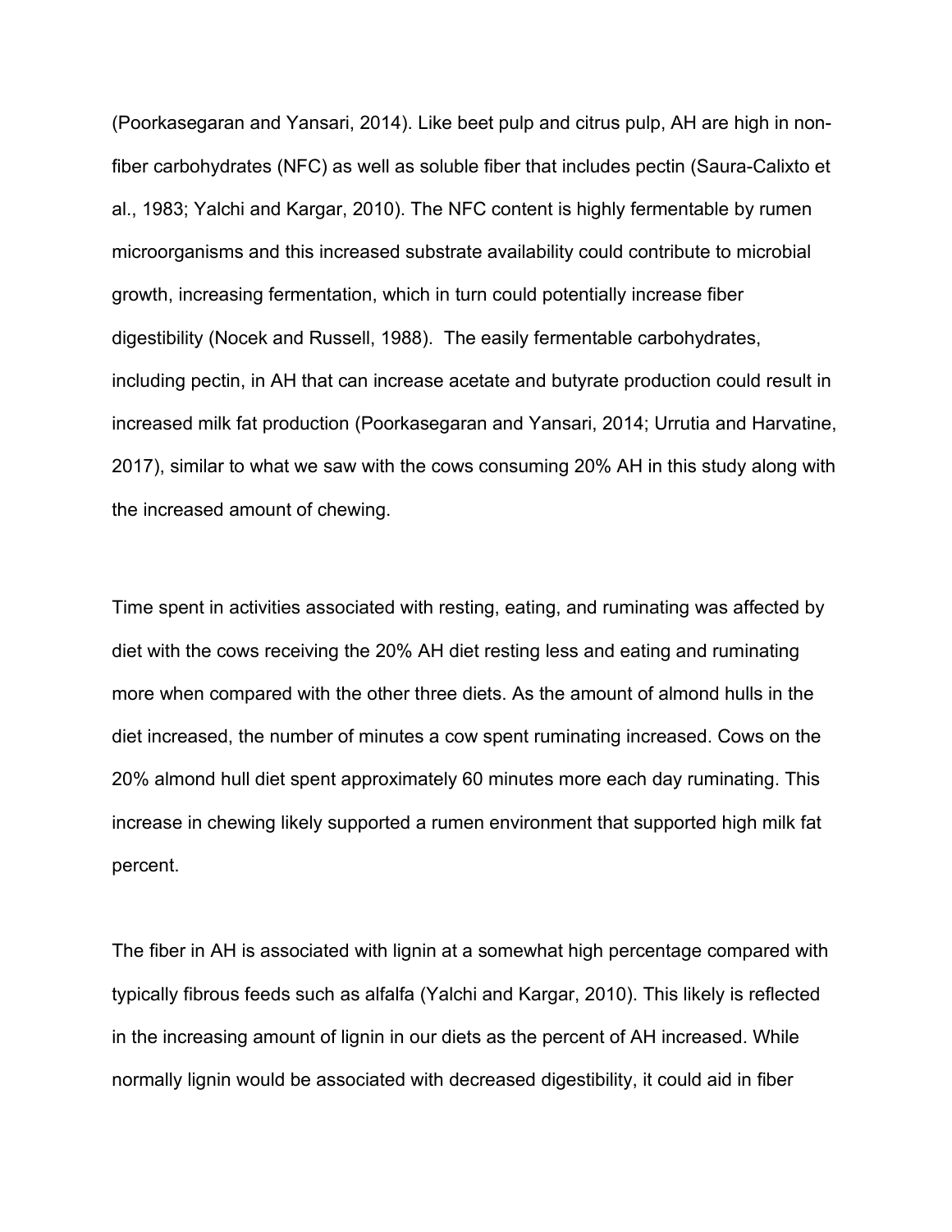(Poorkasegaran and Yansari, 2014). Like beet pulp and citrus pulp, AH are high in non-fiber carbohydrates (NFC) as well as soluble fiber that includes pectin (Saura-Calixto et al., 1983; Yalchi and Kargar, 2010). The NFC content is highly fermentable by rumen microorganisms and this increased substrate availability could contribute to microbial growth, increasing fermentation, which in turn could potentially increase fiber digestibility (Nocek and Russell, 1988). The easily fermentable carbohydrates, including pectin, in AH that can increase acetate and butyrate production could result in increased milk fat production (Poorkasegaran and Yansari, 2014; Urrutia and Harvatine, 2017), similar to what we saw with the cows consuming 20% AH in this study along with the increased amount of chewing.

Time spent in activities associated with resting, eating, and ruminating was affected by diet with the cows receiving the 20% AH diet resting less and eating and ruminating more when compared with the other three diets. As the amount of almond hulls in the diet increased, the number of minutes a cow spent ruminating increased. Cows on the 20% almond hull diet spent approximately 60 minutes more each day ruminating. This increase in chewing likely supported a rumen environment that supported high milk fat percent.

The fiber in AH is associated with lignin at a somewhat high percentage compared with typically fibrous feeds such as alfalfa (Yalchi and Kargar, 2010). This likely is reflected in the increasing amount of lignin in our diets as the percent of AH increased. While normally lignin would be associated with decreased digestibility, it could aid in fiber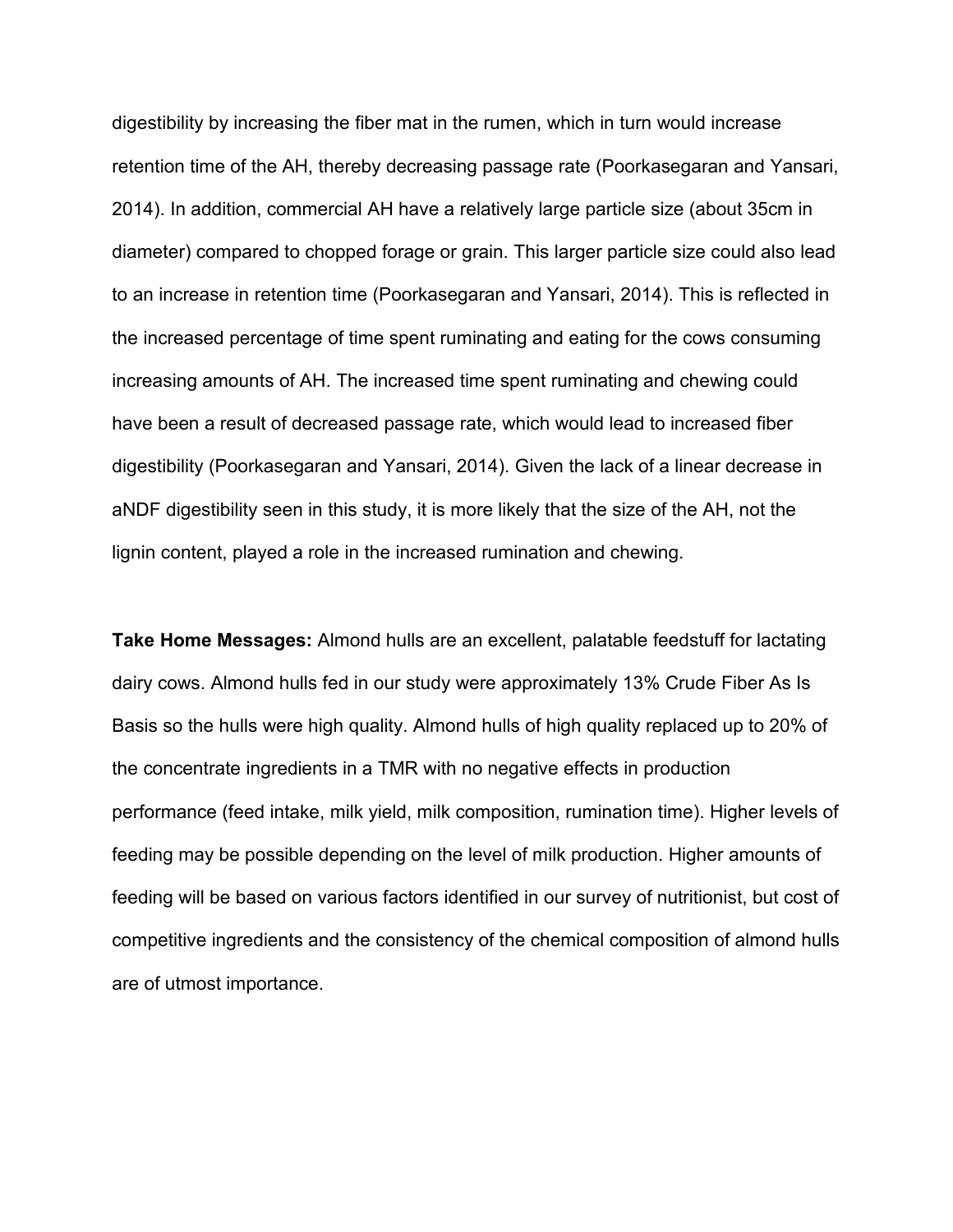digestibility by increasing the fiber mat in the rumen, which in turn would increase retention time of the AH, thereby decreasing passage rate (Poorkasegaran and Yansari, 2014). In addition, commercial AH have a relatively large particle size (about 35cm in diameter) compared to chopped forage or grain. This larger particle size could also lead to an increase in retention time (Poorkasegaran and Yansari, 2014). This is reflected in the increased percentage of time spent ruminating and eating for the cows consuming increasing amounts of AH. The increased time spent ruminating and chewing could have been a result of decreased passage rate, which would lead to increased fiber digestibility (Poorkasegaran and Yansari, 2014). Given the lack of a linear decrease in aNDF digestibility seen in this study, it is more likely that the size of the AH, not the lignin content, played a role in the increased rumination and chewing.

**Take Home Messages:** Almond hulls are an excellent, palatable feedstuff for lactating dairy cows. Almond hulls fed in our study were approximately 13% Crude Fiber As Is Basis so the hulls were high quality. Almond hulls of high quality replaced up to 20% of the concentrate ingredients in a TMR with no negative effects in production performance (feed intake, milk yield, milk composition, rumination time). Higher levels of feeding may be possible depending on the level of milk production. Higher amounts of feeding will be based on various factors identified in our survey of nutritionist, but cost of competitive ingredients and the consistency of the chemical composition of almond hulls are of utmost importance.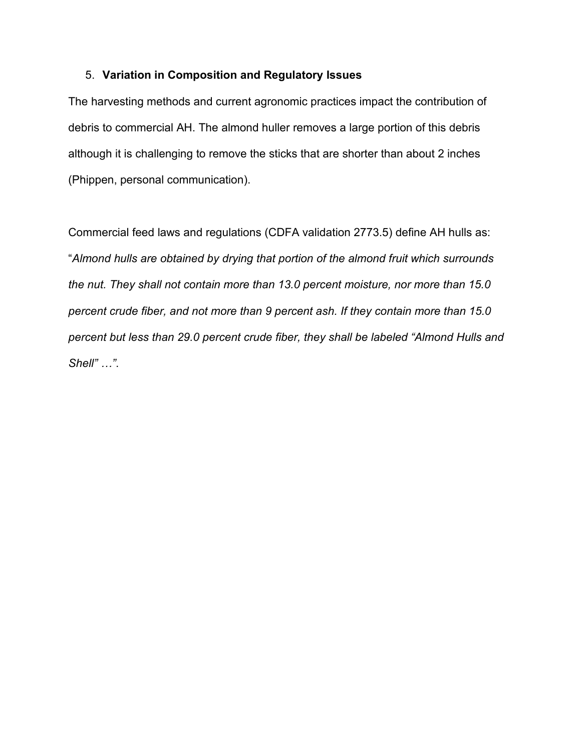5. **Variation in Composition and Regulatory Issues**

The harvesting methods and current agronomic practices impact the contribution of debris to commercial AH. The almond huller removes a large portion of this debris although it is challenging to remove the sticks that are shorter than about 2 inches (Phippen, personal communication).

Commercial feed laws and regulations (CDFA validation 2773.5) define AH hulls as: "*Almond hulls are obtained by drying that portion of the almond fruit which surrounds the nut. They shall not contain more than 13.0 percent moisture, nor more than 15.0 percent crude fiber, and not more than 9 percent ash. If they contain more than 15.0 percent but less than 29.0 percent crude fiber, they shall be labeled "Almond Hulls and Shell" …"*.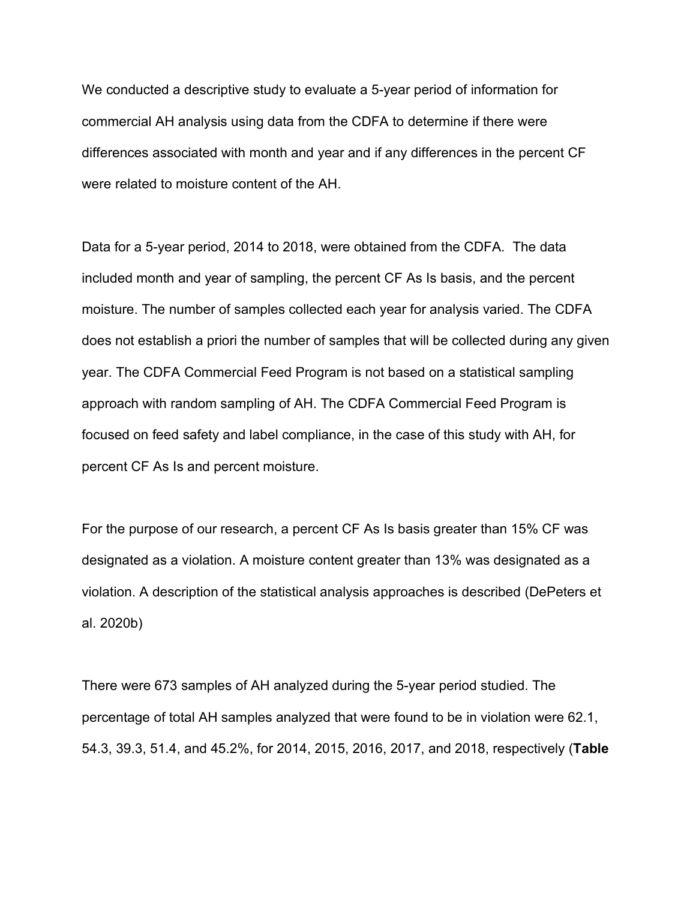We conducted a descriptive study to evaluate a 5-year period of information for commercial AH analysis using data from the CDFA to determine if there were differences associated with month and year and if any differences in the percent CF were related to moisture content of the AH.

Data for a 5-year period, 2014 to 2018, were obtained from the CDFA. The data included month and year of sampling, the percent CF As Is basis, and the percent moisture. The number of samples collected each year for analysis varied. The CDFA does not establish a priori the number of samples that will be collected during any given year. The CDFA Commercial Feed Program is not based on a statistical sampling approach with random sampling of AH. The CDFA Commercial Feed Program is focused on feed safety and label compliance, in the case of this study with AH, for percent CF As Is and percent moisture.

For the purpose of our research, a percent CF As Is basis greater than 15% CF was designated as a violation. A moisture content greater than 13% was designated as a violation. A description of the statistical analysis approaches is described (DePeters et al. 2020b)

There were 673 samples of AH analyzed during the 5-year period studied. The percentage of total AH samples analyzed that were found to be in violation were 62.1, 54.3, 39.3, 51.4, and 45.2%, for 2014, 2015, 2016, 2017, and 2018, respectively (**Table**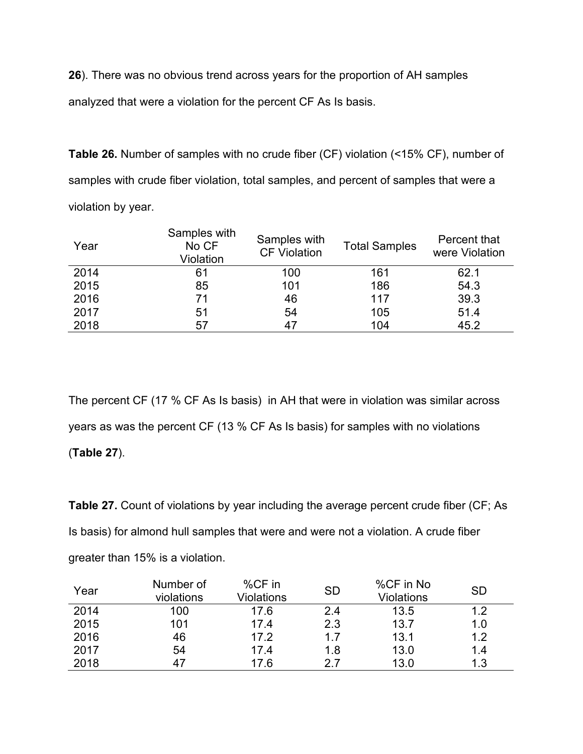**26**). There was no obvious trend across years for the proportion of AH samples analyzed that were a violation for the percent CF As Is basis.

**Table 26.** Number of samples with no crude fiber (CF) violation (<15% CF), number of samples with crude fiber violation, total samples, and percent of samples that were a violation by year.

| Year | Samples with No CF Violation | Samples with CF Violation | Total Samples | Percent that were Violation |
|---|---|---|---|---|
| 2014 | 61 | 100 | 161 | 62.1 |
| 2015 | 85 | 101 | 186 | 54.3 |
| 2016 | 71 | 46 | 117 | 39.3 |
| 2017 | 51 | 54 | 105 | 51.4 |
| 2018 | 57 | 47 | 104 | 45.2 |

The percent CF (17 % CF As Is basis) in AH that were in violation was similar across years as was the percent CF (13 % CF As Is basis) for samples with no violations (**Table 27**).

**Table 27.** Count of violations by year including the average percent crude fiber (CF; As Is basis) for almond hull samples that were and were not a violation. A crude fiber greater than 15% is a violation.

| Year | Number of violations | %CF in Violations | SD | %CF in No Violations | SD |
|---|---|---|---|---|---|
| 2014 | 100 | 17.6 | 2.4 | 13.5 | 1.2 |
| 2015 | 101 | 17.4 | 2.3 | 13.7 | 1.0 |
| 2016 | 46 | 17.2 | 1.7 | 13.1 | 1.2 |
| 2017 | 54 | 17.4 | 1.8 | 13.0 | 1.4 |
| 2018 | 47 | 17.6 | 2.7 | 13.0 | 1.3 |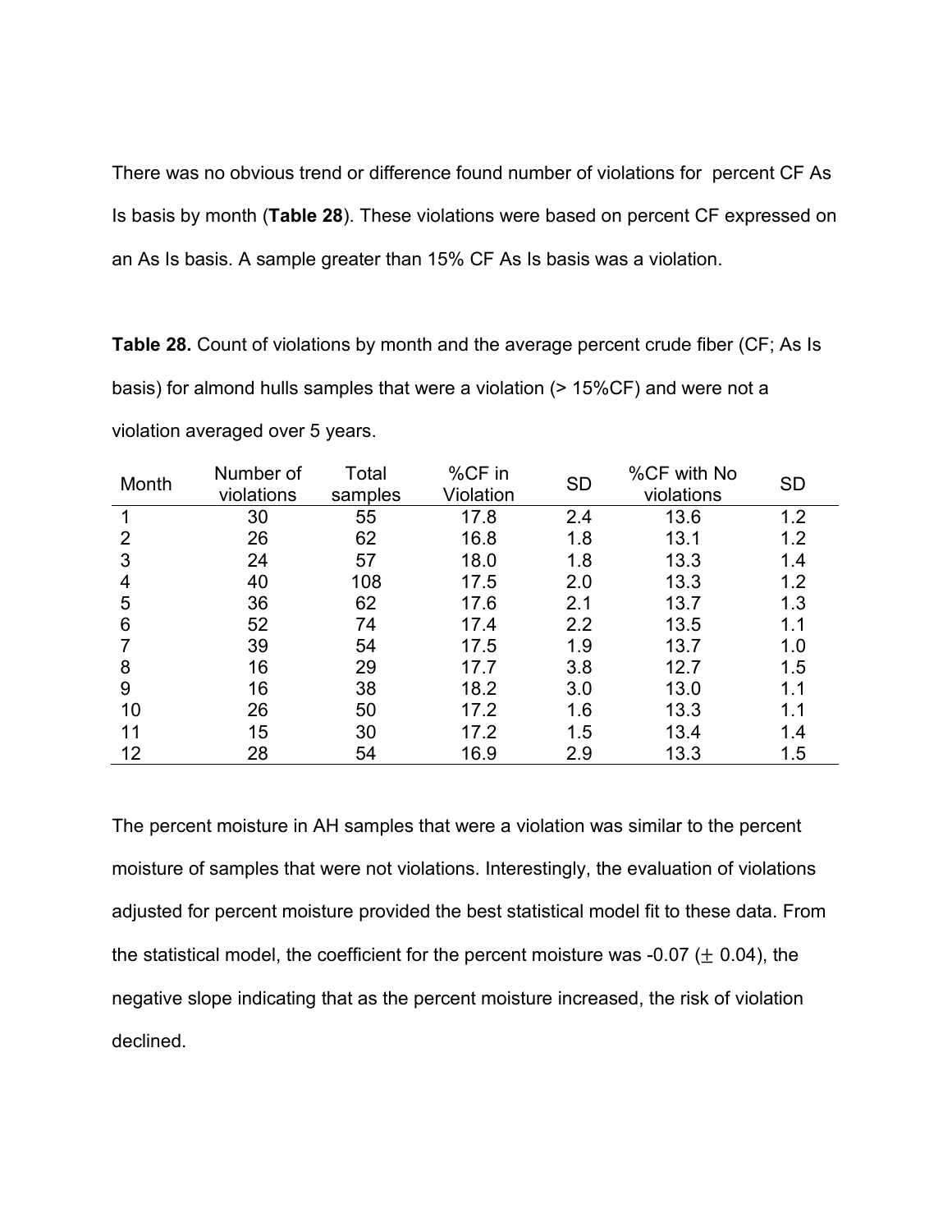There was no obvious trend or difference found number of violations for percent CF As Is basis by month (**Table 28**). These violations were based on percent CF expressed on an As Is basis. A sample greater than 15% CF As Is basis was a violation.

**Table 28.** Count of violations by month and the average percent crude fiber (CF; As Is basis) for almond hulls samples that were a violation (> 15%CF) and were not a violation averaged over 5 years.

| Month | Number of violations | Total samples | %CF in Violation | SD | %CF with No violations | SD |
|---|---|---|---|---|---|---|
| 1 | 30 | 55 | 17.8 | 2.4 | 13.6 | 1.2 |
| 2 | 26 | 62 | 16.8 | 1.8 | 13.1 | 1.2 |
| 3 | 24 | 57 | 18.0 | 1.8 | 13.3 | 1.4 |
| 4 | 40 | 108 | 17.5 | 2.0 | 13.3 | 1.2 |
| 5 | 36 | 62 | 17.6 | 2.1 | 13.7 | 1.3 |
| 6 | 52 | 74 | 17.4 | 2.2 | 13.5 | 1.1 |
| 7 | 39 | 54 | 17.5 | 1.9 | 13.7 | 1.0 |
| 8 | 16 | 29 | 17.7 | 3.8 | 12.7 | 1.5 |
| 9 | 16 | 38 | 18.2 | 3.0 | 13.0 | 1.1 |
| 10 | 26 | 50 | 17.2 | 1.6 | 13.3 | 1.1 |
| 11 | 15 | 30 | 17.2 | 1.5 | 13.4 | 1.4 |
| 12 | 28 | 54 | 16.9 | 2.9 | 13.3 | 1.5 |

The percent moisture in AH samples that were a violation was similar to the percent moisture of samples that were not violations. Interestingly, the evaluation of violations adjusted for percent moisture provided the best statistical model fit to these data. From the statistical model, the coefficient for the percent moisture was -0.07 ($\pm$ 0.04), the negative slope indicating that as the percent moisture increased, the risk of violation declined.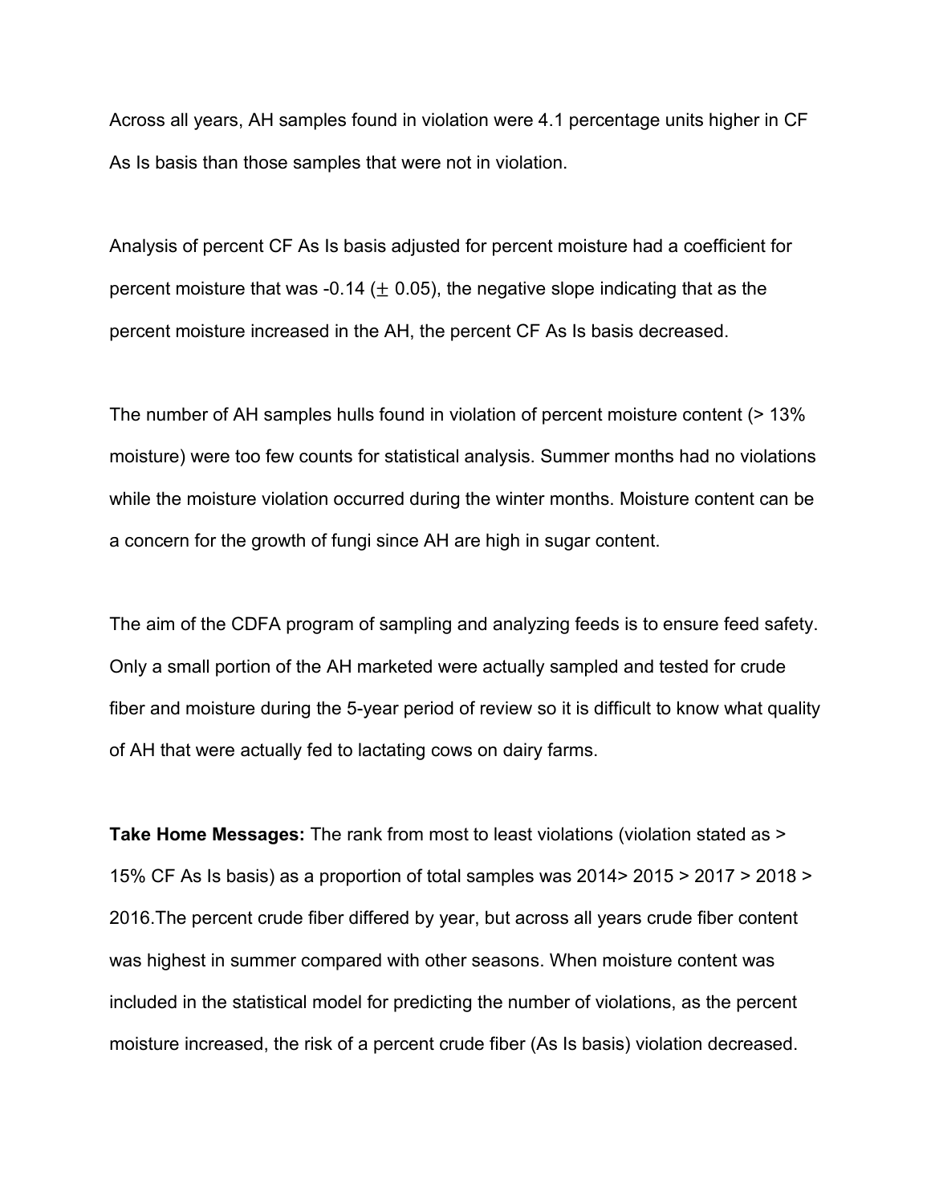Across all years, AH samples found in violation were 4.1 percentage units higher in CF As Is basis than those samples that were not in violation.

Analysis of percent CF As Is basis adjusted for percent moisture had a coefficient for percent moisture that was -0.14 ($\pm$ 0.05), the negative slope indicating that as the percent moisture increased in the AH, the percent CF As Is basis decreased.

The number of AH samples hulls found in violation of percent moisture content (> 13% moisture) were too few counts for statistical analysis. Summer months had no violations while the moisture violation occurred during the winter months. Moisture content can be a concern for the growth of fungi since AH are high in sugar content.

The aim of the CDFA program of sampling and analyzing feeds is to ensure feed safety. Only a small portion of the AH marketed were actually sampled and tested for crude fiber and moisture during the 5-year period of review so it is difficult to know what quality of AH that were actually fed to lactating cows on dairy farms.

**Take Home Messages:** The rank from most to least violations (violation stated as > 15% CF As Is basis) as a proportion of total samples was 2014> 2015 > 2017 > 2018 > 2016.The percent crude fiber differed by year, but across all years crude fiber content was highest in summer compared with other seasons. When moisture content was included in the statistical model for predicting the number of violations, as the percent moisture increased, the risk of a percent crude fiber (As Is basis) violation decreased.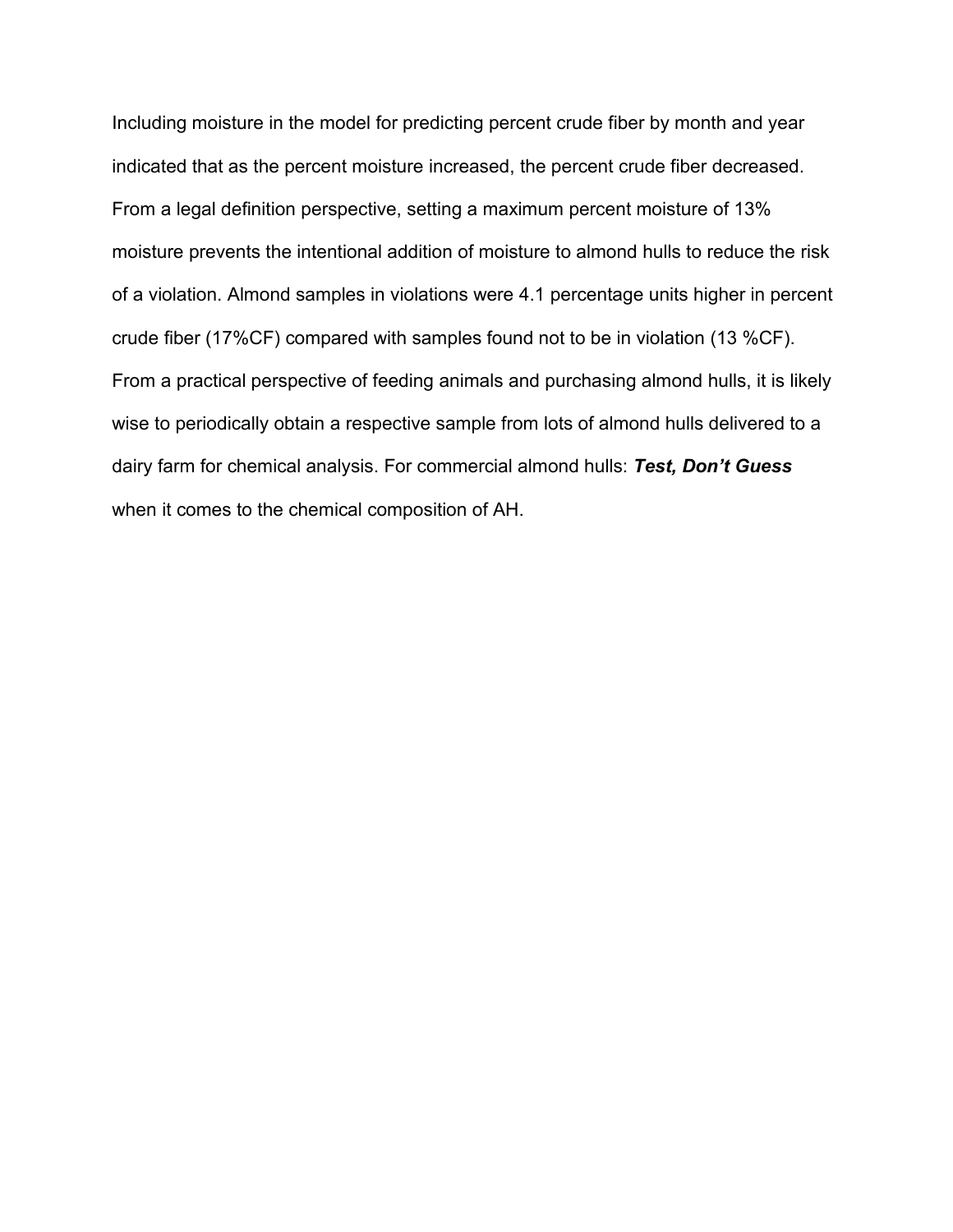Including moisture in the model for predicting percent crude fiber by month and year indicated that as the percent moisture increased, the percent crude fiber decreased. From a legal definition perspective, setting a maximum percent moisture of 13% moisture prevents the intentional addition of moisture to almond hulls to reduce the risk of a violation. Almond samples in violations were 4.1 percentage units higher in percent crude fiber (17%CF) compared with samples found not to be in violation (13 %CF). From a practical perspective of feeding animals and purchasing almond hulls, it is likely wise to periodically obtain a respective sample from lots of almond hulls delivered to a dairy farm for chemical analysis. For commercial almond hulls: ***Test, Don't Guess*** when it comes to the chemical composition of AH.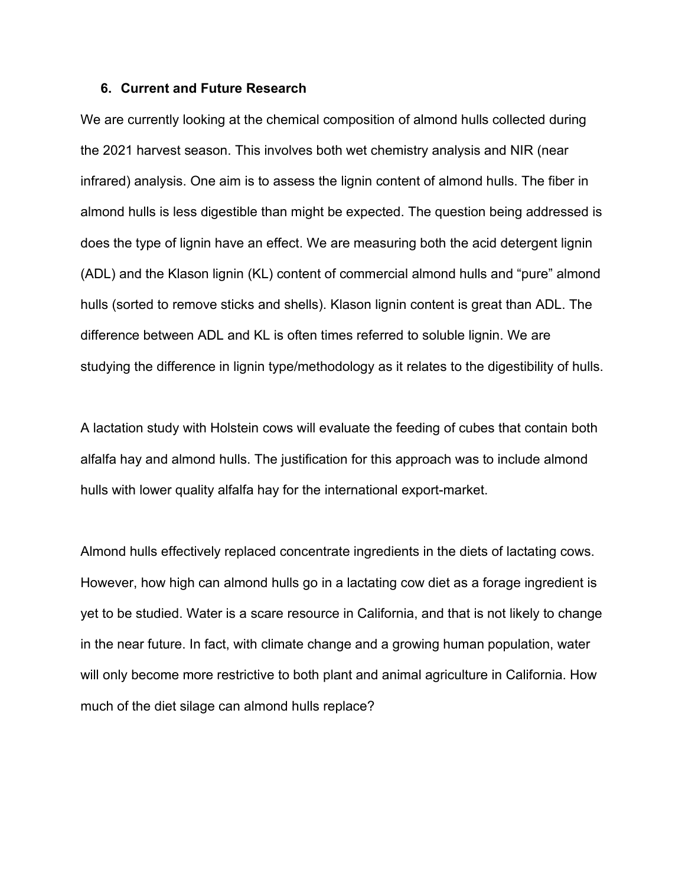## 6. Current and Future Research

We are currently looking at the chemical composition of almond hulls collected during the 2021 harvest season. This involves both wet chemistry analysis and NIR (near infrared) analysis. One aim is to assess the lignin content of almond hulls. The fiber in almond hulls is less digestible than might be expected. The question being addressed is does the type of lignin have an effect. We are measuring both the acid detergent lignin (ADL) and the Klason lignin (KL) content of commercial almond hulls and "pure" almond hulls (sorted to remove sticks and shells). Klason lignin content is great than ADL. The difference between ADL and KL is often times referred to soluble lignin. We are studying the difference in lignin type/methodology as it relates to the digestibility of hulls.

A lactation study with Holstein cows will evaluate the feeding of cubes that contain both alfalfa hay and almond hulls. The justification for this approach was to include almond hulls with lower quality alfalfa hay for the international export-market.

Almond hulls effectively replaced concentrate ingredients in the diets of lactating cows. However, how high can almond hulls go in a lactating cow diet as a forage ingredient is yet to be studied. Water is a scare resource in California, and that is not likely to change in the near future. In fact, with climate change and a growing human population, water will only become more restrictive to both plant and animal agriculture in California. How much of the diet silage can almond hulls replace?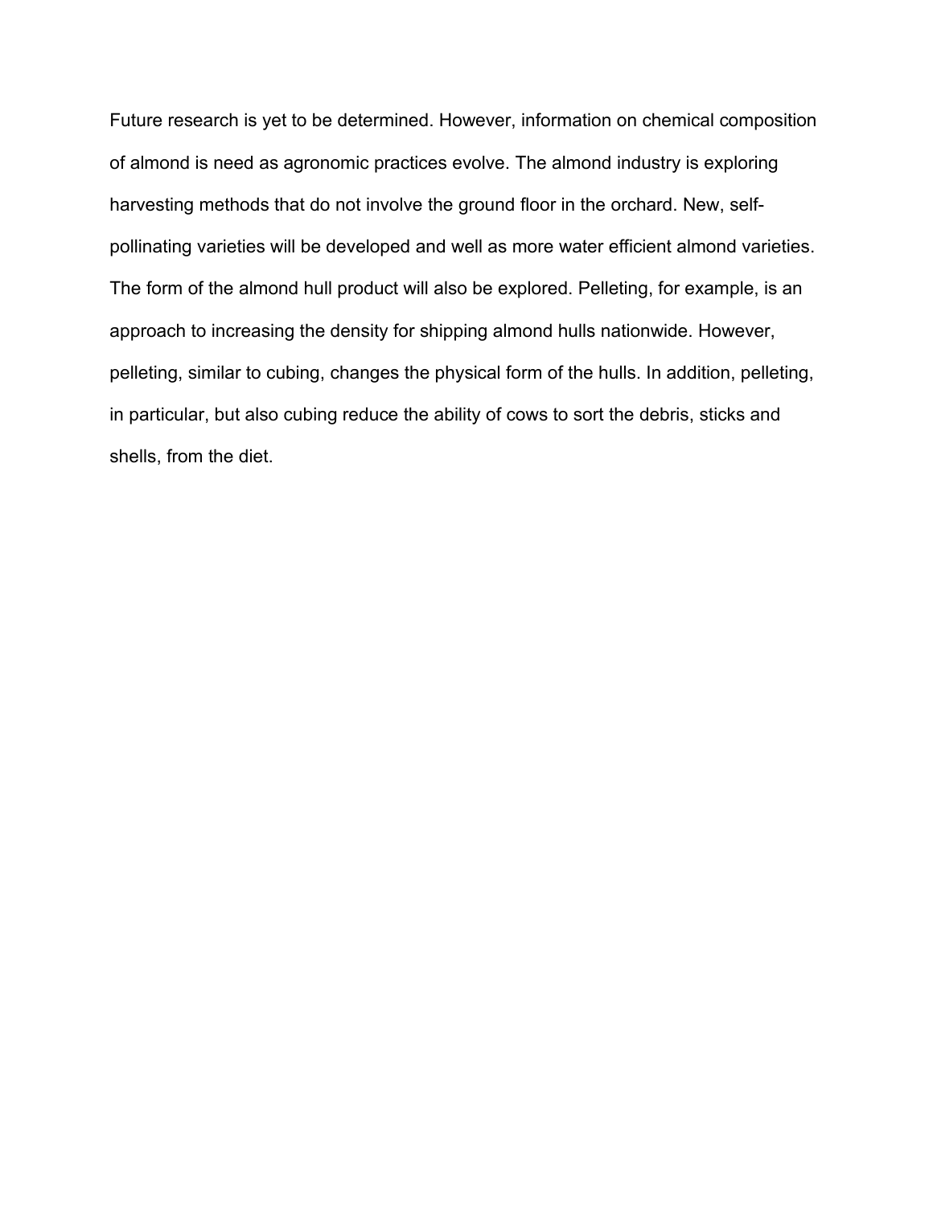Future research is yet to be determined. However, information on chemical composition of almond is need as agronomic practices evolve. The almond industry is exploring harvesting methods that do not involve the ground floor in the orchard. New, self-pollinating varieties will be developed and well as more water efficient almond varieties. The form of the almond hull product will also be explored. Pelleting, for example, is an approach to increasing the density for shipping almond hulls nationwide. However, pelleting, similar to cubing, changes the physical form of the hulls. In addition, pelleting, in particular, but also cubing reduce the ability of cows to sort the debris, sticks and shells, from the diet.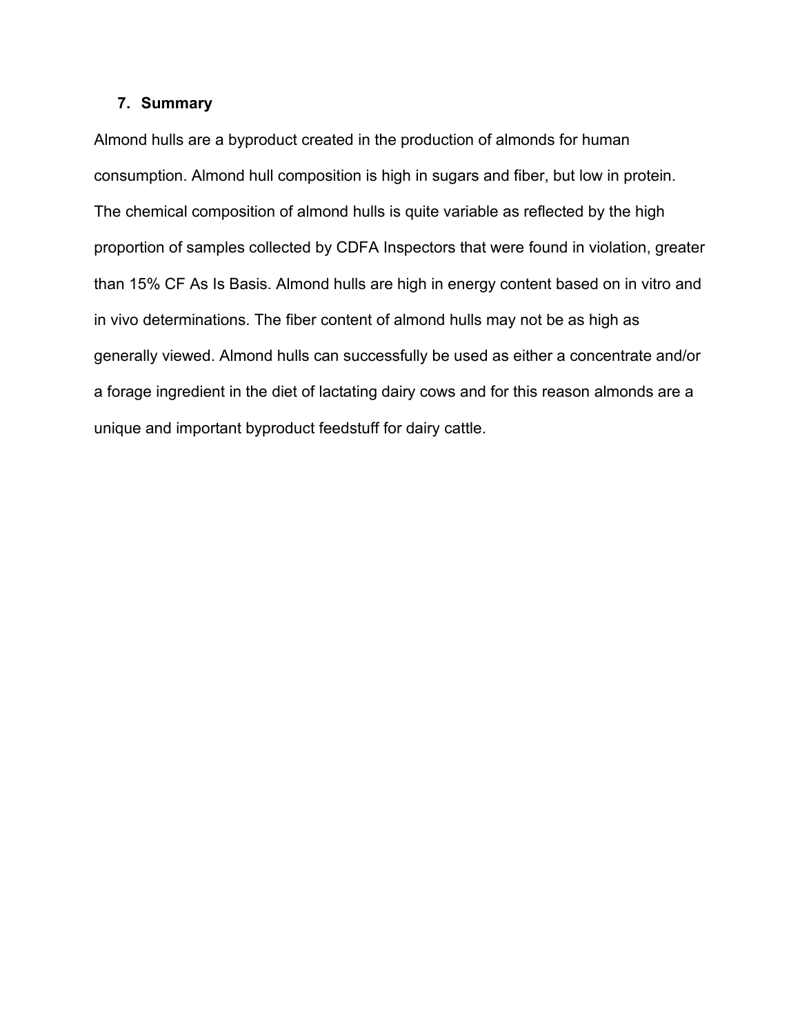## 7. Summary

Almond hulls are a byproduct created in the production of almonds for human consumption. Almond hull composition is high in sugars and fiber, but low in protein. The chemical composition of almond hulls is quite variable as reflected by the high proportion of samples collected by CDFA Inspectors that were found in violation, greater than 15% CF As Is Basis. Almond hulls are high in energy content based on in vitro and in vivo determinations. The fiber content of almond hulls may not be as high as generally viewed. Almond hulls can successfully be used as either a concentrate and/or a forage ingredient in the diet of lactating dairy cows and for this reason almonds are a unique and important byproduct feedstuff for dairy cattle.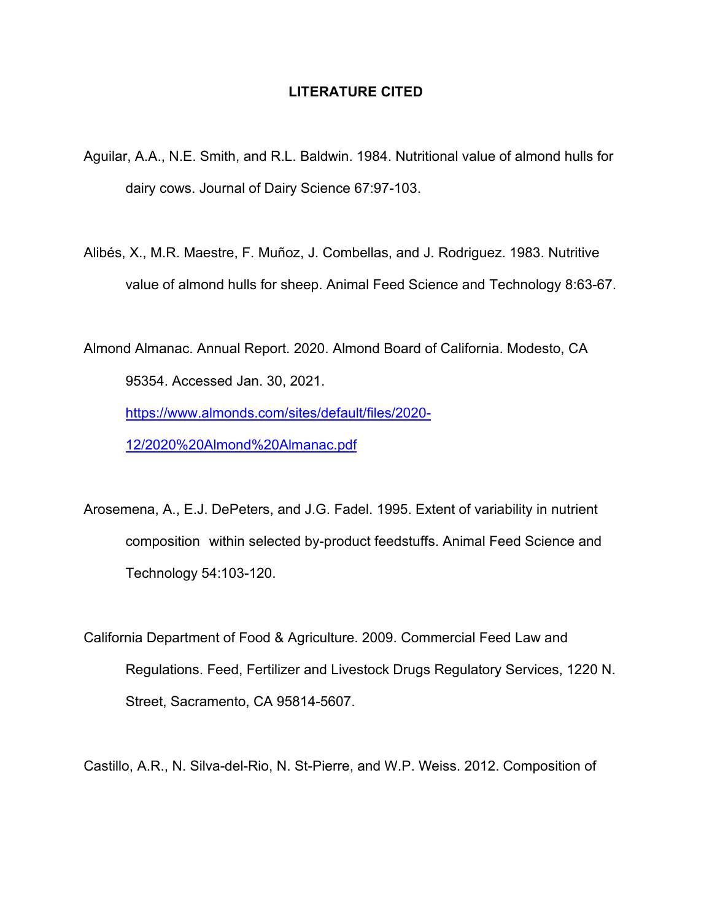# LITERATURE CITED

Aguilar, A.A., N.E. Smith, and R.L. Baldwin. 1984. Nutritional value of almond hulls for dairy cows. Journal of Dairy Science 67:97-103.

Alibés, X., M.R. Maestre, F. Muñoz, J. Combellas, and J. Rodriguez. 1983. Nutritive value of almond hulls for sheep. Animal Feed Science and Technology 8:63-67.

Almond Almanac. Annual Report. 2020. Almond Board of California. Modesto, CA 95354. Accessed Jan. 30, 2021. https://www.almonds.com/sites/default/files/2020-12/2020%20Almond%20Almanac.pdf

Arosemena, A., E.J. DePeters, and J.G. Fadel. 1995. Extent of variability in nutrient composition within selected by-product feedstuffs. Animal Feed Science and Technology 54:103-120.

California Department of Food & Agriculture. 2009. Commercial Feed Law and Regulations. Feed, Fertilizer and Livestock Drugs Regulatory Services, 1220 N. Street, Sacramento, CA 95814-5607.

Castillo, A.R., N. Silva-del-Rio, N. St-Pierre, and W.P. Weiss. 2012. Composition of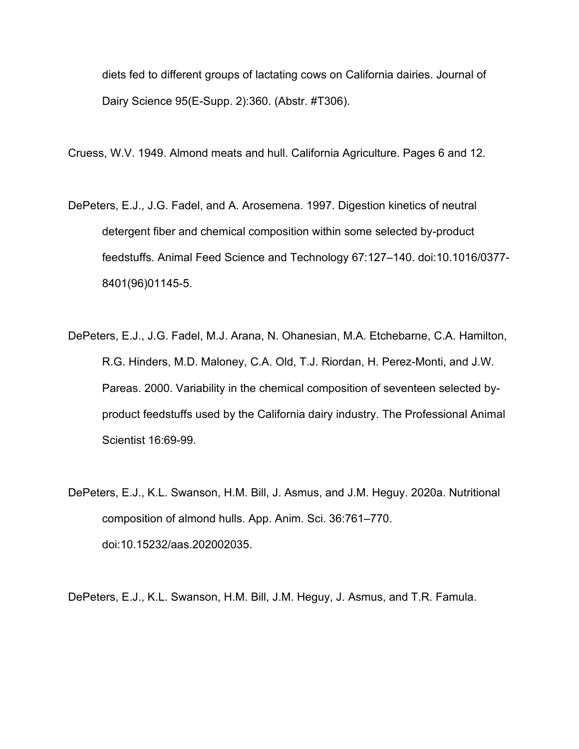diets fed to different groups of lactating cows on California dairies. Journal of Dairy Science 95(E-Supp. 2):360. (Abstr. #T306).

Cruess, W.V. 1949. Almond meats and hull. California Agriculture. Pages 6 and 12.

DePeters, E.J., J.G. Fadel, and A. Arosemena. 1997. Digestion kinetics of neutral detergent fiber and chemical composition within some selected by-product feedstuffs. Animal Feed Science and Technology 67:127–140. doi:10.1016/0377-8401(96)01145-5.

DePeters, E.J., J.G. Fadel, M.J. Arana, N. Ohanesian, M.A. Etchebarne, C.A. Hamilton, R.G. Hinders, M.D. Maloney, C.A. Old, T.J. Riordan, H. Perez-Monti, and J.W. Pareas. 2000. Variability in the chemical composition of seventeen selected by-product feedstuffs used by the California dairy industry. The Professional Animal Scientist 16:69-99.

DePeters, E.J., K.L. Swanson, H.M. Bill, J. Asmus, and J.M. Heguy. 2020a. Nutritional composition of almond hulls. App. Anim. Sci. 36:761–770. doi:10.15232/aas.202002035.

DePeters, E.J., K.L. Swanson, H.M. Bill, J.M. Heguy, J. Asmus, and T.R. Famula.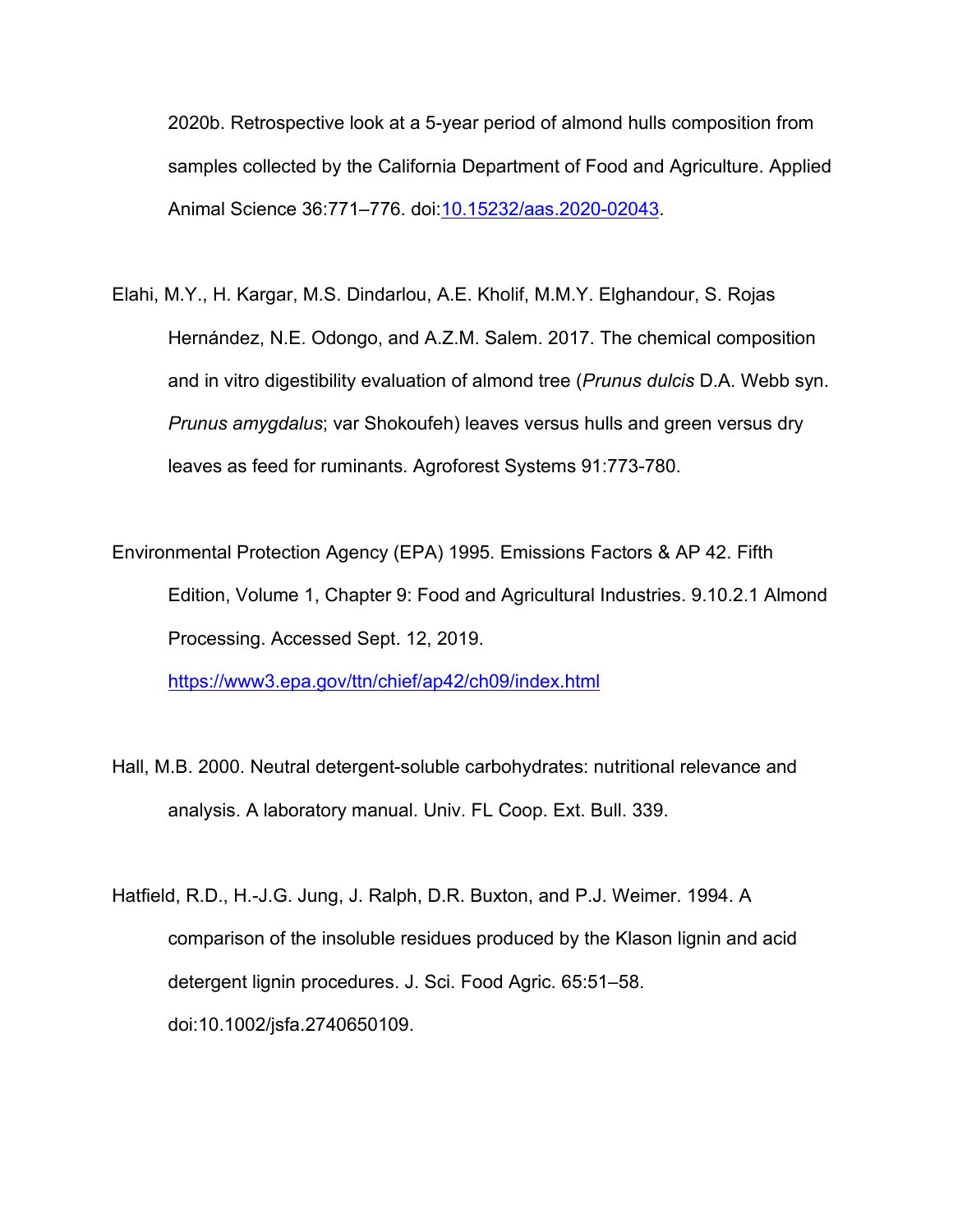2020b. Retrospective look at a 5-year period of almond hulls composition from samples collected by the California Department of Food and Agriculture. Applied Animal Science 36:771–776. doi:10.15232/aas.2020-02043.

Elahi, M.Y., H. Kargar, M.S. Dindarlou, A.E. Kholif, M.M.Y. Elghandour, S. Rojas Hernández, N.E. Odongo, and A.Z.M. Salem. 2017. The chemical composition and in vitro digestibility evaluation of almond tree (*Prunus dulcis* D.A. Webb syn. *Prunus amygdalus*; var Shokoufeh) leaves versus hulls and green versus dry leaves as feed for ruminants. Agroforest Systems 91:773-780.

Environmental Protection Agency (EPA) 1995. Emissions Factors & AP 42. Fifth Edition, Volume 1, Chapter 9: Food and Agricultural Industries. 9.10.2.1 Almond Processing. Accessed Sept. 12, 2019. https://www3.epa.gov/ttn/chief/ap42/ch09/index.html

Hall, M.B. 2000. Neutral detergent-soluble carbohydrates: nutritional relevance and analysis. A laboratory manual. Univ. FL Coop. Ext. Bull. 339.

Hatfield, R.D., H.-J.G. Jung, J. Ralph, D.R. Buxton, and P.J. Weimer. 1994. A comparison of the insoluble residues produced by the Klason lignin and acid detergent lignin procedures. J. Sci. Food Agric. 65:51–58. doi:10.1002/jsfa.2740650109.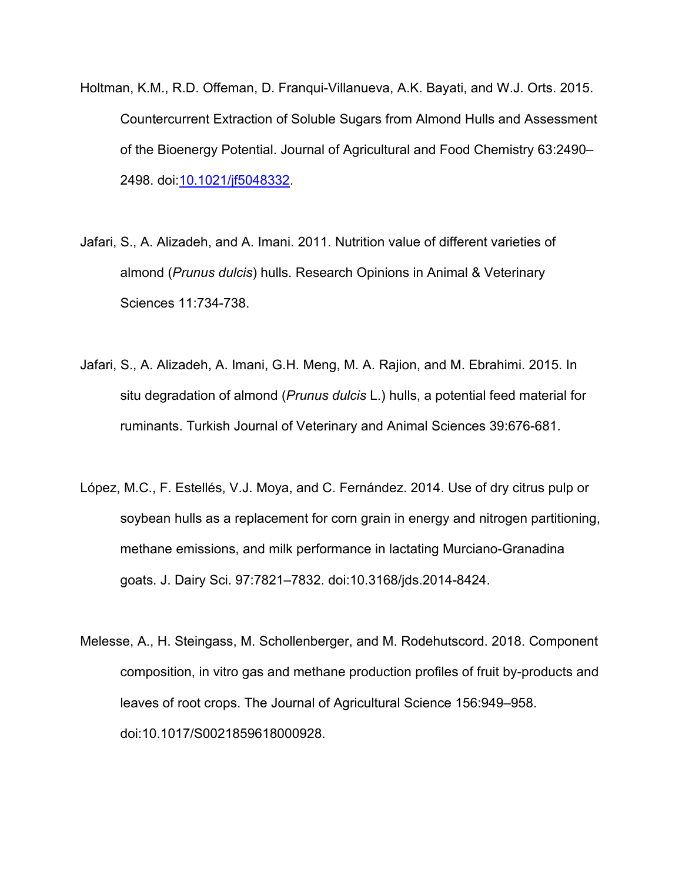Holtman, K.M., R.D. Offeman, D. Franqui-Villanueva, A.K. Bayati, and W.J. Orts. 2015. Countercurrent Extraction of Soluble Sugars from Almond Hulls and Assessment of the Bioenergy Potential. Journal of Agricultural and Food Chemistry 63:2490–2498. doi:10.1021/jf5048332.

Jafari, S., A. Alizadeh, and A. Imani. 2011. Nutrition value of different varieties of almond (*Prunus dulcis*) hulls. Research Opinions in Animal & Veterinary Sciences 11:734-738.

Jafari, S., A. Alizadeh, A. Imani, G.H. Meng, M. A. Rajion, and M. Ebrahimi. 2015. In situ degradation of almond (*Prunus dulcis* L.) hulls, a potential feed material for ruminants. Turkish Journal of Veterinary and Animal Sciences 39:676-681.

López, M.C., F. Estellés, V.J. Moya, and C. Fernández. 2014. Use of dry citrus pulp or soybean hulls as a replacement for corn grain in energy and nitrogen partitioning, methane emissions, and milk performance in lactating Murciano-Granadina goats. J. Dairy Sci. 97:7821–7832. doi:10.3168/jds.2014-8424.

Melesse, A., H. Steingass, M. Schollenberger, and M. Rodehutscord. 2018. Component composition, in vitro gas and methane production profiles of fruit by-products and leaves of root crops. The Journal of Agricultural Science 156:949–958. doi:10.1017/S0021859618000928.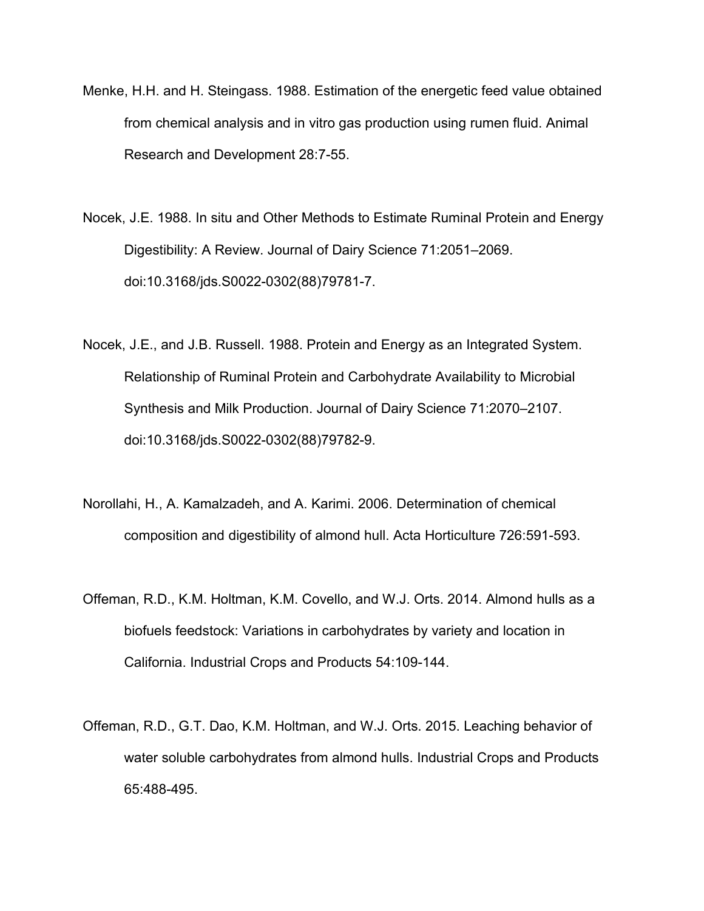Menke, H.H. and H. Steingass. 1988. Estimation of the energetic feed value obtained from chemical analysis and in vitro gas production using rumen fluid. Animal Research and Development 28:7-55.

Nocek, J.E. 1988. In situ and Other Methods to Estimate Ruminal Protein and Energy Digestibility: A Review. Journal of Dairy Science 71:2051–2069. doi:10.3168/jds.S0022-0302(88)79781-7.

Nocek, J.E., and J.B. Russell. 1988. Protein and Energy as an Integrated System. Relationship of Ruminal Protein and Carbohydrate Availability to Microbial Synthesis and Milk Production. Journal of Dairy Science 71:2070–2107. doi:10.3168/jds.S0022-0302(88)79782-9.

Norollahi, H., A. Kamalzadeh, and A. Karimi. 2006. Determination of chemical composition and digestibility of almond hull. Acta Horticulture 726:591-593.

Offeman, R.D., K.M. Holtman, K.M. Covello, and W.J. Orts. 2014. Almond hulls as a biofuels feedstock: Variations in carbohydrates by variety and location in California. Industrial Crops and Products 54:109-144.

Offeman, R.D., G.T. Dao, K.M. Holtman, and W.J. Orts. 2015. Leaching behavior of water soluble carbohydrates from almond hulls. Industrial Crops and Products 65:488-495.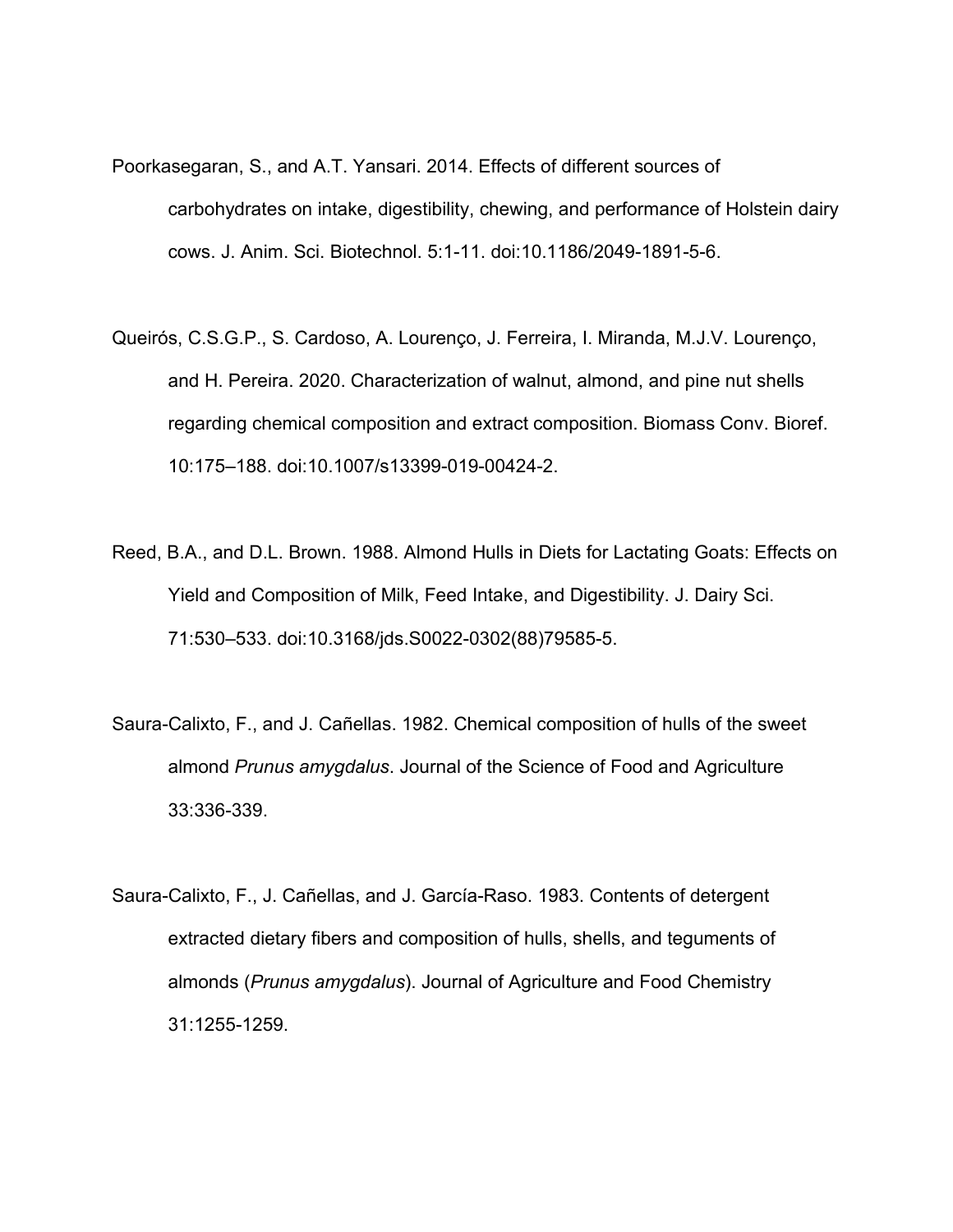Poorkasegaran, S., and A.T. Yansari. 2014. Effects of different sources of carbohydrates on intake, digestibility, chewing, and performance of Holstein dairy cows. J. Anim. Sci. Biotechnol. 5:1-11. doi:10.1186/2049-1891-5-6.

Queirós, C.S.G.P., S. Cardoso, A. Lourenço, J. Ferreira, I. Miranda, M.J.V. Lourenço, and H. Pereira. 2020. Characterization of walnut, almond, and pine nut shells regarding chemical composition and extract composition. Biomass Conv. Bioref. 10:175–188. doi:10.1007/s13399-019-00424-2.

Reed, B.A., and D.L. Brown. 1988. Almond Hulls in Diets for Lactating Goats: Effects on Yield and Composition of Milk, Feed Intake, and Digestibility. J. Dairy Sci. 71:530–533. doi:10.3168/jds.S0022-0302(88)79585-5.

Saura-Calixto, F., and J. Cañellas. 1982. Chemical composition of hulls of the sweet almond *Prunus amygdalus*. Journal of the Science of Food and Agriculture 33:336-339.

Saura-Calixto, F., J. Cañellas, and J. García-Raso. 1983. Contents of detergent extracted dietary fibers and composition of hulls, shells, and teguments of almonds (*Prunus amygdalus*). Journal of Agriculture and Food Chemistry 31:1255-1259.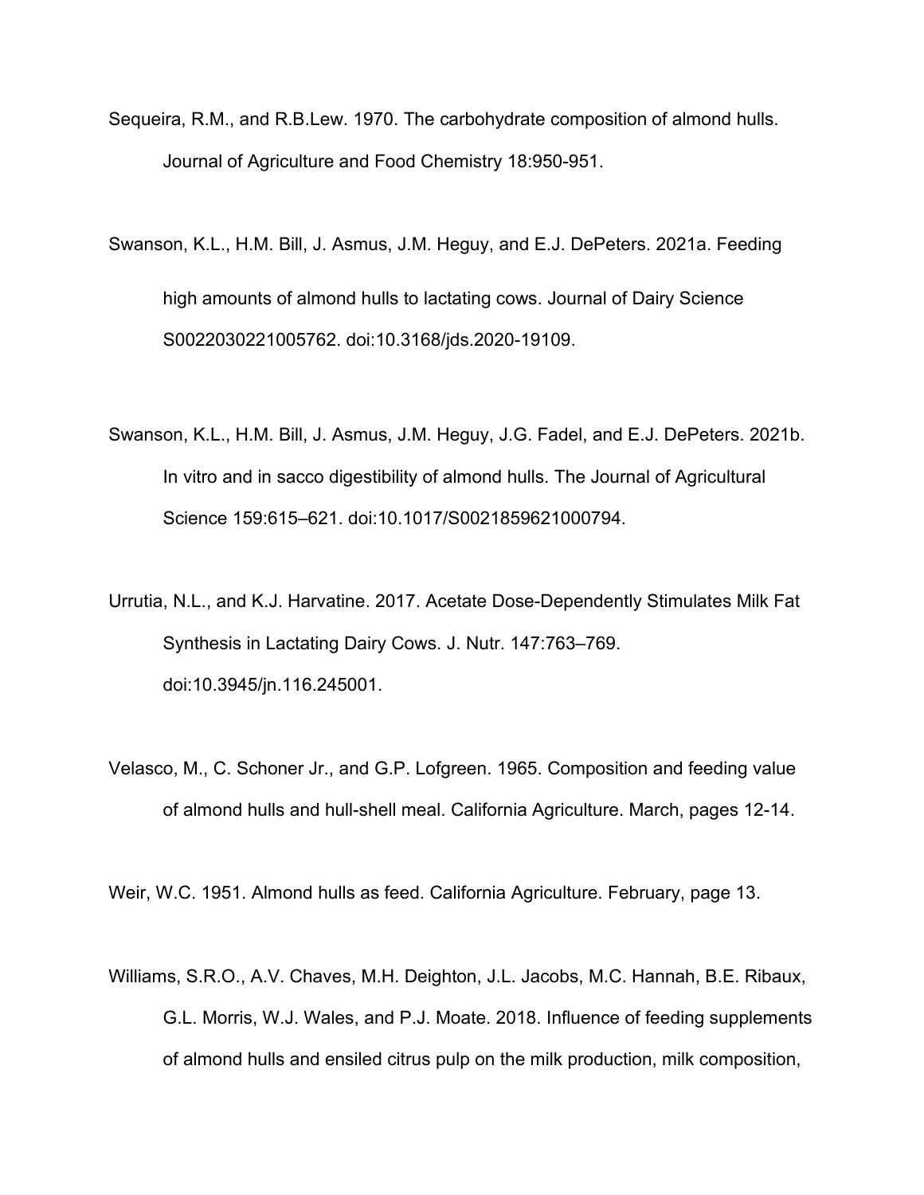Sequeira, R.M., and R.B.Lew. 1970. The carbohydrate composition of almond hulls. Journal of Agriculture and Food Chemistry 18:950-951.

Swanson, K.L., H.M. Bill, J. Asmus, J.M. Heguy, and E.J. DePeters. 2021a. Feeding high amounts of almond hulls to lactating cows. Journal of Dairy Science S0022030221005762. doi:10.3168/jds.2020-19109.

Swanson, K.L., H.M. Bill, J. Asmus, J.M. Heguy, J.G. Fadel, and E.J. DePeters. 2021b. In vitro and in sacco digestibility of almond hulls. The Journal of Agricultural Science 159:615–621. doi:10.1017/S0021859621000794.

Urrutia, N.L., and K.J. Harvatine. 2017. Acetate Dose-Dependently Stimulates Milk Fat Synthesis in Lactating Dairy Cows. J. Nutr. 147:763–769. doi:10.3945/jn.116.245001.

Velasco, M., C. Schoner Jr., and G.P. Lofgreen. 1965. Composition and feeding value of almond hulls and hull-shell meal. California Agriculture. March, pages 12-14.

Weir, W.C. 1951. Almond hulls as feed. California Agriculture. February, page 13.

Williams, S.R.O., A.V. Chaves, M.H. Deighton, J.L. Jacobs, M.C. Hannah, B.E. Ribaux, G.L. Morris, W.J. Wales, and P.J. Moate. 2018. Influence of feeding supplements of almond hulls and ensiled citrus pulp on the milk production, milk composition,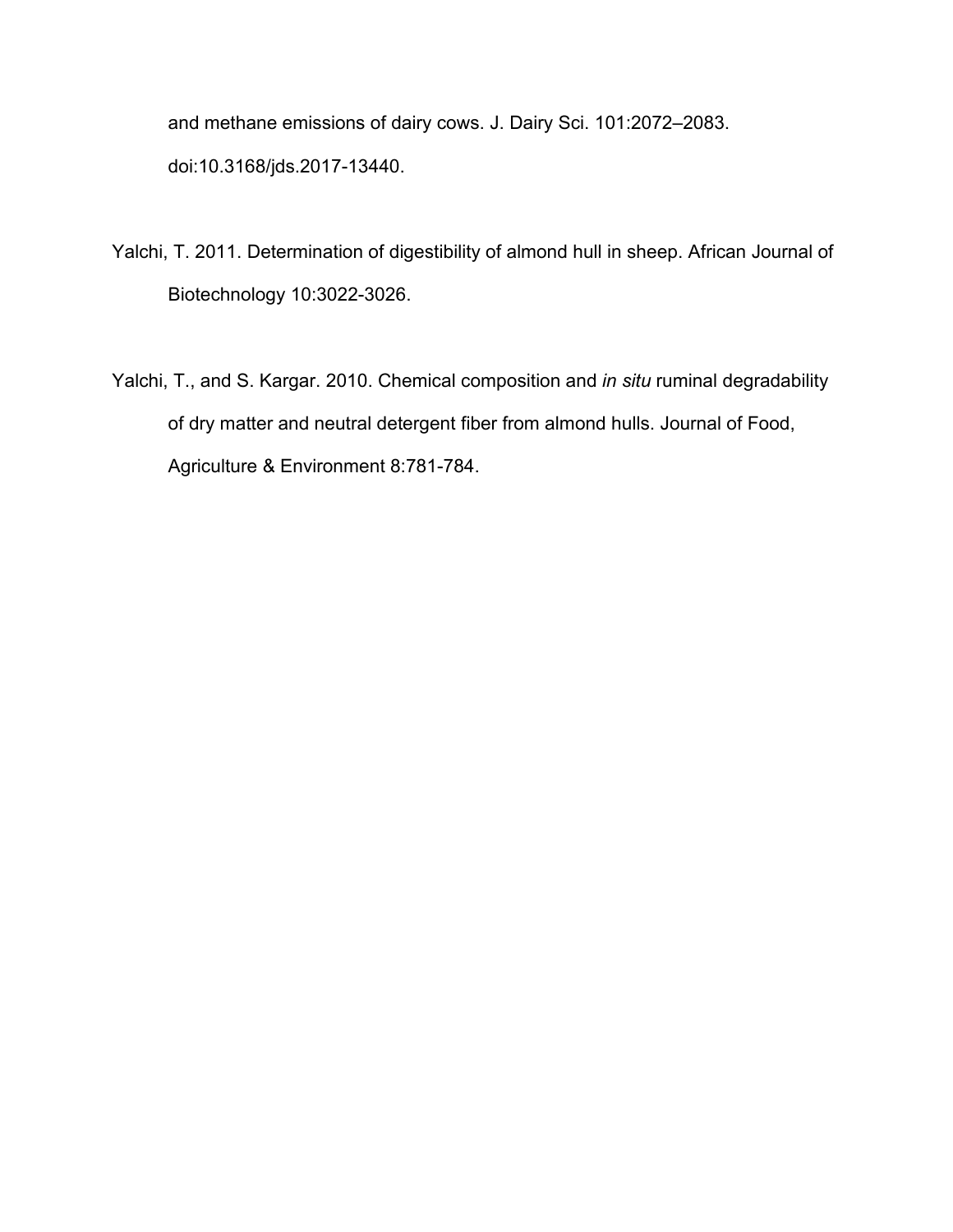and methane emissions of dairy cows. J. Dairy Sci. 101:2072–2083. doi:10.3168/jds.2017-13440.

Yalchi, T. 2011. Determination of digestibility of almond hull in sheep. African Journal of Biotechnology 10:3022-3026.

Yalchi, T., and S. Kargar. 2010. Chemical composition and *in situ* ruminal degradability of dry matter and neutral detergent fiber from almond hulls. Journal of Food, Agriculture & Environment 8:781-784.